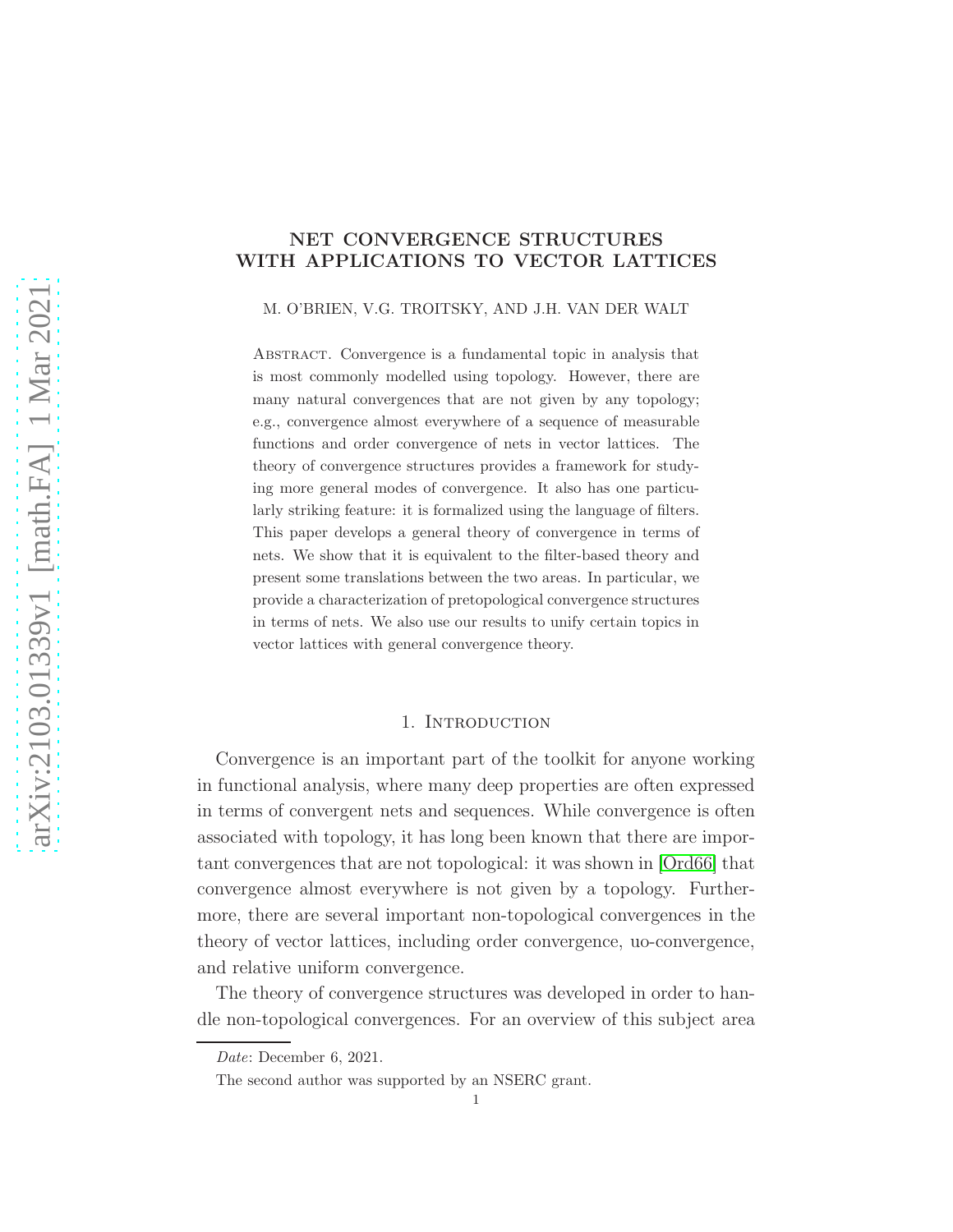# NET CONVERGENCE STRUCTURES WITH APPLICATIONS TO VECTOR LATTICES

M. O'BRIEN, V.G. TROITSKY, AND J.H. VAN DER WALT

**Abstract.** Convergence is a fundamental topic in analysis that is most commonly modelled using topology. However, there are many natural convergences that are not given by any topology; e.g., convergence almost everywhere of a sequence of measurable functions and order convergence of nets in vector lattices. The theory of convergence structures provides a framework for studying more general modes of convergence. It also has one particularly striking feature: it is formalized using the language of filters. This paper develops a general theory of convergence in terms of nets. We show that it is equivalent to the filter-based theory and present some translations between the two areas. In particular, we provide a characterization of pretopological convergence structures in terms of nets. We also use our results to unify certain topics in vector lattices with general convergence theory.

## 1. Introduction

Convergence is an important part of the toolkit for anyone working in functional analysis, where many deep properties are often expressed in terms of convergent nets and sequences. While convergence is often associated with topology, it has long been known that there are important convergences that are not topological: it was shown in [Ord66] that convergence almost everywhere is not given by a topology. Furthermore, there are several important non-topological convergences in the theory of vector lattices, including order convergence, uo-convergence, and relative uniform convergence.

The theory of convergence structures was developed in order to handle non-topological convergences. For an overview of this subject area

*Date*: December 6, 2021.

The second author was supported by an NSERC grant.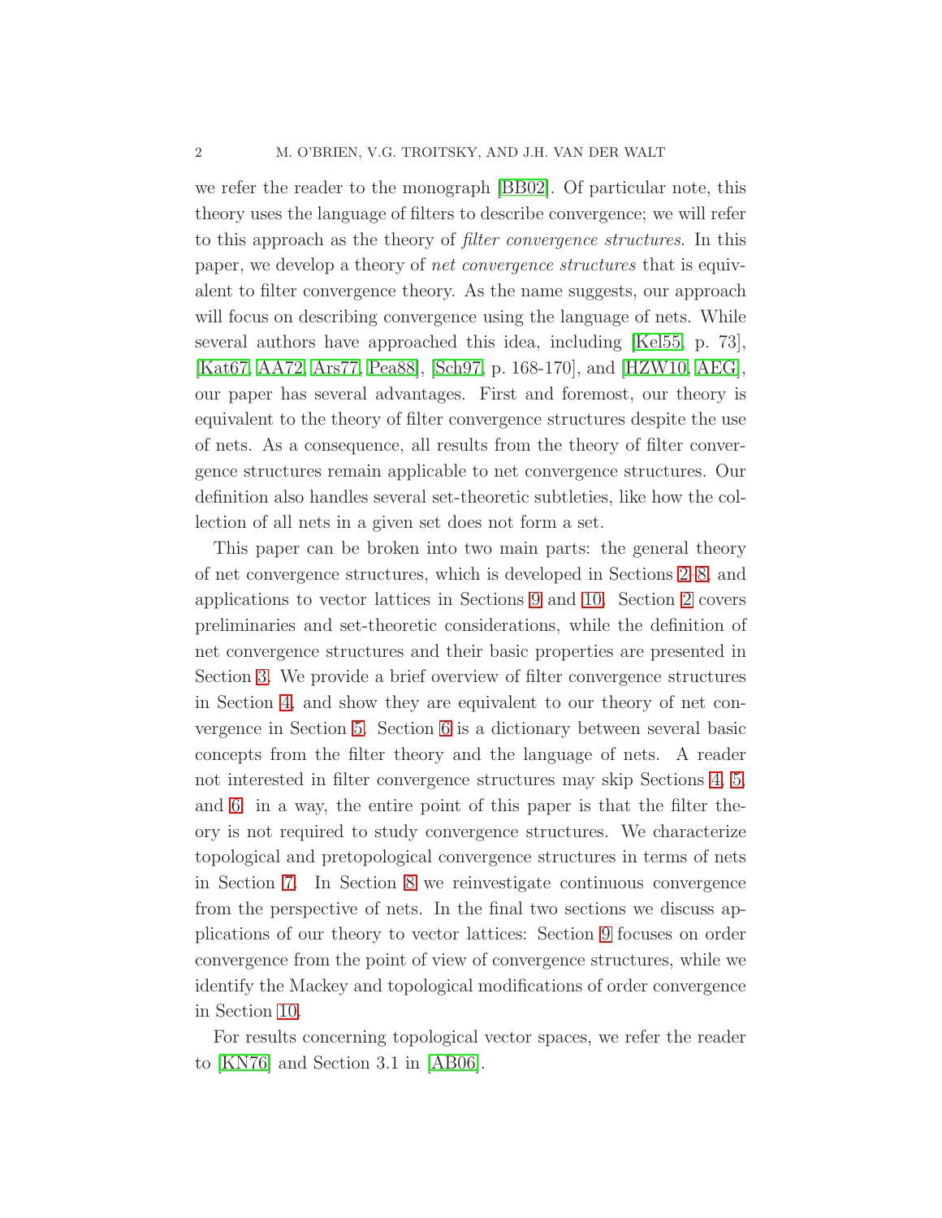we refer the reader to the monograph [BB02]. Of particular note, this theory uses the language of filters to describe convergence; we will refer to this approach as the theory of *filter convergence structures*. In this paper, we develop a theory of *net convergence structures* that is equivalent to filter convergence theory. As the name suggests, our approach will focus on describing convergence using the language of nets. While several authors have approached this idea, including [Kel55, p. 73], [Kat67, AA72, Ars77, Pea88], [Sch97, p. 168-170], and [HZW10, AEG], our paper has several advantages. First and foremost, our theory is equivalent to the theory of filter convergence structures despite the use of nets. As a consequence, all results from the theory of filter convergence structures remain applicable to net convergence structures. Our definition also handles several set-theoretic subtleties, like how the collection of all nets in a given set does not form a set.

This paper can be broken into two main parts: the general theory of net convergence structures, which is developed in Sections 2–8, and applications to vector lattices in Sections 9 and 10. Section 2 covers preliminaries and set-theoretic considerations, while the definition of net convergence structures and their basic properties are presented in Section 3. We provide a brief overview of filter convergence structures in Section 4, and show they are equivalent to our theory of net convergence in Section 5. Section 6 is a dictionary between several basic concepts from the filter theory and the language of nets. A reader not interested in filter convergence structures may skip Sections 4, 5, and 6: in a way, the entire point of this paper is that the filter theory is not required to study convergence structures. We characterize topological and pretopological convergence structures in terms of nets in Section 7. In Section 8 we reinvestigate continuous convergence from the perspective of nets. In the final two sections we discuss applications of our theory to vector lattices: Section 9 focuses on order convergence from the point of view of convergence structures, while we identify the Mackey and topological modifications of order convergence in Section 10.

For results concerning topological vector spaces, we refer the reader to [KN76] and Section 3.1 in [AB06].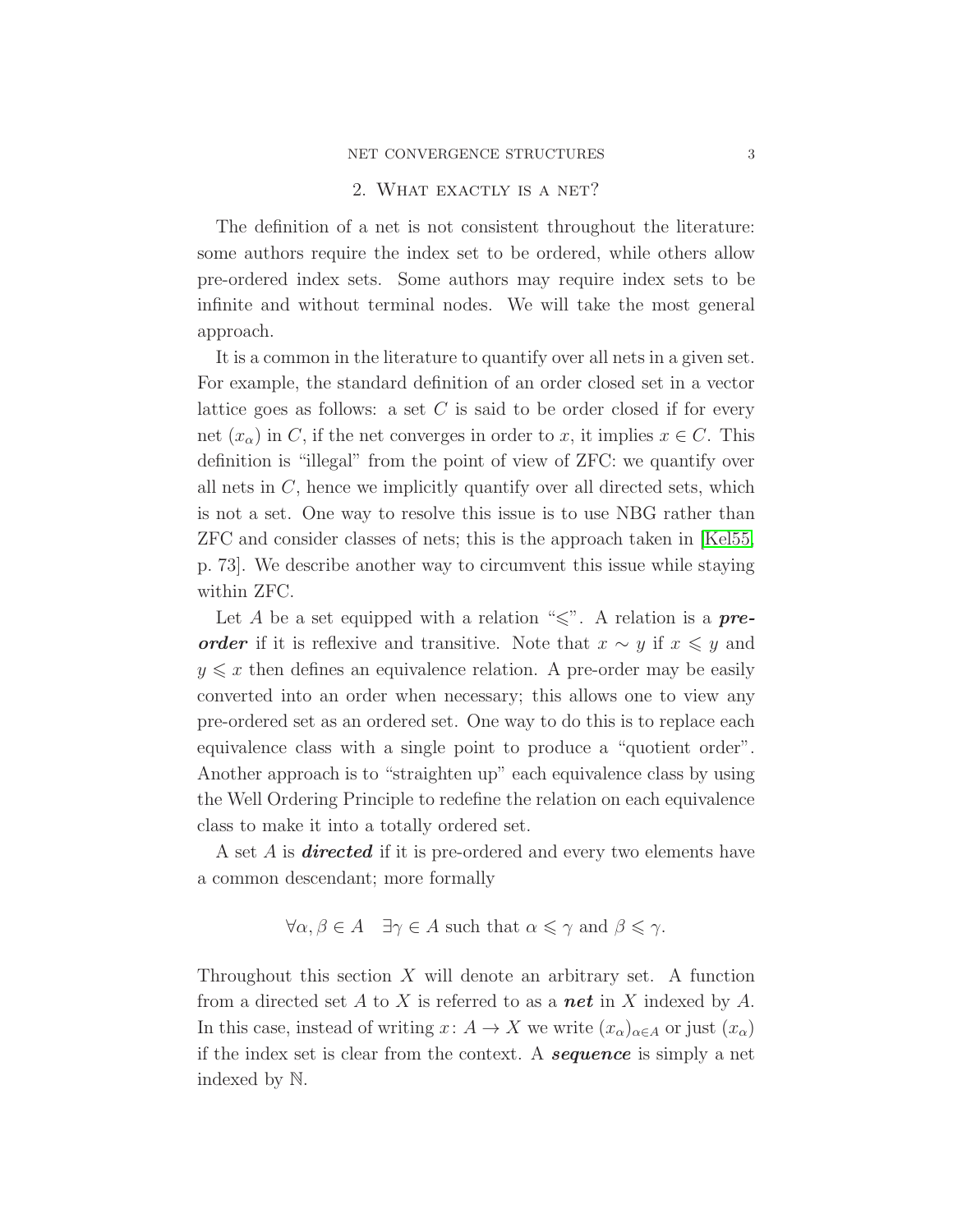## 2. What exactly is a net?

The definition of a net is not consistent throughout the literature: some authors require the index set to be ordered, while others allow pre-ordered index sets. Some authors may require index sets to be infinite and without terminal nodes. We will take the most general approach.

It is a common in the literature to quantify over all nets in a given set. For example, the standard definition of an order closed set in a vector lattice goes as follows: a set $C$ is said to be order closed if for every net $(x_\alpha)$ in $C$, if the net converges in order to $x$, it implies $x \in C$. This definition is "illegal" from the point of view of ZFC: we quantify over all nets in $C$, hence we implicitly quantify over all directed sets, which is not a set. One way to resolve this issue is to use NBG rather than ZFC and consider classes of nets; this is the approach taken in [Kel55, p. 73]. We describe another way to circumvent this issue while staying within ZFC.

Let $A$ be a set equipped with a relation "$\leqslant$". A relation is a ***pre-order*** if it is reflexive and transitive. Note that $x \sim y$ if $x \leqslant y$ and $y \leqslant x$ then defines an equivalence relation. A pre-order may be easily converted into an order when necessary; this allows one to view any pre-ordered set as an ordered set. One way to do this is to replace each equivalence class with a single point to produce a "quotient order". Another approach is to "straighten up" each equivalence class by using the Well Ordering Principle to redefine the relation on each equivalence class to make it into a totally ordered set.

A set $A$ is ***directed*** if it is pre-ordered and every two elements have a common descendant; more formally

$$\forall \alpha, \beta \in A \quad \exists \gamma \in A \text{ such that } \alpha \leqslant \gamma \text{ and } \beta \leqslant \gamma.$$

Throughout this section $X$ will denote an arbitrary set. A function from a directed set $A$ to $X$ is referred to as a ***net*** in $X$ indexed by $A$. In this case, instead of writing $x \colon A \to X$ we write $(x_\alpha)_{\alpha \in A}$ or just $(x_\alpha)$ if the index set is clear from the context. A ***sequence*** is simply a net indexed by $\mathbb{N}$.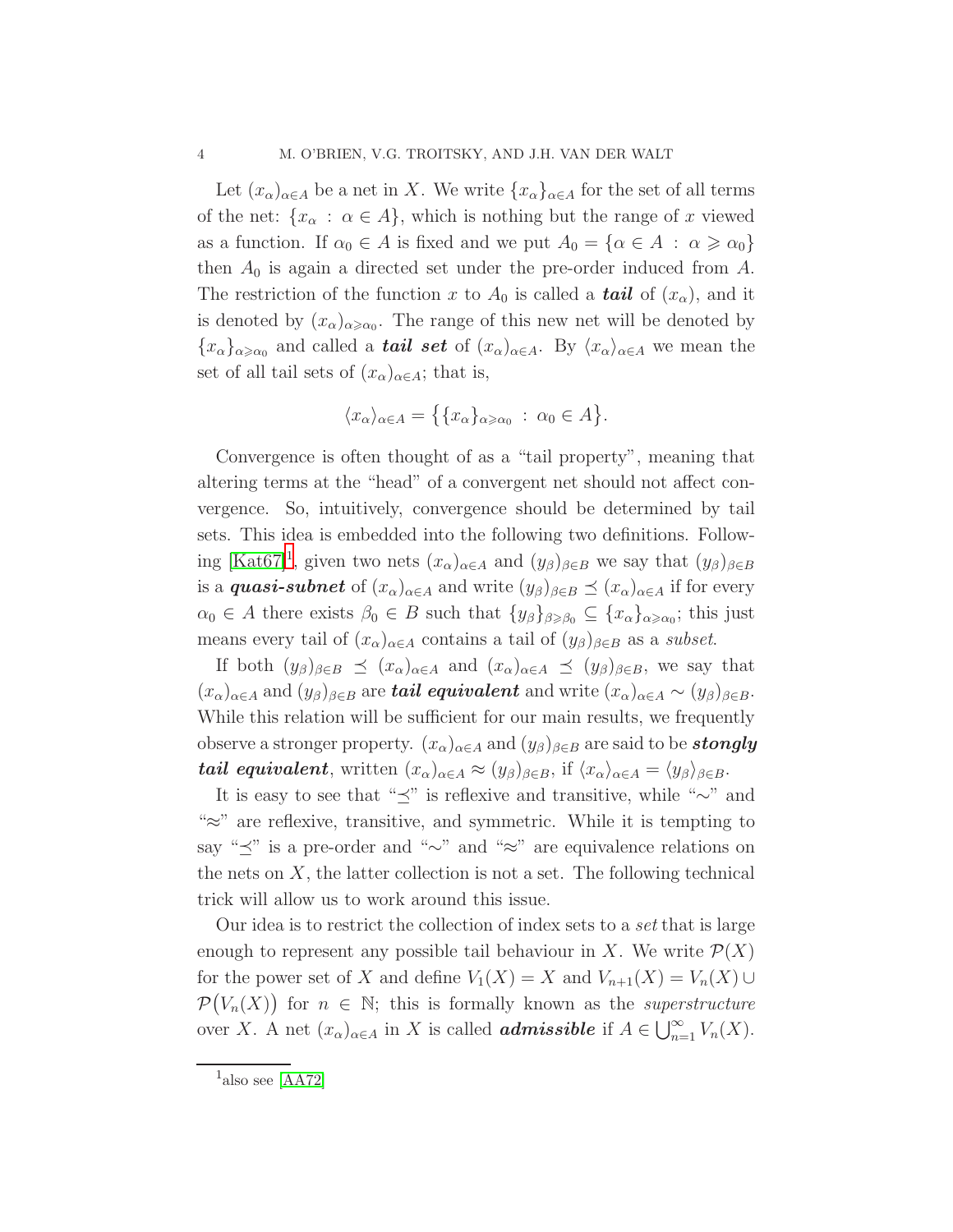Let $(x_\alpha)_{\alpha\in A}$ be a net in $X$. We write $\{x_\alpha\}_{\alpha\in A}$ for the set of all terms of the net: $\{x_\alpha \,:\, \alpha \in A\}$, which is nothing but the range of $x$ viewed as a function. If $\alpha_0 \in A$ is fixed and we put $A_0 = \{\alpha \in A \,:\, \alpha \geqslant \alpha_0\}$ then $A_0$ is again a directed set under the pre-order induced from $A$. The restriction of the function $x$ to $A_0$ is called a ***tail*** of $(x_\alpha)$, and it is denoted by $(x_\alpha)_{\alpha\geqslant\alpha_0}$. The range of this new net will be denoted by $\{x_\alpha\}_{\alpha\geqslant\alpha_0}$ and called a ***tail set*** of $(x_\alpha)_{\alpha\in A}$. By $\langle x_\alpha\rangle_{\alpha\in A}$ we mean the set of all tail sets of $(x_\alpha)_{\alpha\in A}$; that is,

$$\langle x_\alpha\rangle_{\alpha\in A} = \big\{\{x_\alpha\}_{\alpha\geqslant\alpha_0} \,:\, \alpha_0 \in A\big\}.$$

Convergence is often thought of as a "tail property", meaning that altering terms at the "head" of a convergent net should not affect convergence. So, intuitively, convergence should be determined by tail sets. This idea is embedded into the following two definitions. Following [Kat67][1], given two nets $(x_\alpha)_{\alpha\in A}$ and $(y_\beta)_{\beta\in B}$ we say that $(y_\beta)_{\beta\in B}$ is a ***quasi-subnet*** of $(x_\alpha)_{\alpha\in A}$ and write $(y_\beta)_{\beta\in B} \preceq (x_\alpha)_{\alpha\in A}$ if for every $\alpha_0 \in A$ there exists $\beta_0 \in B$ such that $\{y_\beta\}_{\beta\geqslant\beta_0} \subseteq \{x_\alpha\}_{\alpha\geqslant\alpha_0}$; this just means every tail of $(x_\alpha)_{\alpha\in A}$ contains a tail of $(y_\beta)_{\beta\in B}$ as a *subset*.

If both $(y_\beta)_{\beta\in B} \preceq (x_\alpha)_{\alpha\in A}$ and $(x_\alpha)_{\alpha\in A} \preceq (y_\beta)_{\beta\in B}$, we say that $(x_\alpha)_{\alpha\in A}$ and $(y_\beta)_{\beta\in B}$ are ***tail equivalent*** and write $(x_\alpha)_{\alpha\in A} \sim (y_\beta)_{\beta\in B}$. While this relation will be sufficient for our main results, we frequently observe a stronger property. $(x_\alpha)_{\alpha\in A}$ and $(y_\beta)_{\beta\in B}$ are said to be ***stongly tail equivalent***, written $(x_\alpha)_{\alpha\in A} \approx (y_\beta)_{\beta\in B}$, if $\langle x_\alpha\rangle_{\alpha\in A} = \langle y_\beta\rangle_{\beta\in B}$.

It is easy to see that "$\preceq$" is reflexive and transitive, while "$\sim$" and "$\approx$" are reflexive, transitive, and symmetric. While it is tempting to say "$\preceq$" is a pre-order and "$\sim$" and "$\approx$" are equivalence relations on the nets on $X$, the latter collection is not a set. The following technical trick will allow us to work around this issue.

Our idea is to restrict the collection of index sets to a *set* that is large enough to represent any possible tail behaviour in $X$. We write $\mathcal{P}(X)$ for the power set of $X$ and define $V_1(X) = X$ and $V_{n+1}(X) = V_n(X) \cup \mathcal{P}\big(V_n(X)\big)$ for $n \in \mathbb{N}$; this is formally known as the *superstructure* over $X$. A net $(x_\alpha)_{\alpha\in A}$ in $X$ is called ***admissible*** if $A \in \bigcup_{n=1}^{\infty} V_n(X)$.

[1] also see [AA72]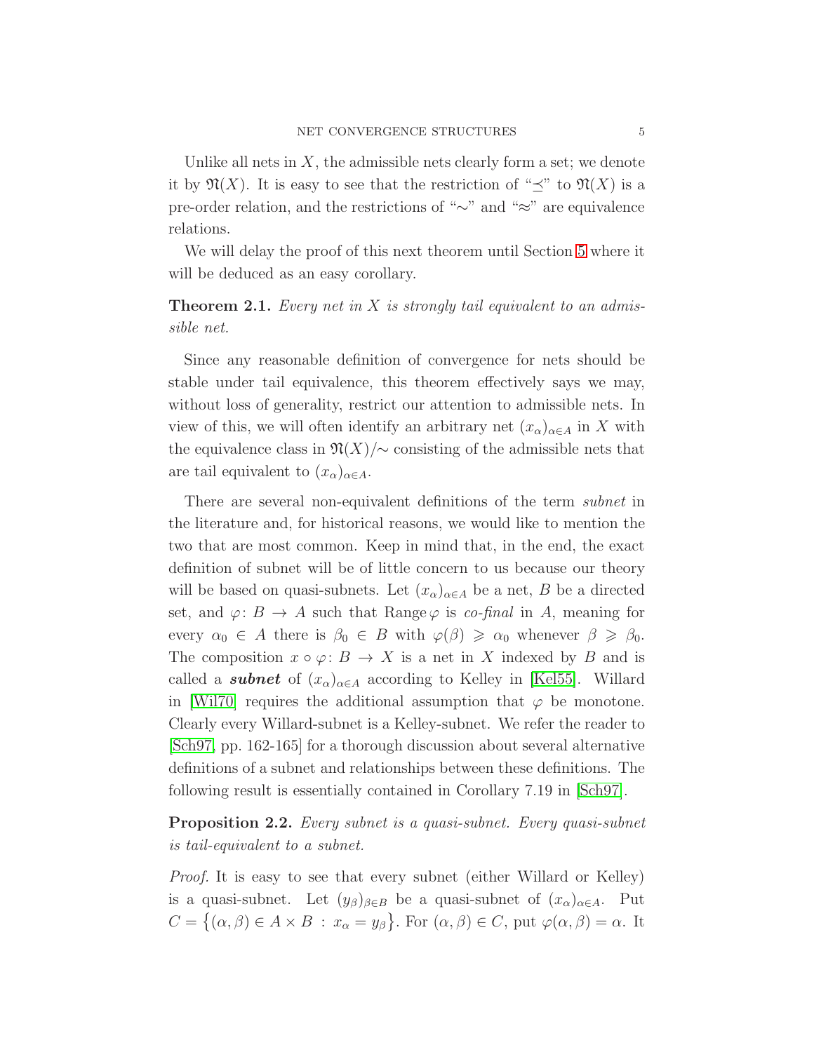Unlike all nets in $X$, the admissible nets clearly form a set; we denote it by $\mathfrak{N}(X)$. It is easy to see that the restriction of "$\preceq$" to $\mathfrak{N}(X)$ is a pre-order relation, and the restrictions of "$\sim$" and "$\approx$" are equivalence relations.

We will delay the proof of this next theorem until Section 5 where it will be deduced as an easy corollary.

**Theorem 2.1.** *Every net in $X$ is strongly tail equivalent to an admissible net.*

Since any reasonable definition of convergence for nets should be stable under tail equivalence, this theorem effectively says we may, without loss of generality, restrict our attention to admissible nets. In view of this, we will often identify an arbitrary net $(x_\alpha)_{\alpha\in A}$ in $X$ with the equivalence class in $\mathfrak{N}(X)/{\sim}$ consisting of the admissible nets that are tail equivalent to $(x_\alpha)_{\alpha\in A}$.

There are several non-equivalent definitions of the term *subnet* in the literature and, for historical reasons, we would like to mention the two that are most common. Keep in mind that, in the end, the exact definition of subnet will be of little concern to us because our theory will be based on quasi-subnets. Let $(x_\alpha)_{\alpha\in A}$ be a net, $B$ be a directed set, and $\varphi\colon B \to A$ such that $\operatorname{Range}\varphi$ is *co-final* in $A$, meaning for every $\alpha_0 \in A$ there is $\beta_0 \in B$ with $\varphi(\beta) \geqslant \alpha_0$ whenever $\beta \geqslant \beta_0$. The composition $x \circ \varphi\colon B \to X$ is a net in $X$ indexed by $B$ and is called a ***subnet*** of $(x_\alpha)_{\alpha\in A}$ according to Kelley in [Kel55]. Willard in [Wil70] requires the additional assumption that $\varphi$ be monotone. Clearly every Willard-subnet is a Kelley-subnet. We refer the reader to [Sch97, pp. 162-165] for a thorough discussion about several alternative definitions of a subnet and relationships between these definitions. The following result is essentially contained in Corollary 7.19 in [Sch97].

**Proposition 2.2.** *Every subnet is a quasi-subnet. Every quasi-subnet is tail-equivalent to a subnet.*

*Proof.* It is easy to see that every subnet (either Willard or Kelley) is a quasi-subnet. Let $(y_\beta)_{\beta\in B}$ be a quasi-subnet of $(x_\alpha)_{\alpha\in A}$. Put $C = \{(\alpha,\beta) \in A \times B \,:\, x_\alpha = y_\beta\}$. For $(\alpha,\beta) \in C$, put $\varphi(\alpha,\beta) = \alpha$. It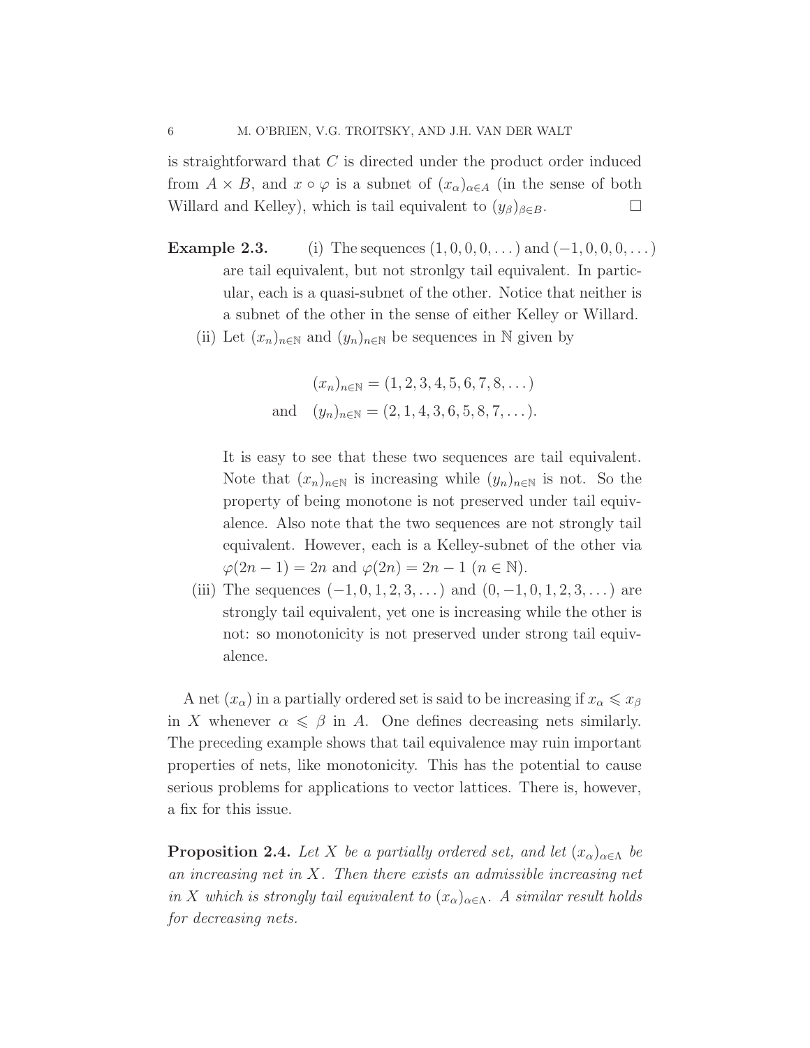is straightforward that $C$ is directed under the product order induced from $A \times B$, and $x \circ \varphi$ is a subnet of $(x_\alpha)_{\alpha \in A}$ (in the sense of both Willard and Kelley), which is tail equivalent to $(y_\beta)_{\beta \in B}$. $\square$

**Example 2.3.**

(i) The sequences $(1, 0, 0, 0, \dots)$ and $(-1, 0, 0, 0, \dots)$ are tail equivalent, but not stronlgy tail equivalent. In particular, each is a quasi-subnet of the other. Notice that neither is a subnet of the other in the sense of either Kelley or Willard.

(ii) Let $(x_n)_{n \in \mathbb{N}}$ and $(y_n)_{n \in \mathbb{N}}$ be sequences in $\mathbb{N}$ given by

$$\begin{aligned} (x_n)_{n \in \mathbb{N}} &= (1, 2, 3, 4, 5, 6, 7, 8, \dots) \\ \text{and} \quad (y_n)_{n \in \mathbb{N}} &= (2, 1, 4, 3, 6, 5, 8, 7, \dots). \end{aligned}$$

It is easy to see that these two sequences are tail equivalent. Note that $(x_n)_{n \in \mathbb{N}}$ is increasing while $(y_n)_{n \in \mathbb{N}}$ is not. So the property of being monotone is not preserved under tail equivalence. Also note that the two sequences are not strongly tail equivalent. However, each is a Kelley-subnet of the other via $\varphi(2n-1) = 2n$ and $\varphi(2n) = 2n-1$ ($n \in \mathbb{N}$).

(iii) The sequences $(-1, 0, 1, 2, 3, \dots)$ and $(0, -1, 0, 1, 2, 3, \dots)$ are strongly tail equivalent, yet one is increasing while the other is not: so monotonicity is not preserved under strong tail equivalence.

A net $(x_\alpha)$ in a partially ordered set is said to be increasing if $x_\alpha \leqslant x_\beta$ in $X$ whenever $\alpha \leqslant \beta$ in $A$. One defines decreasing nets similarly. The preceding example shows that tail equivalence may ruin important properties of nets, like monotonicity. This has the potential to cause serious problems for applications to vector lattices. There is, however, a fix for this issue.

**Proposition 2.4.** *Let $X$ be a partially ordered set, and let $(x_\alpha)_{\alpha \in \Lambda}$ be an increasing net in $X$. Then there exists an admissible increasing net in $X$ which is strongly tail equivalent to $(x_\alpha)_{\alpha \in \Lambda}$. A similar result holds for decreasing nets.*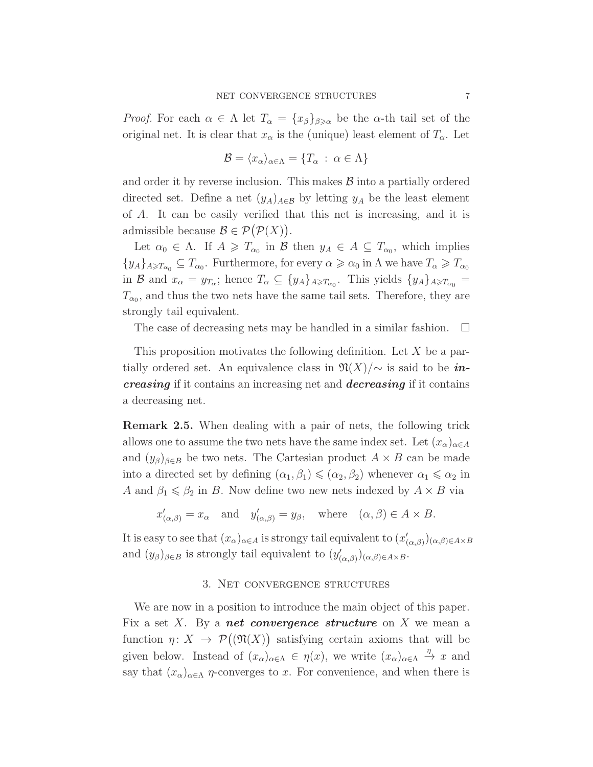*Proof.* For each $\alpha \in \Lambda$ let $T_\alpha = \{x_\beta\}_{\beta \geqslant \alpha}$ be the $\alpha$-th tail set of the original net. It is clear that $x_\alpha$ is the (unique) least element of $T_\alpha$. Let

$$\mathcal{B} = \langle x_\alpha \rangle_{\alpha \in \Lambda} = \{T_\alpha \,:\, \alpha \in \Lambda\}$$

and order it by reverse inclusion. This makes $\mathcal{B}$ into a partially ordered directed set. Define a net $(y_A)_{A \in \mathcal{B}}$ by letting $y_A$ be the least element of $A$. It can be easily verified that this net is increasing, and it is admissible because $\mathcal{B} \in \mathcal{P}\big(\mathcal{P}(X)\big)$.

Let $\alpha_0 \in \Lambda$. If $A \geqslant T_{\alpha_0}$ in $\mathcal{B}$ then $y_A \in A \subseteq T_{\alpha_0}$, which implies $\{y_A\}_{A \geqslant T_{\alpha_0}} \subseteq T_{\alpha_0}$. Furthermore, for every $\alpha \geqslant \alpha_0$ in $\Lambda$ we have $T_\alpha \geqslant T_{\alpha_0}$ in $\mathcal{B}$ and $x_\alpha = y_{T_\alpha}$; hence $T_\alpha \subseteq \{y_A\}_{A \geqslant T_{\alpha_0}}$. This yields $\{y_A\}_{A \geqslant T_{\alpha_0}} = T_{\alpha_0}$, and thus the two nets have the same tail sets. Therefore, they are strongly tail equivalent.

The case of decreasing nets may be handled in a similar fashion. $\square$

This proposition motivates the following definition. Let $X$ be a partially ordered set. An equivalence class in $\mathfrak{N}(X)/\!\sim$ is said to be ***increasing*** if it contains an increasing net and ***decreasing*** if it contains a decreasing net.

**Remark 2.5.** When dealing with a pair of nets, the following trick allows one to assume the two nets have the same index set. Let $(x_\alpha)_{\alpha \in A}$ and $(y_\beta)_{\beta \in B}$ be two nets. The Cartesian product $A \times B$ can be made into a directed set by defining $(\alpha_1, \beta_1) \leqslant (\alpha_2, \beta_2)$ whenever $\alpha_1 \leqslant \alpha_2$ in $A$ and $\beta_1 \leqslant \beta_2$ in $B$. Now define two new nets indexed by $A \times B$ via

$$x'_{(\alpha,\beta)} = x_\alpha \quad \text{and} \quad y'_{(\alpha,\beta)} = y_\beta, \quad \text{where} \quad (\alpha, \beta) \in A \times B.$$

It is easy to see that $(x_\alpha)_{\alpha \in A}$ is strongy tail equivalent to $(x'_{(\alpha,\beta)})_{(\alpha,\beta) \in A \times B}$ and $(y_\beta)_{\beta \in B}$ is strongly tail equivalent to $(y'_{(\alpha,\beta)})_{(\alpha,\beta) \in A \times B}$.

## 3. Net convergence structures

We are now in a position to introduce the main object of this paper. Fix a set $X$. By a ***net convergence structure*** on $X$ we mean a function $\eta \colon X \to \mathcal{P}\big((\mathfrak{N}(X)\big)$ satisfying certain axioms that will be given below. Instead of $(x_\alpha)_{\alpha \in \Lambda} \in \eta(x)$, we write $(x_\alpha)_{\alpha \in \Lambda} \xrightarrow{\eta} x$ and say that $(x_\alpha)_{\alpha \in \Lambda}$ $\eta$-converges to $x$. For convenience, and when there is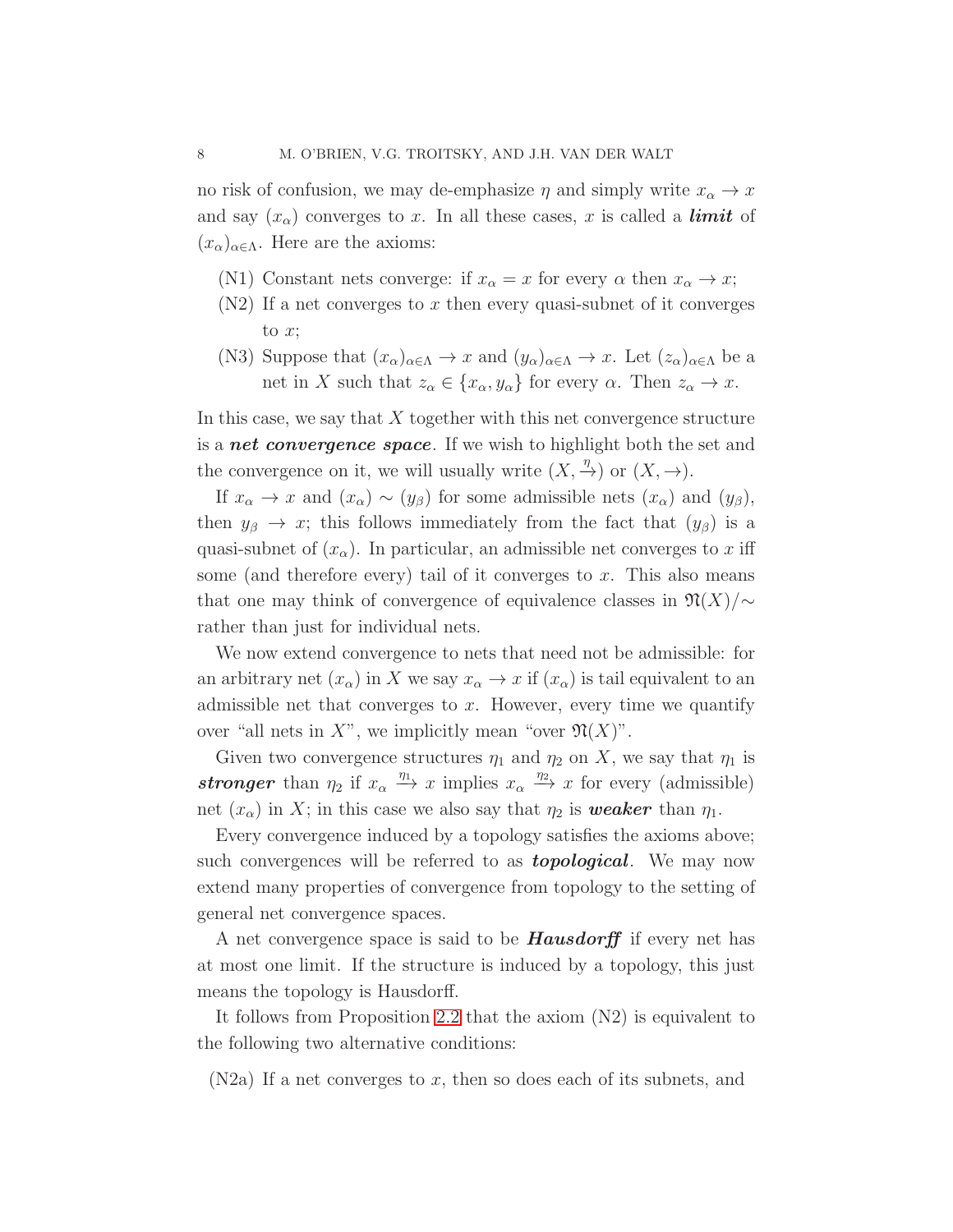no risk of confusion, we may de-emphasize $\eta$ and simply write $x_\alpha \to x$ and say $(x_\alpha)$ converges to $x$. In all these cases, $x$ is called a ***limit*** of $(x_\alpha)_{\alpha\in\Lambda}$. Here are the axioms:

- (N1) Constant nets converge: if $x_\alpha = x$ for every $\alpha$ then $x_\alpha \to x$;
- (N2) If a net converges to $x$ then every quasi-subnet of it converges to $x$;
- (N3) Suppose that $(x_\alpha)_{\alpha\in\Lambda} \to x$ and $(y_\alpha)_{\alpha\in\Lambda} \to x$. Let $(z_\alpha)_{\alpha\in\Lambda}$ be a net in $X$ such that $z_\alpha \in \{x_\alpha, y_\alpha\}$ for every $\alpha$. Then $z_\alpha \to x$.

In this case, we say that $X$ together with this net convergence structure is a ***net convergence space***. If we wish to highlight both the set and the convergence on it, we will usually write $(X, \xrightarrow{\eta})$ or $(X, \to)$.

If $x_\alpha \to x$ and $(x_\alpha) \sim (y_\beta)$ for some admissible nets $(x_\alpha)$ and $(y_\beta)$, then $y_\beta \to x$; this follows immediately from the fact that $(y_\beta)$ is a quasi-subnet of $(x_\alpha)$. In particular, an admissible net converges to $x$ iff some (and therefore every) tail of it converges to $x$. This also means that one may think of convergence of equivalence classes in $\mathfrak{N}(X)/\!\sim$ rather than just for individual nets.

We now extend convergence to nets that need not be admissible: for an arbitrary net $(x_\alpha)$ in $X$ we say $x_\alpha \to x$ if $(x_\alpha)$ is tail equivalent to an admissible net that converges to $x$. However, every time we quantify over "all nets in $X$", we implicitly mean "over $\mathfrak{N}(X)$".

Given two convergence structures $\eta_1$ and $\eta_2$ on $X$, we say that $\eta_1$ is ***stronger*** than $\eta_2$ if $x_\alpha \xrightarrow{\eta_1} x$ implies $x_\alpha \xrightarrow{\eta_2} x$ for every (admissible) net $(x_\alpha)$ in $X$; in this case we also say that $\eta_2$ is ***weaker*** than $\eta_1$.

Every convergence induced by a topology satisfies the axioms above; such convergences will be referred to as ***topological***. We may now extend many properties of convergence from topology to the setting of general net convergence spaces.

A net convergence space is said to be ***Hausdorff*** if every net has at most one limit. If the structure is induced by a topology, this just means the topology is Hausdorff.

It follows from Proposition 2.2 that the axiom (N2) is equivalent to the following two alternative conditions:

(N2a) If a net converges to $x$, then so does each of its subnets, and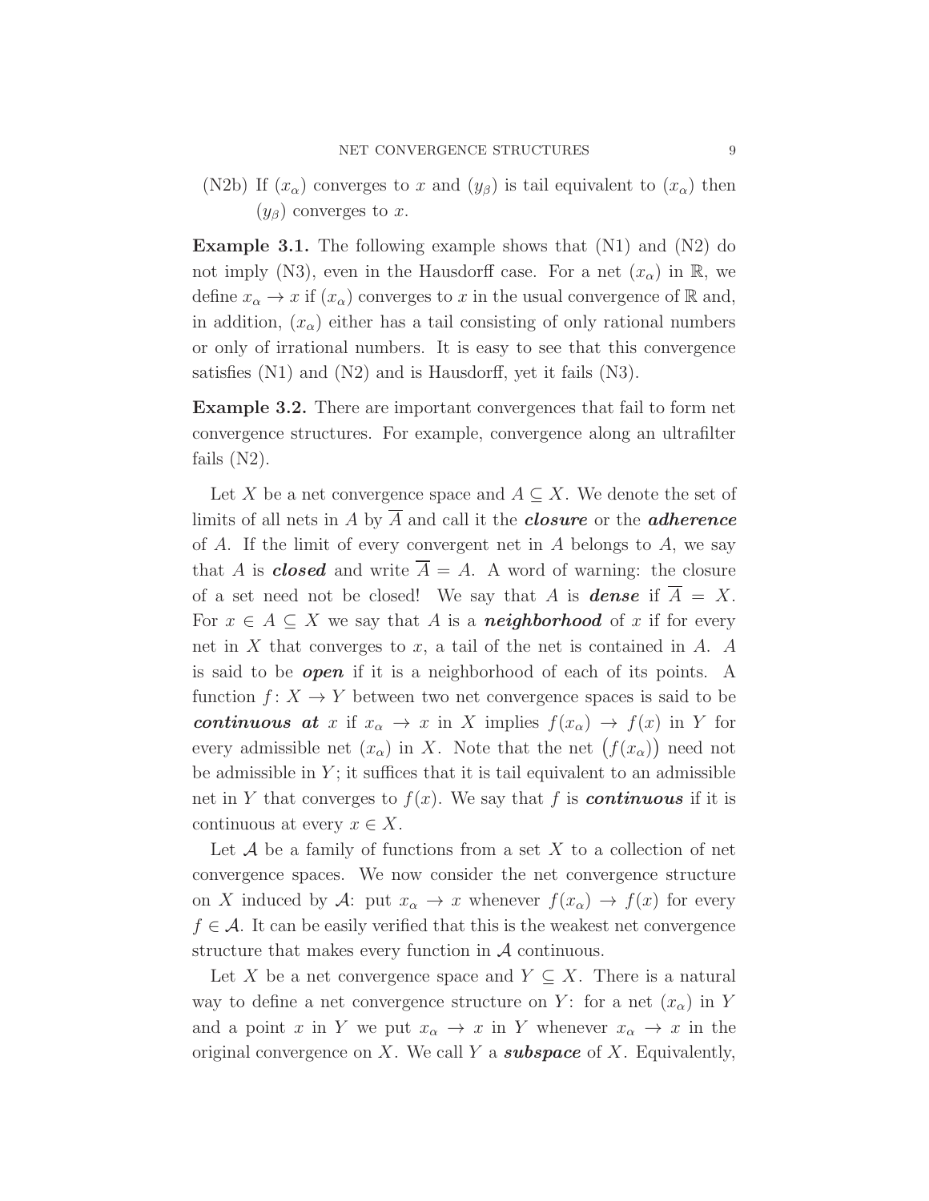(N2b) If $(x_\alpha)$ converges to $x$ and $(y_\beta)$ is tail equivalent to $(x_\alpha)$ then $(y_\beta)$ converges to $x$.

**Example 3.1.** The following example shows that (N1) and (N2) do not imply (N3), even in the Hausdorff case. For a net $(x_\alpha)$ in $\mathbb{R}$, we define $x_\alpha \to x$ if $(x_\alpha)$ converges to $x$ in the usual convergence of $\mathbb{R}$ and, in addition, $(x_\alpha)$ either has a tail consisting of only rational numbers or only of irrational numbers. It is easy to see that this convergence satisfies (N1) and (N2) and is Hausdorff, yet it fails (N3).

**Example 3.2.** There are important convergences that fail to form net convergence structures. For example, convergence along an ultrafilter fails (N2).

Let $X$ be a net convergence space and $A \subseteq X$. We denote the set of limits of all nets in $A$ by $\overline{A}$ and call it the ***closure*** or the ***adherence*** of $A$. If the limit of every convergent net in $A$ belongs to $A$, we say that $A$ is ***closed*** and write $\overline{A} = A$. A word of warning: the closure of a set need not be closed! We say that $A$ is ***dense*** if $\overline{A} = X$. For $x \in A \subseteq X$ we say that $A$ is a ***neighborhood*** of $x$ if for every net in $X$ that converges to $x$, a tail of the net is contained in $A$. $A$ is said to be ***open*** if it is a neighborhood of each of its points. A function $f\colon X \to Y$ between two net convergence spaces is said to be ***continuous at*** $x$ if $x_\alpha \to x$ in $X$ implies $f(x_\alpha) \to f(x)$ in $Y$ for every admissible net $(x_\alpha)$ in $X$. Note that the net $\big(f(x_\alpha)\big)$ need not be admissible in $Y$; it suffices that it is tail equivalent to an admissible net in $Y$ that converges to $f(x)$. We say that $f$ is ***continuous*** if it is continuous at every $x \in X$.

Let $\mathcal{A}$ be a family of functions from a set $X$ to a collection of net convergence spaces. We now consider the net convergence structure on $X$ induced by $\mathcal{A}$: put $x_\alpha \to x$ whenever $f(x_\alpha) \to f(x)$ for every $f \in \mathcal{A}$. It can be easily verified that this is the weakest net convergence structure that makes every function in $\mathcal{A}$ continuous.

Let $X$ be a net convergence space and $Y \subseteq X$. There is a natural way to define a net convergence structure on $Y$: for a net $(x_\alpha)$ in $Y$ and a point $x$ in $Y$ we put $x_\alpha \to x$ in $Y$ whenever $x_\alpha \to x$ in the original convergence on $X$. We call $Y$ a ***subspace*** of $X$. Equivalently,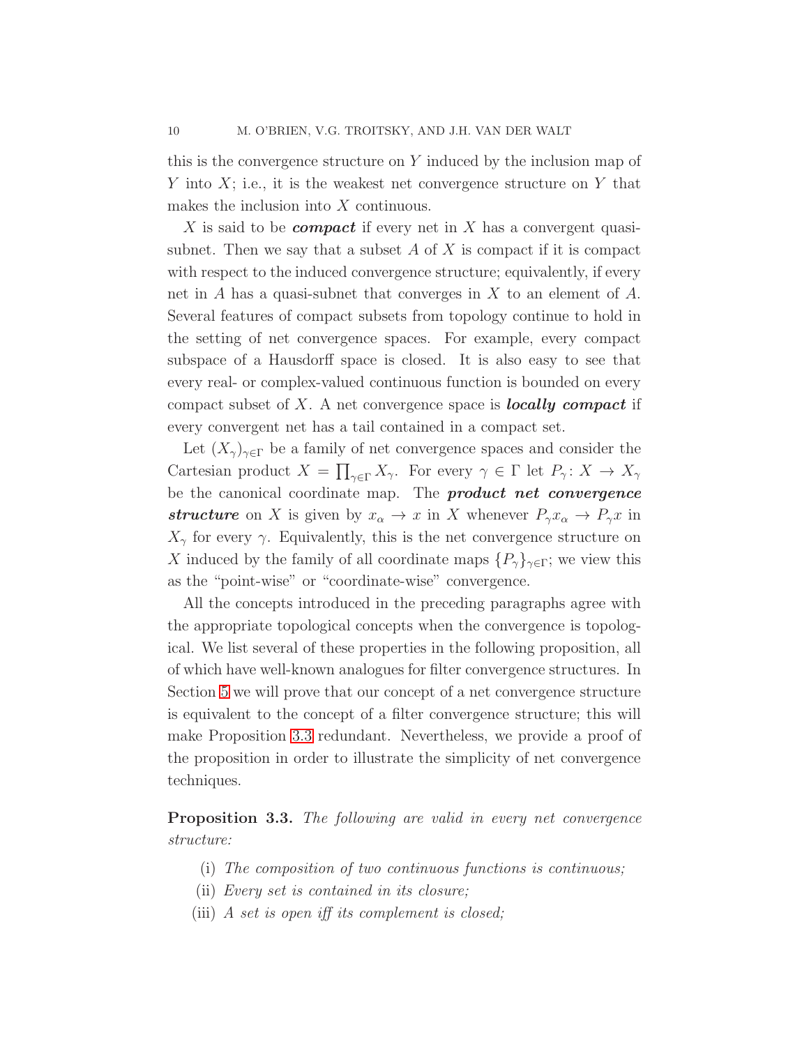this is the convergence structure on $Y$ induced by the inclusion map of $Y$ into $X$; i.e., it is the weakest net convergence structure on $Y$ that makes the inclusion into $X$ continuous.

$X$ is said to be ***compact*** if every net in $X$ has a convergent quasi-subnet. Then we say that a subset $A$ of $X$ is compact if it is compact with respect to the induced convergence structure; equivalently, if every net in $A$ has a quasi-subnet that converges in $X$ to an element of $A$. Several features of compact subsets from topology continue to hold in the setting of net convergence spaces. For example, every compact subspace of a Hausdorff space is closed. It is also easy to see that every real- or complex-valued continuous function is bounded on every compact subset of $X$. A net convergence space is ***locally compact*** if every convergent net has a tail contained in a compact set.

Let $(X_\gamma)_{\gamma\in\Gamma}$ be a family of net convergence spaces and consider the Cartesian product $X = \prod_{\gamma\in\Gamma} X_\gamma$. For every $\gamma \in \Gamma$ let $P_\gamma\colon X \to X_\gamma$ be the canonical coordinate map. The ***product net convergence structure*** on $X$ is given by $x_\alpha \to x$ in $X$ whenever $P_\gamma x_\alpha \to P_\gamma x$ in $X_\gamma$ for every $\gamma$. Equivalently, this is the net convergence structure on $X$ induced by the family of all coordinate maps $\{P_\gamma\}_{\gamma\in\Gamma}$; we view this as the "point-wise" or "coordinate-wise" convergence.

All the concepts introduced in the preceding paragraphs agree with the appropriate topological concepts when the convergence is topological. We list several of these properties in the following proposition, all of which have well-known analogues for filter convergence structures. In Section 5 we will prove that our concept of a net convergence structure is equivalent to the concept of a filter convergence structure; this will make Proposition 3.3 redundant. Nevertheless, we provide a proof of the proposition in order to illustrate the simplicity of net convergence techniques.

**Proposition 3.3.** *The following are valid in every net convergence structure:*

(i) *The composition of two continuous functions is continuous;*
(ii) *Every set is contained in its closure;*
(iii) *A set is open iff its complement is closed;*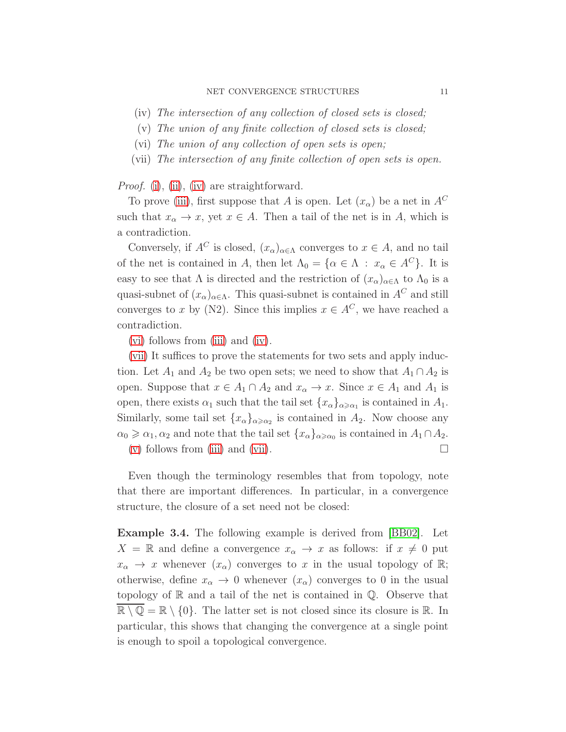(iv) *The intersection of any collection of closed sets is closed;*
(v) *The union of any finite collection of closed sets is closed;*
(vi) *The union of any collection of open sets is open;*
(vii) *The intersection of any finite collection of open sets is open.*

*Proof.* (i), (ii), (iv) are straightforward.

To prove (iii), first suppose that $A$ is open. Let $(x_\alpha)$ be a net in $A^C$ such that $x_\alpha \to x$, yet $x \in A$. Then a tail of the net is in $A$, which is a contradiction.

Conversely, if $A^C$ is closed, $(x_\alpha)_{\alpha\in\Lambda}$ converges to $x \in A$, and no tail of the net is contained in $A$, then let $\Lambda_0 = \{\alpha \in \Lambda \,:\, x_\alpha \in A^C\}$. It is easy to see that $\Lambda$ is directed and the restriction of $(x_\alpha)_{\alpha\in\Lambda}$ to $\Lambda_0$ is a quasi-subnet of $(x_\alpha)_{\alpha\in\Lambda}$. This quasi-subnet is contained in $A^C$ and still converges to $x$ by (N2). Since this implies $x \in A^C$, we have reached a contradiction.

(vi) follows from (iii) and (iv).

(vii) It suffices to prove the statements for two sets and apply induction. Let $A_1$ and $A_2$ be two open sets; we need to show that $A_1 \cap A_2$ is open. Suppose that $x \in A_1 \cap A_2$ and $x_\alpha \to x$. Since $x \in A_1$ and $A_1$ is open, there exists $\alpha_1$ such that the tail set $\{x_\alpha\}_{\alpha\geqslant\alpha_1}$ is contained in $A_1$. Similarly, some tail set $\{x_\alpha\}_{\alpha\geqslant\alpha_2}$ is contained in $A_2$. Now choose any $\alpha_0 \geqslant \alpha_1, \alpha_2$ and note that the tail set $\{x_\alpha\}_{\alpha\geqslant\alpha_0}$ is contained in $A_1 \cap A_2$.

(v) follows from (iii) and (vii). $\square$

Even though the terminology resembles that from topology, note that there are important differences. In particular, in a convergence structure, the closure of a set need not be closed:

**Example 3.4.** The following example is derived from [BB02]. Let $X = \mathbb{R}$ and define a convergence $x_\alpha \to x$ as follows: if $x \neq 0$ put $x_\alpha \to x$ whenever $(x_\alpha)$ converges to $x$ in the usual topology of $\mathbb{R}$; otherwise, define $x_\alpha \to 0$ whenever $(x_\alpha)$ converges to $0$ in the usual topology of $\mathbb{R}$ and a tail of the net is contained in $\mathbb{Q}$. Observe that $\overline{\mathbb{R} \setminus \mathbb{Q}} = \mathbb{R} \setminus \{0\}$. The latter set is not closed since its closure is $\mathbb{R}$. In particular, this shows that changing the convergence at a single point is enough to spoil a topological convergence.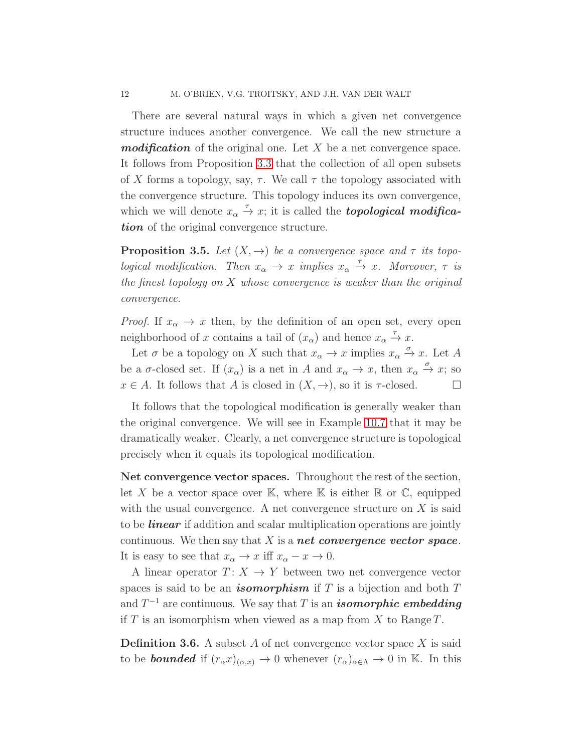There are several natural ways in which a given net convergence structure induces another convergence. We call the new structure a ***modification*** of the original one. Let $X$ be a net convergence space. It follows from Proposition 3.3 that the collection of all open subsets of $X$ forms a topology, say, $\tau$. We call $\tau$ the topology associated with the convergence structure. This topology induces its own convergence, which we will denote $x_\alpha \xrightarrow{\tau} x$; it is called the ***topological modification*** of the original convergence structure.

**Proposition 3.5.** *Let $(X, \to)$ be a convergence space and $\tau$ its topological modification. Then $x_\alpha \to x$ implies $x_\alpha \xrightarrow{\tau} x$. Moreover, $\tau$ is the finest topology on $X$ whose convergence is weaker than the original convergence.*

*Proof.* If $x_\alpha \to x$ then, by the definition of an open set, every open neighborhood of $x$ contains a tail of $(x_\alpha)$ and hence $x_\alpha \xrightarrow{\tau} x$.

Let $\sigma$ be a topology on $X$ such that $x_\alpha \to x$ implies $x_\alpha \xrightarrow{\sigma} x$. Let $A$ be a $\sigma$-closed set. If $(x_\alpha)$ is a net in $A$ and $x_\alpha \to x$, then $x_\alpha \xrightarrow{\sigma} x$; so $x \in A$. It follows that $A$ is closed in $(X, \to)$, so it is $\tau$-closed. □

It follows that the topological modification is generally weaker than the original convergence. We will see in Example 10.7 that it may be dramatically weaker. Clearly, a net convergence structure is topological precisely when it equals its topological modification.

**Net convergence vector spaces.** Throughout the rest of the section, let $X$ be a vector space over $\mathbb{K}$, where $\mathbb{K}$ is either $\mathbb{R}$ or $\mathbb{C}$, equipped with the usual convergence. A net convergence structure on $X$ is said to be ***linear*** if addition and scalar multiplication operations are jointly continuous. We then say that $X$ is a ***net convergence vector space***. It is easy to see that $x_\alpha \to x$ iff $x_\alpha - x \to 0$.

A linear operator $T\colon X \to Y$ between two net convergence vector spaces is said to be an ***isomorphism*** if $T$ is a bijection and both $T$ and $T^{-1}$ are continuous. We say that $T$ is an ***isomorphic embedding*** if $T$ is an isomorphism when viewed as a map from $X$ to $\operatorname{Range} T$.

**Definition 3.6.** A subset $A$ of net convergence vector space $X$ is said to be ***bounded*** if $(r_\alpha x)_{(\alpha,x)} \to 0$ whenever $(r_\alpha)_{\alpha\in\Lambda} \to 0$ in $\mathbb{K}$. In this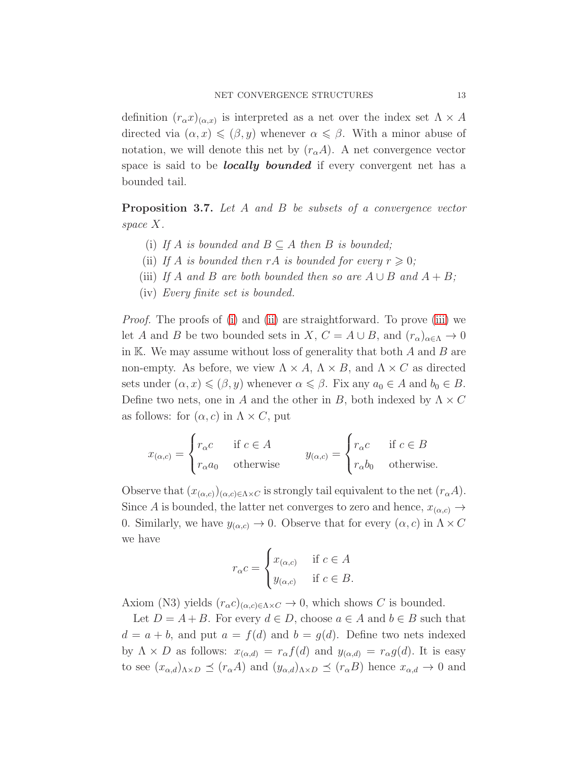definition $(r_\alpha x)_{(\alpha,x)}$ is interpreted as a net over the index set $\Lambda \times A$ directed via $(\alpha, x) \leqslant (\beta, y)$ whenever $\alpha \leqslant \beta$. With a minor abuse of notation, we will denote this net by $(r_\alpha A)$. A net convergence vector space is said to be ***locally bounded*** if every convergent net has a bounded tail.

**Proposition 3.7.** *Let $A$ and $B$ be subsets of a convergence vector space $X$.*

- (i) *If $A$ is bounded and $B \subseteq A$ then $B$ is bounded;*
- (ii) *If $A$ is bounded then $rA$ is bounded for every $r \geqslant 0$;*
- (iii) *If $A$ and $B$ are both bounded then so are $A \cup B$ and $A + B$;*
- (iv) *Every finite set is bounded.*

*Proof.* The proofs of (i) and (ii) are straightforward. To prove (iii) we let $A$ and $B$ be two bounded sets in $X$, $C = A \cup B$, and $(r_\alpha)_{\alpha\in\Lambda} \to 0$ in $\mathbb{K}$. We may assume without loss of generality that both $A$ and $B$ are non-empty. As before, we view $\Lambda \times A$, $\Lambda \times B$, and $\Lambda \times C$ as directed sets under $(\alpha, x) \leqslant (\beta, y)$ whenever $\alpha \leqslant \beta$. Fix any $a_0 \in A$ and $b_0 \in B$. Define two nets, one in $A$ and the other in $B$, both indexed by $\Lambda \times C$ as follows: for $(\alpha, c)$ in $\Lambda \times C$, put

$$x_{(\alpha,c)} = \begin{cases} r_\alpha c & \text{if } c \in A \\ r_\alpha a_0 & \text{otherwise} \end{cases} \qquad y_{(\alpha,c)} = \begin{cases} r_\alpha c & \text{if } c \in B \\ r_\alpha b_0 & \text{otherwise.} \end{cases}$$

Observe that $(x_{(\alpha,c)})_{(\alpha,c)\in\Lambda\times C}$ is strongly tail equivalent to the net $(r_\alpha A)$. Since $A$ is bounded, the latter net converges to zero and hence, $x_{(\alpha,c)} \to 0$. Similarly, we have $y_{(\alpha,c)} \to 0$. Observe that for every $(\alpha, c)$ in $\Lambda \times C$ we have

$$r_\alpha c = \begin{cases} x_{(\alpha,c)} & \text{if } c \in A \\ y_{(\alpha,c)} & \text{if } c \in B. \end{cases}$$

Axiom (N3) yields $(r_\alpha c)_{(\alpha,c)\in\Lambda\times C} \to 0$, which shows $C$ is bounded.

Let $D = A + B$. For every $d \in D$, choose $a \in A$ and $b \in B$ such that $d = a + b$, and put $a = f(d)$ and $b = g(d)$. Define two nets indexed by $\Lambda \times D$ as follows: $x_{(\alpha,d)} = r_\alpha f(d)$ and $y_{(\alpha,d)} = r_\alpha g(d)$. It is easy to see $(x_{\alpha,d})_{\Lambda\times D} \preceq (r_\alpha A)$ and $(y_{\alpha,d})_{\Lambda\times D} \preceq (r_\alpha B)$ hence $x_{\alpha,d} \to 0$ and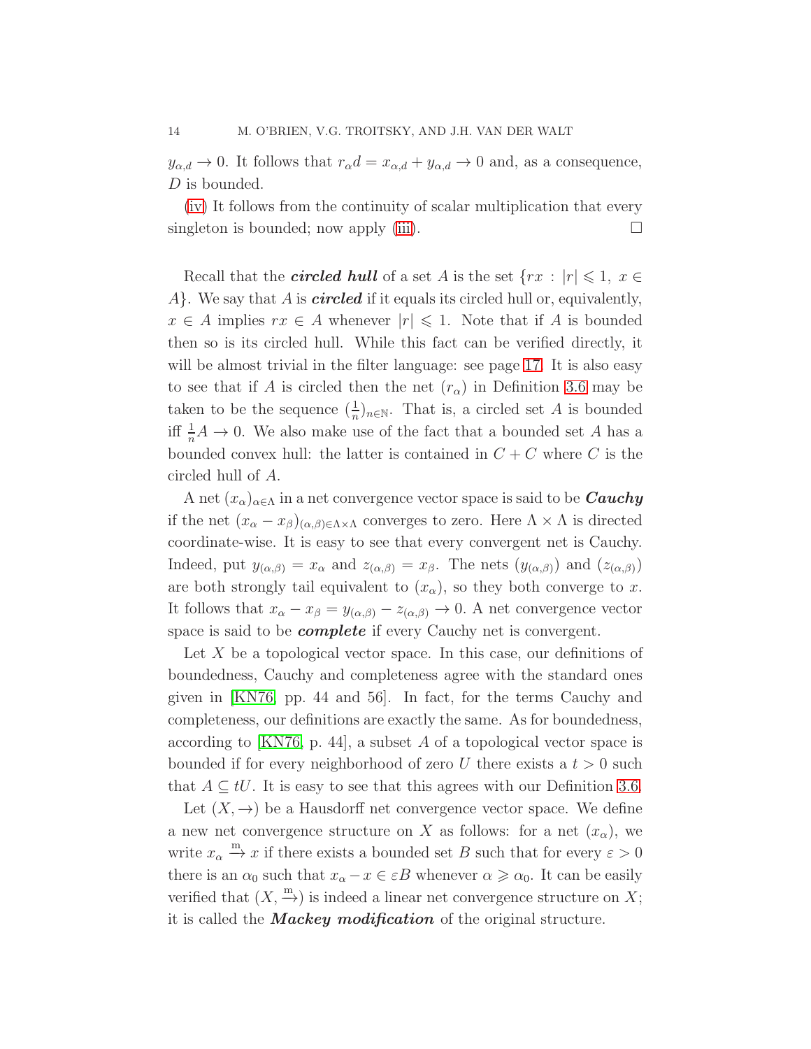$y_{\alpha,d} \to 0$. It follows that $r_\alpha d = x_{\alpha,d} + y_{\alpha,d} \to 0$ and, as a consequence, $D$ is bounded.

(iv) It follows from the continuity of scalar multiplication that every singleton is bounded; now apply (iii). $\square$

Recall that the ***circled hull*** of a set $A$ is the set $\{rx : |r| \leqslant 1,\ x \in A\}$. We say that $A$ is ***circled*** if it equals its circled hull or, equivalently, $x \in A$ implies $rx \in A$ whenever $|r| \leqslant 1$. Note that if $A$ is bounded then so is its circled hull. While this fact can be verified directly, it will be almost trivial in the filter language: see page 17. It is also easy to see that if $A$ is circled then the net $(r_\alpha)$ in Definition 3.6 may be taken to be the sequence $(\frac{1}{n})_{n\in\mathbb{N}}$. That is, a circled set $A$ is bounded iff $\frac{1}{n}A \to 0$. We also make use of the fact that a bounded set $A$ has a bounded convex hull: the latter is contained in $C + C$ where $C$ is the circled hull of $A$.

A net $(x_\alpha)_{\alpha\in\Lambda}$ in a net convergence vector space is said to be ***Cauchy*** if the net $(x_\alpha - x_\beta)_{(\alpha,\beta)\in\Lambda\times\Lambda}$ converges to zero. Here $\Lambda \times \Lambda$ is directed coordinate-wise. It is easy to see that every convergent net is Cauchy. Indeed, put $y_{(\alpha,\beta)} = x_\alpha$ and $z_{(\alpha,\beta)} = x_\beta$. The nets $(y_{(\alpha,\beta)})$ and $(z_{(\alpha,\beta)})$ are both strongly tail equivalent to $(x_\alpha)$, so they both converge to $x$. It follows that $x_\alpha - x_\beta = y_{(\alpha,\beta)} - z_{(\alpha,\beta)} \to 0$. A net convergence vector space is said to be ***complete*** if every Cauchy net is convergent.

Let $X$ be a topological vector space. In this case, our definitions of boundedness, Cauchy and completeness agree with the standard ones given in [KN76, pp. 44 and 56]. In fact, for the terms Cauchy and completeness, our definitions are exactly the same. As for boundedness, according to [KN76, p. 44], a subset $A$ of a topological vector space is bounded if for every neighborhood of zero $U$ there exists a $t > 0$ such that $A \subseteq tU$. It is easy to see that this agrees with our Definition 3.6.

Let $(X, \to)$ be a Hausdorff net convergence vector space. We define a new net convergence structure on $X$ as follows: for a net $(x_\alpha)$, we write $x_\alpha \xrightarrow{\mathrm{m}} x$ if there exists a bounded set $B$ such that for every $\varepsilon > 0$ there is an $\alpha_0$ such that $x_\alpha - x \in \varepsilon B$ whenever $\alpha \geqslant \alpha_0$. It can be easily verified that $(X, \xrightarrow{\mathrm{m}})$ is indeed a linear net convergence structure on $X$; it is called the ***Mackey modification*** of the original structure.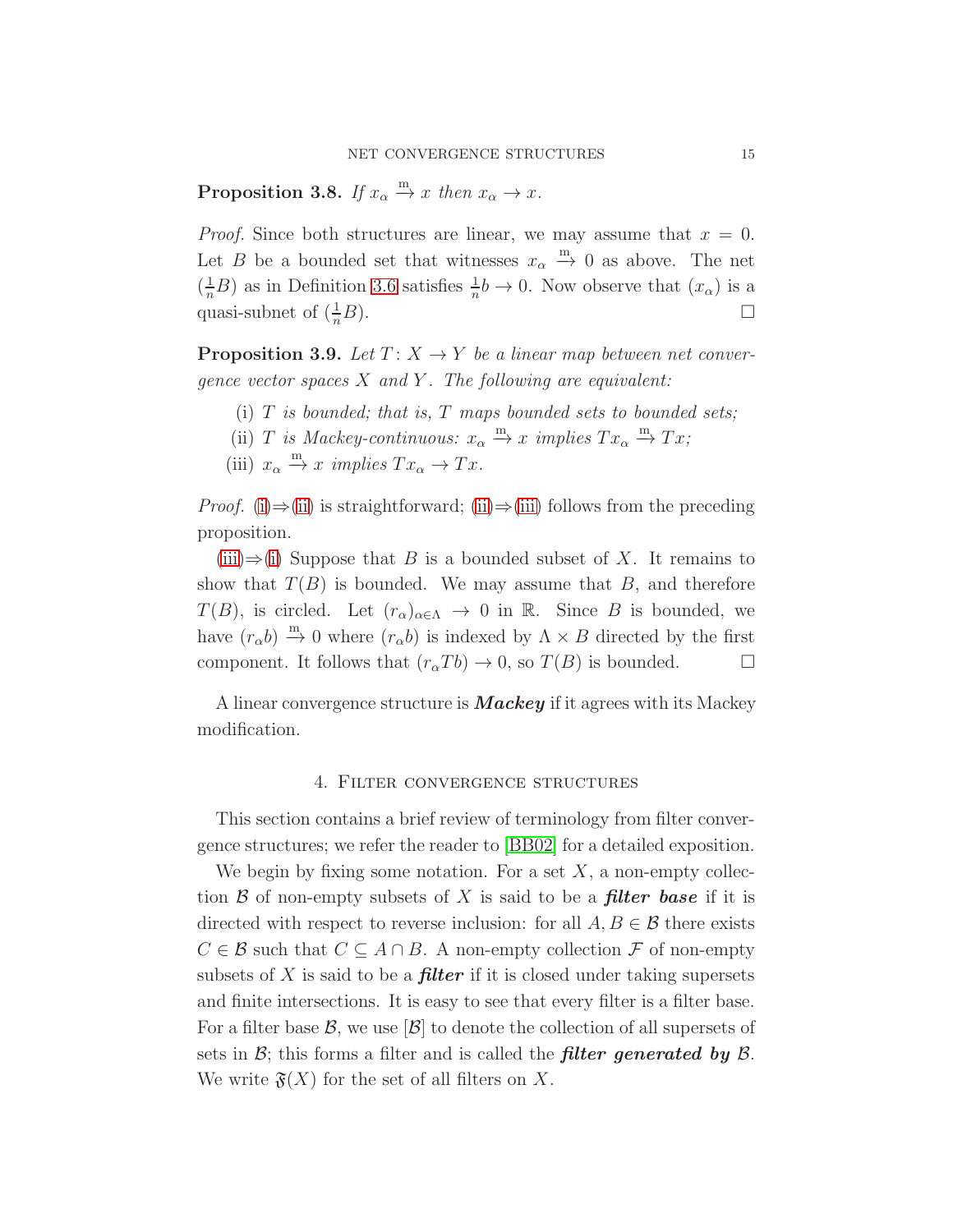**Proposition 3.8.** *If $x_\alpha \xrightarrow{\text{m}} x$ then $x_\alpha \to x$.*

*Proof.* Since both structures are linear, we may assume that $x = 0$. Let $B$ be a bounded set that witnesses $x_\alpha \xrightarrow{\text{m}} 0$ as above. The net $(\frac{1}{n}B)$ as in Definition 3.6 satisfies $\frac{1}{n}b \to 0$. Now observe that $(x_\alpha)$ is a quasi-subnet of $(\frac{1}{n}B)$. $\square$

**Proposition 3.9.** *Let $T\colon X \to Y$ be a linear map between net convergence vector spaces $X$ and $Y$. The following are equivalent:*

- (i) *$T$ is bounded; that is, $T$ maps bounded sets to bounded sets;*
- (ii) *$T$ is Mackey-continuous: $x_\alpha \xrightarrow{\text{m}} x$ implies $Tx_\alpha \xrightarrow{\text{m}} Tx$;*
- (iii) *$x_\alpha \xrightarrow{\text{m}} x$ implies $Tx_\alpha \to Tx$.*

*Proof.* (i)⇒(ii) is straightforward; (ii)⇒(iii) follows from the preceding proposition.

(iii)⇒(i) Suppose that $B$ is a bounded subset of $X$. It remains to show that $T(B)$ is bounded. We may assume that $B$, and therefore $T(B)$, is circled. Let $(r_\alpha)_{\alpha\in\Lambda} \to 0$ in $\mathbb{R}$. Since $B$ is bounded, we have $(r_\alpha b) \xrightarrow{\text{m}} 0$ where $(r_\alpha b)$ is indexed by $\Lambda \times B$ directed by the first component. It follows that $(r_\alpha Tb) \to 0$, so $T(B)$ is bounded. $\square$

A linear convergence structure is ***Mackey*** if it agrees with its Mackey modification.

## 4. Filter convergence structures

This section contains a brief review of terminology from filter convergence structures; we refer the reader to [BB02] for a detailed exposition.

We begin by fixing some notation. For a set $X$, a non-empty collection $\mathcal{B}$ of non-empty subsets of $X$ is said to be a ***filter base*** if it is directed with respect to reverse inclusion: for all $A, B \in \mathcal{B}$ there exists $C \in \mathcal{B}$ such that $C \subseteq A \cap B$. A non-empty collection $\mathcal{F}$ of non-empty subsets of $X$ is said to be a ***filter*** if it is closed under taking supersets and finite intersections. It is easy to see that every filter is a filter base. For a filter base $\mathcal{B}$, we use $[\mathcal{B}]$ to denote the collection of all supersets of sets in $\mathcal{B}$; this forms a filter and is called the ***filter generated by*** $\mathcal{B}$. We write $\mathfrak{F}(X)$ for the set of all filters on $X$.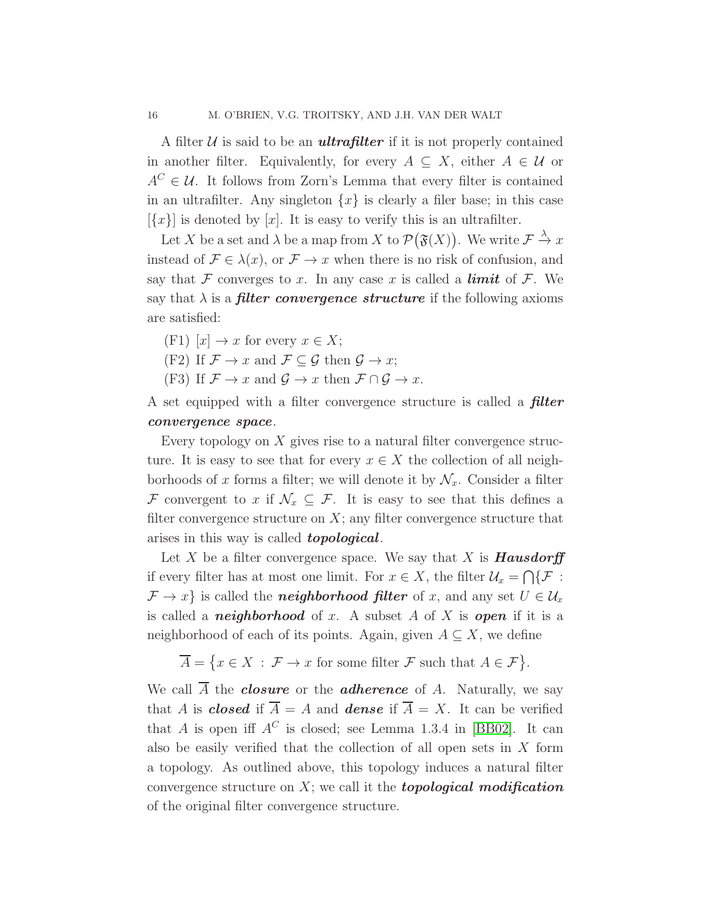A filter $\mathcal{U}$ is said to be an ***ultrafilter*** if it is not properly contained in another filter. Equivalently, for every $A \subseteq X$, either $A \in \mathcal{U}$ or $A^C \in \mathcal{U}$. It follows from Zorn's Lemma that every filter is contained in an ultrafilter. Any singleton $\{x\}$ is clearly a filer base; in this case $[\{x\}]$ is denoted by $[x]$. It is easy to verify this is an ultrafilter.

Let $X$ be a set and $\lambda$ be a map from $X$ to $\mathcal{P}\big(\mathfrak{F}(X)\big)$. We write $\mathcal{F} \xrightarrow{\lambda} x$ instead of $\mathcal{F} \in \lambda(x)$, or $\mathcal{F} \to x$ when there is no risk of confusion, and say that $\mathcal{F}$ converges to $x$. In any case $x$ is called a ***limit*** of $\mathcal{F}$. We say that $\lambda$ is a ***filter convergence structure*** if the following axioms are satisfied:

(F1) $[x] \to x$ for every $x \in X$;

(F2) If $\mathcal{F} \to x$ and $\mathcal{F} \subseteq \mathcal{G}$ then $\mathcal{G} \to x$;

(F3) If $\mathcal{F} \to x$ and $\mathcal{G} \to x$ then $\mathcal{F} \cap \mathcal{G} \to x$.

A set equipped with a filter convergence structure is called a ***filter convergence space***.

Every topology on $X$ gives rise to a natural filter convergence structure. It is easy to see that for every $x \in X$ the collection of all neighborhoods of $x$ forms a filter; we will denote it by $\mathcal{N}_x$. Consider a filter $\mathcal{F}$ convergent to $x$ if $\mathcal{N}_x \subseteq \mathcal{F}$. It is easy to see that this defines a filter convergence structure on $X$; any filter convergence structure that arises in this way is called ***topological***.

Let $X$ be a filter convergence space. We say that $X$ is ***Hausdorff*** if every filter has at most one limit. For $x \in X$, the filter $\mathcal{U}_x = \bigcap\{\mathcal{F} : \mathcal{F} \to x\}$ is called the ***neighborhood filter*** of $x$, and any set $U \in \mathcal{U}_x$ is called a ***neighborhood*** of $x$. A subset $A$ of $X$ is ***open*** if it is a neighborhood of each of its points. Again, given $A \subseteq X$, we define

$$\overline{A} = \big\{x \in X \ : \ \mathcal{F} \to x \text{ for some filter } \mathcal{F} \text{ such that } A \in \mathcal{F}\big\}.$$

We call $\overline{A}$ the ***closure*** or the ***adherence*** of $A$. Naturally, we say that $A$ is ***closed*** if $\overline{A} = A$ and ***dense*** if $\overline{A} = X$. It can be verified that $A$ is open iff $A^C$ is closed; see Lemma 1.3.4 in [BB02]. It can also be easily verified that the collection of all open sets in $X$ form a topology. As outlined above, this topology induces a natural filter convergence structure on $X$; we call it the ***topological modification*** of the original filter convergence structure.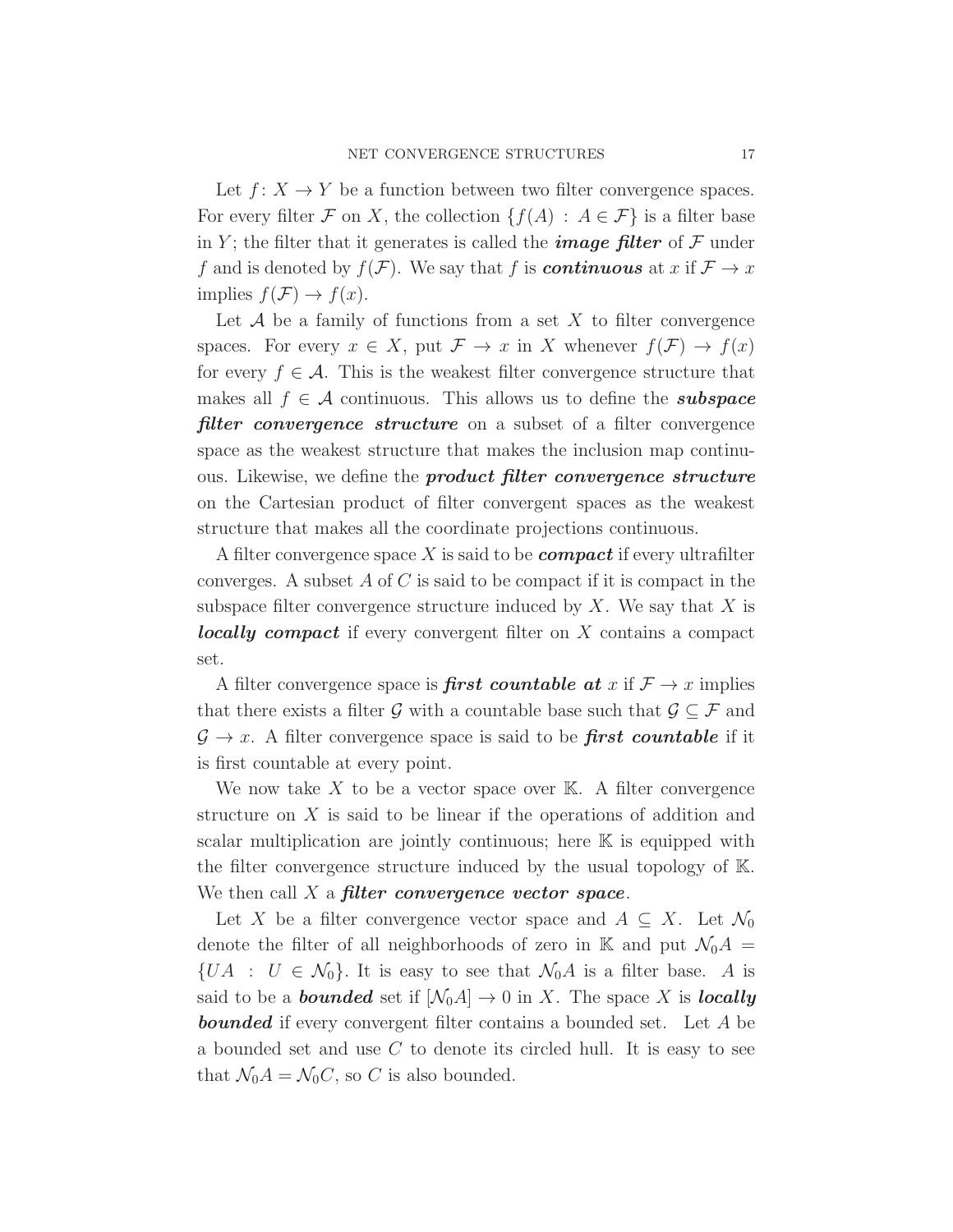Let $f\colon X \to Y$ be a function between two filter convergence spaces. For every filter $\mathcal{F}$ on $X$, the collection $\{f(A) : A \in \mathcal{F}\}$ is a filter base in $Y$; the filter that it generates is called the ***image filter*** of $\mathcal{F}$ under $f$ and is denoted by $f(\mathcal{F})$. We say that $f$ is ***continuous*** at $x$ if $\mathcal{F} \to x$ implies $f(\mathcal{F}) \to f(x)$.

Let $\mathcal{A}$ be a family of functions from a set $X$ to filter convergence spaces. For every $x \in X$, put $\mathcal{F} \to x$ in $X$ whenever $f(\mathcal{F}) \to f(x)$ for every $f \in \mathcal{A}$. This is the weakest filter convergence structure that makes all $f \in \mathcal{A}$ continuous. This allows us to define the ***subspace filter convergence structure*** on a subset of a filter convergence space as the weakest structure that makes the inclusion map continuous. Likewise, we define the ***product filter convergence structure*** on the Cartesian product of filter convergent spaces as the weakest structure that makes all the coordinate projections continuous.

A filter convergence space $X$ is said to be ***compact*** if every ultrafilter converges. A subset $A$ of $C$ is said to be compact if it is compact in the subspace filter convergence structure induced by $X$. We say that $X$ is ***locally compact*** if every convergent filter on $X$ contains a compact set.

A filter convergence space is ***first countable at*** $x$ if $\mathcal{F} \to x$ implies that there exists a filter $\mathcal{G}$ with a countable base such that $\mathcal{G} \subseteq \mathcal{F}$ and $\mathcal{G} \to x$. A filter convergence space is said to be ***first countable*** if it is first countable at every point.

We now take $X$ to be a vector space over $\mathbb{K}$. A filter convergence structure on $X$ is said to be linear if the operations of addition and scalar multiplication are jointly continuous; here $\mathbb{K}$ is equipped with the filter convergence structure induced by the usual topology of $\mathbb{K}$. We then call $X$ a ***filter convergence vector space***.

Let $X$ be a filter convergence vector space and $A \subseteq X$. Let $\mathcal{N}_0$ denote the filter of all neighborhoods of zero in $\mathbb{K}$ and put $\mathcal{N}_0 A = \{UA : U \in \mathcal{N}_0\}$. It is easy to see that $\mathcal{N}_0 A$ is a filter base. $A$ is said to be a ***bounded*** set if $[\mathcal{N}_0 A] \to 0$ in $X$. The space $X$ is ***locally bounded*** if every convergent filter contains a bounded set. Let $A$ be a bounded set and use $C$ to denote its circled hull. It is easy to see that $\mathcal{N}_0 A = \mathcal{N}_0 C$, so $C$ is also bounded.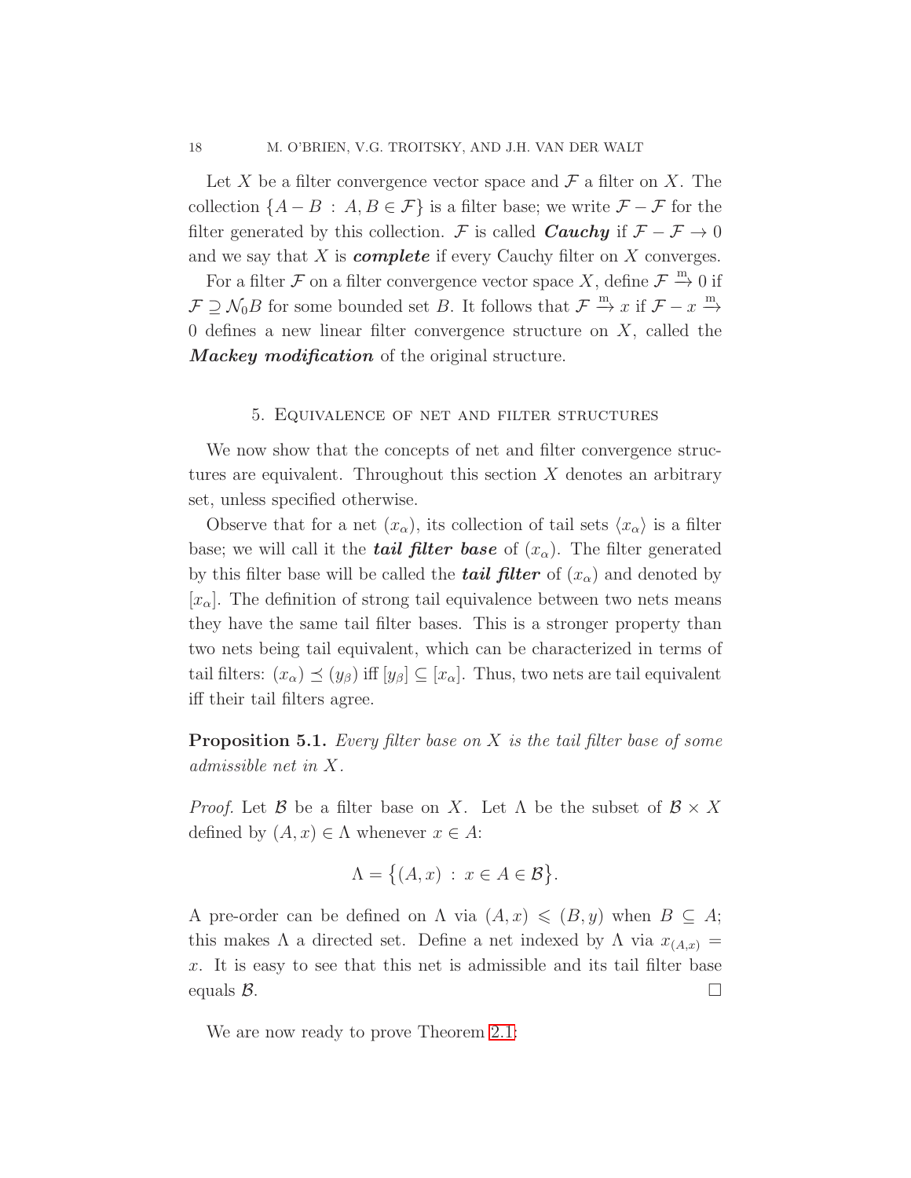Let $X$ be a filter convergence vector space and $\mathcal{F}$ a filter on $X$. The collection $\{A - B \,:\, A, B \in \mathcal{F}\}$ is a filter base; we write $\mathcal{F} - \mathcal{F}$ for the filter generated by this collection. $\mathcal{F}$ is called ***Cauchy*** if $\mathcal{F} - \mathcal{F} \to 0$ and we say that $X$ is ***complete*** if every Cauchy filter on $X$ converges.

For a filter $\mathcal{F}$ on a filter convergence vector space $X$, define $\mathcal{F} \xrightarrow{\text{m}} 0$ if $\mathcal{F} \supseteq \mathcal{N}_0 B$ for some bounded set $B$. It follows that $\mathcal{F} \xrightarrow{\text{m}} x$ if $\mathcal{F} - x \xrightarrow{\text{m}} 0$ defines a new linear filter convergence structure on $X$, called the ***Mackey modification*** of the original structure.

## 5. Equivalence of net and filter structures

We now show that the concepts of net and filter convergence structures are equivalent. Throughout this section $X$ denotes an arbitrary set, unless specified otherwise.

Observe that for a net $(x_\alpha)$, its collection of tail sets $\langle x_\alpha \rangle$ is a filter base; we will call it the ***tail filter base*** of $(x_\alpha)$. The filter generated by this filter base will be called the ***tail filter*** of $(x_\alpha)$ and denoted by $[x_\alpha]$. The definition of strong tail equivalence between two nets means they have the same tail filter bases. This is a stronger property than two nets being tail equivalent, which can be characterized in terms of tail filters: $(x_\alpha) \preceq (y_\beta)$ iff $[y_\beta] \subseteq [x_\alpha]$. Thus, two nets are tail equivalent iff their tail filters agree.

**Proposition 5.1.** *Every filter base on $X$ is the tail filter base of some admissible net in $X$.*

*Proof.* Let $\mathcal{B}$ be a filter base on $X$. Let $\Lambda$ be the subset of $\mathcal{B} \times X$ defined by $(A, x) \in \Lambda$ whenever $x \in A$:

$$\Lambda = \big\{(A, x) \,:\, x \in A \in \mathcal{B}\big\}.$$

A pre-order can be defined on $\Lambda$ via $(A, x) \leqslant (B, y)$ when $B \subseteq A$; this makes $\Lambda$ a directed set. Define a net indexed by $\Lambda$ via $x_{(A,x)} = x$. It is easy to see that this net is admissible and its tail filter base equals $\mathcal{B}$. $\square$

We are now ready to prove Theorem 2.1: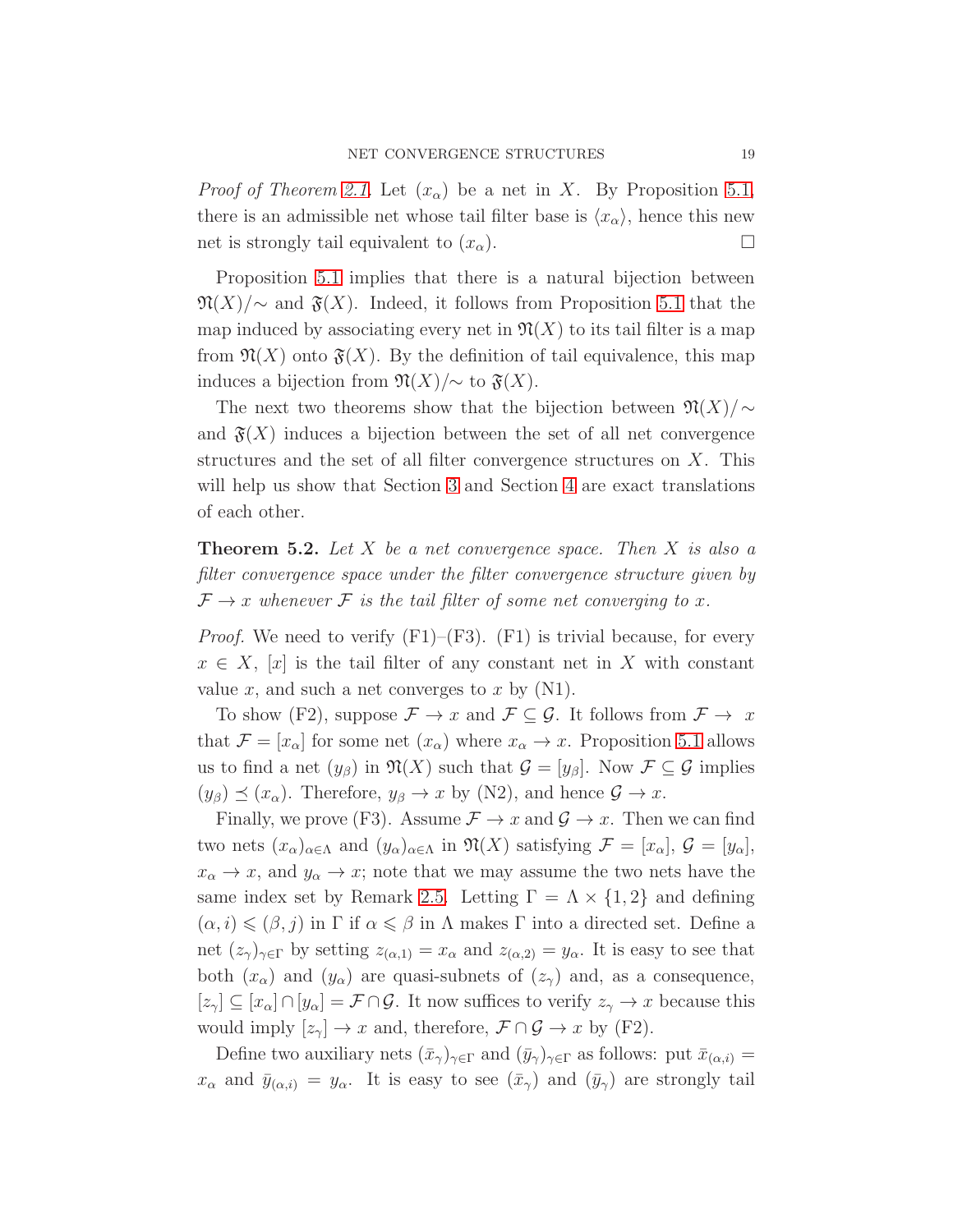*Proof of Theorem 2.1.* Let $(x_\alpha)$ be a net in $X$. By Proposition 5.1, there is an admissible net whose tail filter base is $\langle x_\alpha \rangle$, hence this new net is strongly tail equivalent to $(x_\alpha)$. $\square$

Proposition 5.1 implies that there is a natural bijection between $\mathfrak{N}(X)/{\sim}$ and $\mathfrak{F}(X)$. Indeed, it follows from Proposition 5.1 that the map induced by associating every net in $\mathfrak{N}(X)$ to its tail filter is a map from $\mathfrak{N}(X)$ onto $\mathfrak{F}(X)$. By the definition of tail equivalence, this map induces a bijection from $\mathfrak{N}(X)/{\sim}$ to $\mathfrak{F}(X)$.

The next two theorems show that the bijection between $\mathfrak{N}(X)/{\sim}$ and $\mathfrak{F}(X)$ induces a bijection between the set of all net convergence structures and the set of all filter convergence structures on $X$. This will help us show that Section 3 and Section 4 are exact translations of each other.

**Theorem 5.2.** *Let $X$ be a net convergence space. Then $X$ is also a filter convergence space under the filter convergence structure given by $\mathcal{F} \to x$ whenever $\mathcal{F}$ is the tail filter of some net converging to $x$.*

*Proof.* We need to verify (F1)–(F3). (F1) is trivial because, for every $x \in X$, $[x]$ is the tail filter of any constant net in $X$ with constant value $x$, and such a net converges to $x$ by (N1).

To show (F2), suppose $\mathcal{F} \to x$ and $\mathcal{F} \subseteq \mathcal{G}$. It follows from $\mathcal{F} \to x$ that $\mathcal{F} = [x_\alpha]$ for some net $(x_\alpha)$ where $x_\alpha \to x$. Proposition 5.1 allows us to find a net $(y_\beta)$ in $\mathfrak{N}(X)$ such that $\mathcal{G} = [y_\beta]$. Now $\mathcal{F} \subseteq \mathcal{G}$ implies $(y_\beta) \preceq (x_\alpha)$. Therefore, $y_\beta \to x$ by (N2), and hence $\mathcal{G} \to x$.

Finally, we prove (F3). Assume $\mathcal{F} \to x$ and $\mathcal{G} \to x$. Then we can find two nets $(x_\alpha)_{\alpha \in \Lambda}$ and $(y_\alpha)_{\alpha \in \Lambda}$ in $\mathfrak{N}(X)$ satisfying $\mathcal{F} = [x_\alpha]$, $\mathcal{G} = [y_\alpha]$, $x_\alpha \to x$, and $y_\alpha \to x$; note that we may assume the two nets have the same index set by Remark 2.5. Letting $\Gamma = \Lambda \times \{1, 2\}$ and defining $(\alpha, i) \leqslant (\beta, j)$ in $\Gamma$ if $\alpha \leqslant \beta$ in $\Lambda$ makes $\Gamma$ into a directed set. Define a net $(z_\gamma)_{\gamma \in \Gamma}$ by setting $z_{(\alpha,1)} = x_\alpha$ and $z_{(\alpha,2)} = y_\alpha$. It is easy to see that both $(x_\alpha)$ and $(y_\alpha)$ are quasi-subnets of $(z_\gamma)$ and, as a consequence, $[z_\gamma] \subseteq [x_\alpha] \cap [y_\alpha] = \mathcal{F} \cap \mathcal{G}$. It now suffices to verify $z_\gamma \to x$ because this would imply $[z_\gamma] \to x$ and, therefore, $\mathcal{F} \cap \mathcal{G} \to x$ by (F2).

Define two auxiliary nets $(\bar{x}_\gamma)_{\gamma \in \Gamma}$ and $(\bar{y}_\gamma)_{\gamma \in \Gamma}$ as follows: put $\bar{x}_{(\alpha,i)} = x_\alpha$ and $\bar{y}_{(\alpha,i)} = y_\alpha$. It is easy to see $(\bar{x}_\gamma)$ and $(\bar{y}_\gamma)$ are strongly tail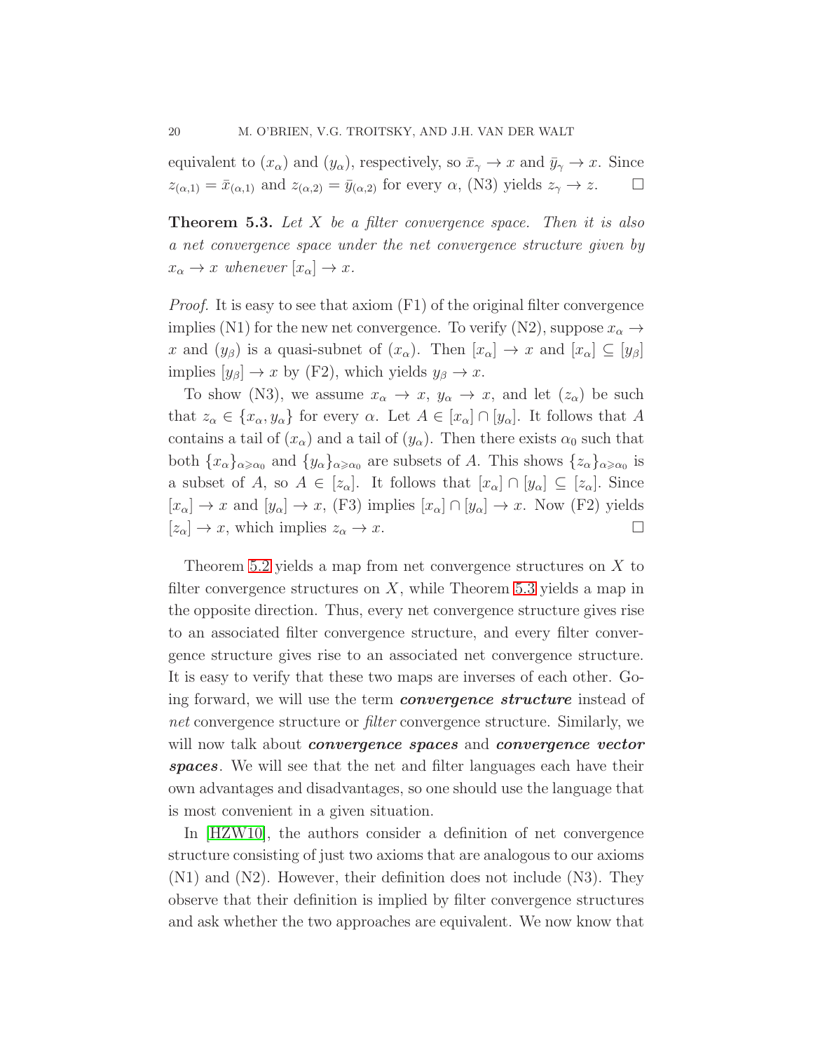equivalent to $(x_\alpha)$ and $(y_\alpha)$, respectively, so $\bar{x}_\gamma \to x$ and $\bar{y}_\gamma \to x$. Since $z_{(\alpha,1)} = \bar{x}_{(\alpha,1)}$ and $z_{(\alpha,2)} = \bar{y}_{(\alpha,2)}$ for every $\alpha$, (N3) yields $z_\gamma \to z$. □

**Theorem 5.3.** *Let $X$ be a filter convergence space. Then it is also a net convergence space under the net convergence structure given by $x_\alpha \to x$ whenever $[x_\alpha] \to x$.*

*Proof.* It is easy to see that axiom (F1) of the original filter convergence implies (N1) for the new net convergence. To verify (N2), suppose $x_\alpha \to x$ and $(y_\beta)$ is a quasi-subnet of $(x_\alpha)$. Then $[x_\alpha] \to x$ and $[x_\alpha] \subseteq [y_\beta]$ implies $[y_\beta] \to x$ by (F2), which yields $y_\beta \to x$.

To show (N3), we assume $x_\alpha \to x$, $y_\alpha \to x$, and let $(z_\alpha)$ be such that $z_\alpha \in \{x_\alpha, y_\alpha\}$ for every $\alpha$. Let $A \in [x_\alpha] \cap [y_\alpha]$. It follows that $A$ contains a tail of $(x_\alpha)$ and a tail of $(y_\alpha)$. Then there exists $\alpha_0$ such that both $\{x_\alpha\}_{\alpha \geqslant \alpha_0}$ and $\{y_\alpha\}_{\alpha \geqslant \alpha_0}$ are subsets of $A$. This shows $\{z_\alpha\}_{\alpha \geqslant \alpha_0}$ is a subset of $A$, so $A \in [z_\alpha]$. It follows that $[x_\alpha] \cap [y_\alpha] \subseteq [z_\alpha]$. Since $[x_\alpha] \to x$ and $[y_\alpha] \to x$, (F3) implies $[x_\alpha] \cap [y_\alpha] \to x$. Now (F2) yields $[z_\alpha] \to x$, which implies $z_\alpha \to x$. □

Theorem 5.2 yields a map from net convergence structures on $X$ to filter convergence structures on $X$, while Theorem 5.3 yields a map in the opposite direction. Thus, every net convergence structure gives rise to an associated filter convergence structure, and every filter convergence structure gives rise to an associated net convergence structure. It is easy to verify that these two maps are inverses of each other. Going forward, we will use the term ***convergence structure*** instead of *net* convergence structure or *filter* convergence structure. Similarly, we will now talk about ***convergence spaces*** and ***convergence vector spaces***. We will see that the net and filter languages each have their own advantages and disadvantages, so one should use the language that is most convenient in a given situation.

In [HZW10], the authors consider a definition of net convergence structure consisting of just two axioms that are analogous to our axioms (N1) and (N2). However, their definition does not include (N3). They observe that their definition is implied by filter convergence structures and ask whether the two approaches are equivalent. We now know that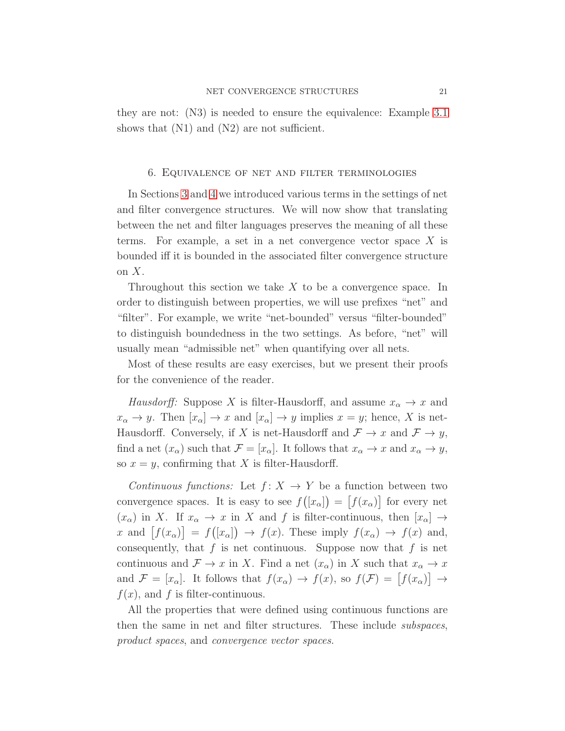they are not: (N3) is needed to ensure the equivalence: Example 3.1 shows that (N1) and (N2) are not sufficient.

## 6. Equivalence of net and filter terminologies

In Sections 3 and 4 we introduced various terms in the settings of net and filter convergence structures. We will now show that translating between the net and filter languages preserves the meaning of all these terms. For example, a set in a net convergence vector space $X$ is bounded iff it is bounded in the associated filter convergence structure on $X$.

Throughout this section we take $X$ to be a convergence space. In order to distinguish between properties, we will use prefixes "net" and "filter". For example, we write "net-bounded" versus "filter-bounded" to distinguish boundedness in the two settings. As before, "net" will usually mean "admissible net" when quantifying over all nets.

Most of these results are easy exercises, but we present their proofs for the convenience of the reader.

*Hausdorff:* Suppose $X$ is filter-Hausdorff, and assume $x_\alpha \to x$ and $x_\alpha \to y$. Then $[x_\alpha] \to x$ and $[x_\alpha] \to y$ implies $x = y$; hence, $X$ is net-Hausdorff. Conversely, if $X$ is net-Hausdorff and $\mathcal{F} \to x$ and $\mathcal{F} \to y$, find a net $(x_\alpha)$ such that $\mathcal{F} = [x_\alpha]$. It follows that $x_\alpha \to x$ and $x_\alpha \to y$, so $x = y$, confirming that $X$ is filter-Hausdorff.

*Continuous functions:* Let $f\colon X \to Y$ be a function between two convergence spaces. It is easy to see $f\big([x_\alpha]\big) = \big[f(x_\alpha)\big]$ for every net $(x_\alpha)$ in $X$. If $x_\alpha \to x$ in $X$ and $f$ is filter-continuous, then $[x_\alpha] \to x$ and $\big[f(x_\alpha)\big] = f\big([x_\alpha]\big) \to f(x)$. These imply $f(x_\alpha) \to f(x)$ and, consequently, that $f$ is net continuous. Suppose now that $f$ is net continuous and $\mathcal{F} \to x$ in $X$. Find a net $(x_\alpha)$ in $X$ such that $x_\alpha \to x$ and $\mathcal{F} = [x_\alpha]$. It follows that $f(x_\alpha) \to f(x)$, so $f(\mathcal{F}) = \big[f(x_\alpha)\big] \to f(x)$, and $f$ is filter-continuous.

All the properties that were defined using continuous functions are then the same in net and filter structures. These include *subspaces*, *product spaces*, and *convergence vector spaces*.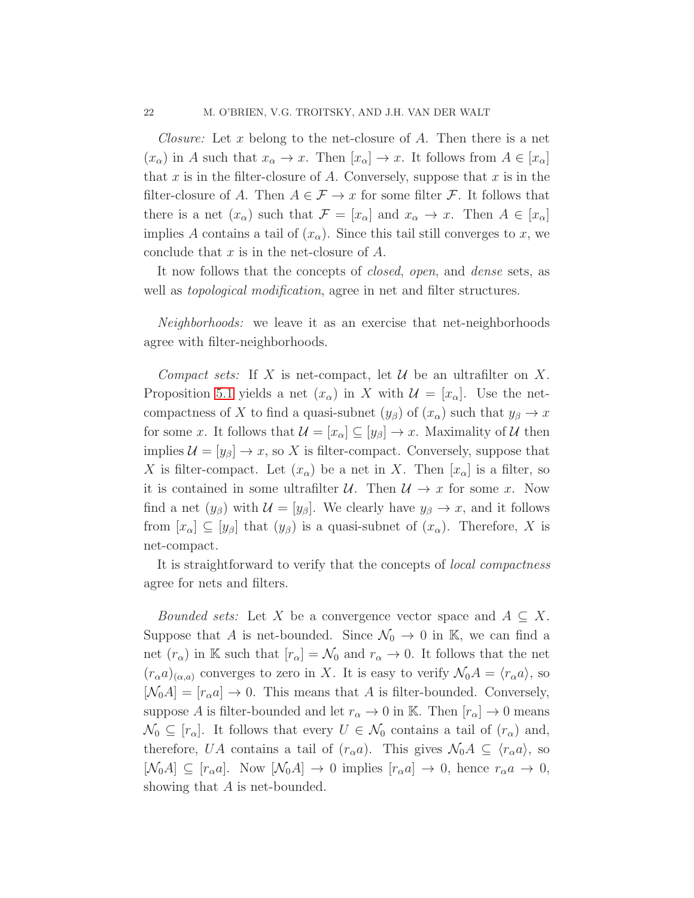*Closure:* Let $x$ belong to the net-closure of $A$. Then there is a net $(x_\alpha)$ in $A$ such that $x_\alpha \to x$. Then $[x_\alpha] \to x$. It follows from $A \in [x_\alpha]$ that $x$ is in the filter-closure of $A$. Conversely, suppose that $x$ is in the filter-closure of $A$. Then $A \in \mathcal{F} \to x$ for some filter $\mathcal{F}$. It follows that there is a net $(x_\alpha)$ such that $\mathcal{F} = [x_\alpha]$ and $x_\alpha \to x$. Then $A \in [x_\alpha]$ implies $A$ contains a tail of $(x_\alpha)$. Since this tail still converges to $x$, we conclude that $x$ is in the net-closure of $A$.

It now follows that the concepts of *closed*, *open*, and *dense* sets, as well as *topological modification*, agree in net and filter structures.

*Neighborhoods:* we leave it as an exercise that net-neighborhoods agree with filter-neighborhoods.

*Compact sets:* If $X$ is net-compact, let $\mathcal{U}$ be an ultrafilter on $X$. Proposition 5.1 yields a net $(x_\alpha)$ in $X$ with $\mathcal{U} = [x_\alpha]$. Use the net-compactness of $X$ to find a quasi-subnet $(y_\beta)$ of $(x_\alpha)$ such that $y_\beta \to x$ for some $x$. It follows that $\mathcal{U} = [x_\alpha] \subseteq [y_\beta] \to x$. Maximality of $\mathcal{U}$ then implies $\mathcal{U} = [y_\beta] \to x$, so $X$ is filter-compact. Conversely, suppose that $X$ is filter-compact. Let $(x_\alpha)$ be a net in $X$. Then $[x_\alpha]$ is a filter, so it is contained in some ultrafilter $\mathcal{U}$. Then $\mathcal{U} \to x$ for some $x$. Now find a net $(y_\beta)$ with $\mathcal{U} = [y_\beta]$. We clearly have $y_\beta \to x$, and it follows from $[x_\alpha] \subseteq [y_\beta]$ that $(y_\beta)$ is a quasi-subnet of $(x_\alpha)$. Therefore, $X$ is net-compact.

It is straightforward to verify that the concepts of *local compactness* agree for nets and filters.

*Bounded sets:* Let $X$ be a convergence vector space and $A \subseteq X$. Suppose that $A$ is net-bounded. Since $\mathcal{N}_0 \to 0$ in $\mathbb{K}$, we can find a net $(r_\alpha)$ in $\mathbb{K}$ such that $[r_\alpha] = \mathcal{N}_0$ and $r_\alpha \to 0$. It follows that the net $(r_\alpha a)_{(\alpha,a)}$ converges to zero in $X$. It is easy to verify $\mathcal{N}_0 A = \langle r_\alpha a \rangle$, so $[\mathcal{N}_0 A] = [r_\alpha a] \to 0$. This means that $A$ is filter-bounded. Conversely, suppose $A$ is filter-bounded and let $r_\alpha \to 0$ in $\mathbb{K}$. Then $[r_\alpha] \to 0$ means $\mathcal{N}_0 \subseteq [r_\alpha]$. It follows that every $U \in \mathcal{N}_0$ contains a tail of $(r_\alpha)$ and, therefore, $UA$ contains a tail of $(r_\alpha a)$. This gives $\mathcal{N}_0 A \subseteq \langle r_\alpha a \rangle$, so $[\mathcal{N}_0 A] \subseteq [r_\alpha a]$. Now $[\mathcal{N}_0 A] \to 0$ implies $[r_\alpha a] \to 0$, hence $r_\alpha a \to 0$, showing that $A$ is net-bounded.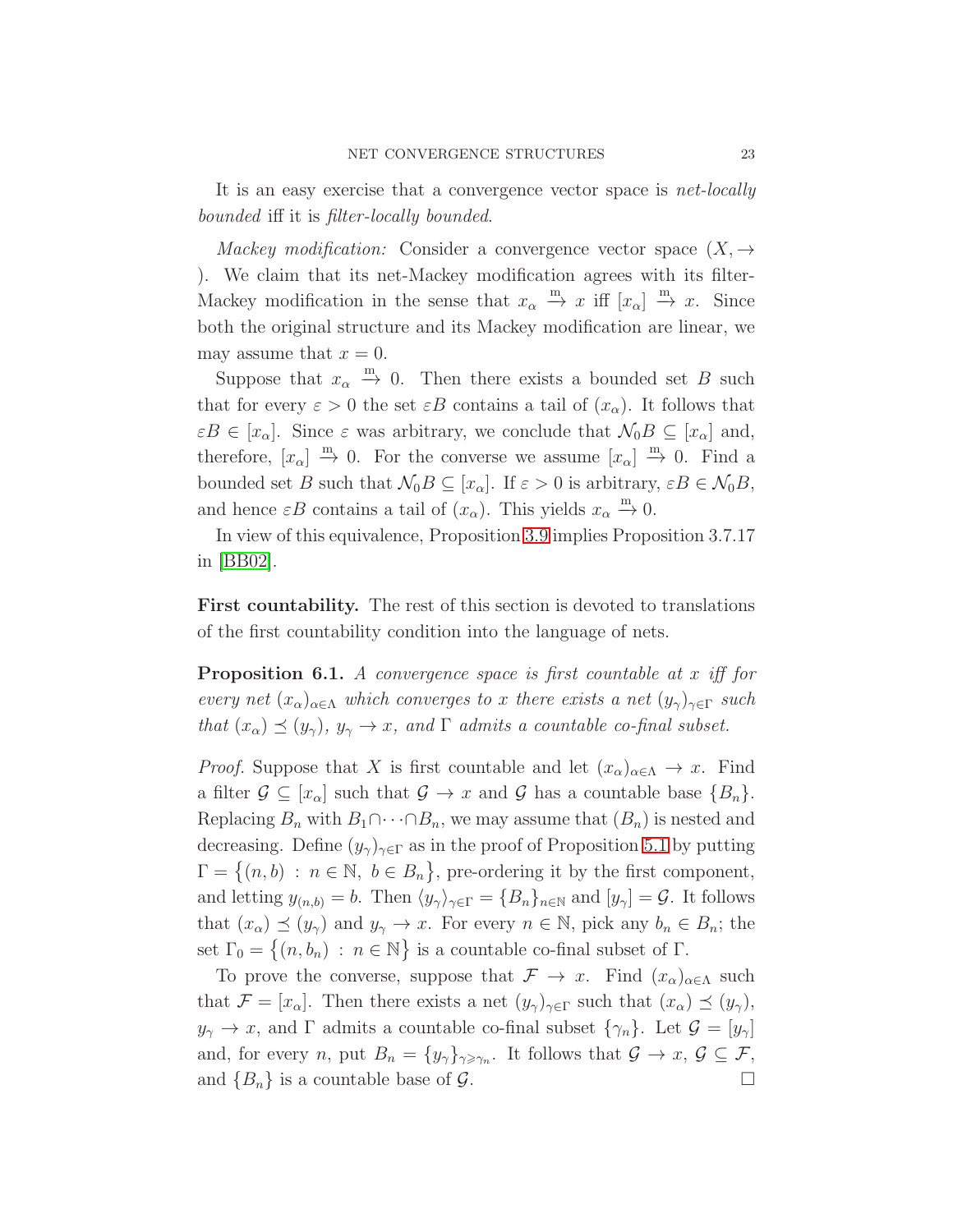It is an easy exercise that a convergence vector space is *net-locally bounded* iff it is *filter-locally bounded*.

*Mackey modification:* Consider a convergence vector space $(X, \to)$. We claim that its net-Mackey modification agrees with its filter-Mackey modification in the sense that $x_\alpha \xrightarrow{\text{m}} x$ iff $[x_\alpha] \xrightarrow{\text{m}} x$. Since both the original structure and its Mackey modification are linear, we may assume that $x = 0$.

Suppose that $x_\alpha \xrightarrow{\text{m}} 0$. Then there exists a bounded set $B$ such that for every $\varepsilon > 0$ the set $\varepsilon B$ contains a tail of $(x_\alpha)$. It follows that $\varepsilon B \in [x_\alpha]$. Since $\varepsilon$ was arbitrary, we conclude that $\mathcal{N}_0 B \subseteq [x_\alpha]$ and, therefore, $[x_\alpha] \xrightarrow{\text{m}} 0$. For the converse we assume $[x_\alpha] \xrightarrow{\text{m}} 0$. Find a bounded set $B$ such that $\mathcal{N}_0 B \subseteq [x_\alpha]$. If $\varepsilon > 0$ is arbitrary, $\varepsilon B \in \mathcal{N}_0 B$, and hence $\varepsilon B$ contains a tail of $(x_\alpha)$. This yields $x_\alpha \xrightarrow{\text{m}} 0$.

In view of this equivalence, Proposition 3.9 implies Proposition 3.7.17 in [BB02].

**First countability.** The rest of this section is devoted to translations of the first countability condition into the language of nets.

**Proposition 6.1.** *A convergence space is first countable at $x$ iff for every net $(x_\alpha)_{\alpha\in\Lambda}$ which converges to $x$ there exists a net $(y_\gamma)_{\gamma\in\Gamma}$ such that $(x_\alpha) \preceq (y_\gamma)$, $y_\gamma \to x$, and $\Gamma$ admits a countable co-final subset.*

*Proof.* Suppose that $X$ is first countable and let $(x_\alpha)_{\alpha\in\Lambda} \to x$. Find a filter $\mathcal{G} \subseteq [x_\alpha]$ such that $\mathcal{G} \to x$ and $\mathcal{G}$ has a countable base $\{B_n\}$. Replacing $B_n$ with $B_1 \cap \dots \cap B_n$, we may assume that $(B_n)$ is nested and decreasing. Define $(y_\gamma)_{\gamma\in\Gamma}$ as in the proof of Proposition 5.1 by putting $\Gamma = \{(n, b) \,:\, n \in \mathbb{N},\ b \in B_n\}$, pre-ordering it by the first component, and letting $y_{(n,b)} = b$. Then $\langle y_\gamma \rangle_{\gamma\in\Gamma} = \{B_n\}_{n\in\mathbb{N}}$ and $[y_\gamma] = \mathcal{G}$. It follows that $(x_\alpha) \preceq (y_\gamma)$ and $y_\gamma \to x$. For every $n \in \mathbb{N}$, pick any $b_n \in B_n$; the set $\Gamma_0 = \{(n, b_n) \,:\, n \in \mathbb{N}\}$ is a countable co-final subset of $\Gamma$.

To prove the converse, suppose that $\mathcal{F} \to x$. Find $(x_\alpha)_{\alpha\in\Lambda}$ such that $\mathcal{F} = [x_\alpha]$. Then there exists a net $(y_\gamma)_{\gamma\in\Gamma}$ such that $(x_\alpha) \preceq (y_\gamma)$, $y_\gamma \to x$, and $\Gamma$ admits a countable co-final subset $\{\gamma_n\}$. Let $\mathcal{G} = [y_\gamma]$ and, for every $n$, put $B_n = \{y_\gamma\}_{\gamma \geqslant \gamma_n}$. It follows that $\mathcal{G} \to x$, $\mathcal{G} \subseteq \mathcal{F}$, and $\{B_n\}$ is a countable base of $\mathcal{G}$. $\square$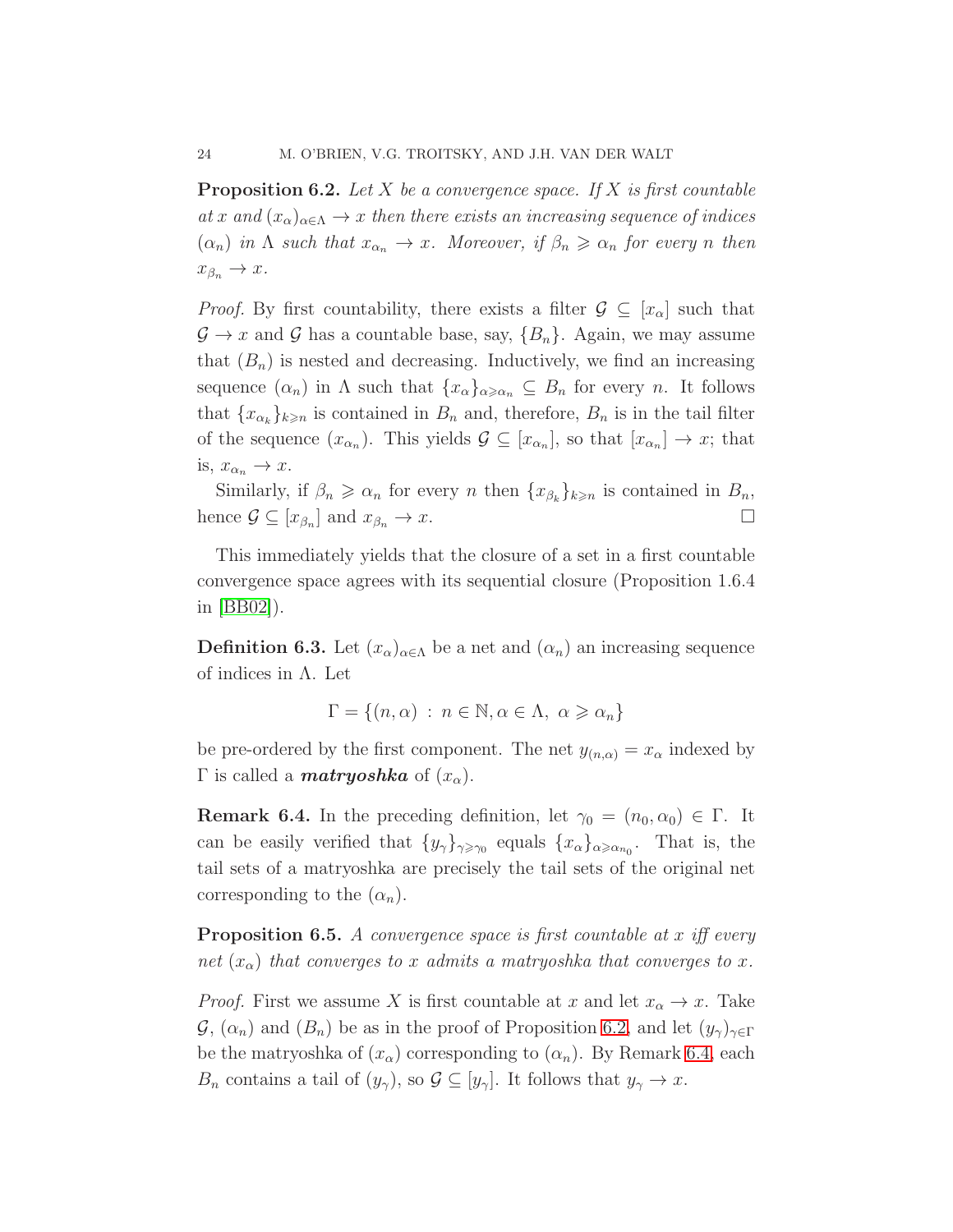**Proposition 6.2.** *Let $X$ be a convergence space. If $X$ is first countable at $x$ and $(x_\alpha)_{\alpha\in\Lambda} \to x$ then there exists an increasing sequence of indices $(\alpha_n)$ in $\Lambda$ such that $x_{\alpha_n} \to x$. Moreover, if $\beta_n \geqslant \alpha_n$ for every $n$ then $x_{\beta_n} \to x$.*

*Proof.* By first countability, there exists a filter $\mathcal{G} \subseteq [x_\alpha]$ such that $\mathcal{G} \to x$ and $\mathcal{G}$ has a countable base, say, $\{B_n\}$. Again, we may assume that $(B_n)$ is nested and decreasing. Inductively, we find an increasing sequence $(\alpha_n)$ in $\Lambda$ such that $\{x_\alpha\}_{\alpha \geqslant \alpha_n} \subseteq B_n$ for every $n$. It follows that $\{x_{\alpha_k}\}_{k\geqslant n}$ is contained in $B_n$ and, therefore, $B_n$ is in the tail filter of the sequence $(x_{\alpha_n})$. This yields $\mathcal{G} \subseteq [x_{\alpha_n}]$, so that $[x_{\alpha_n}] \to x$; that is, $x_{\alpha_n} \to x$.

Similarly, if $\beta_n \geqslant \alpha_n$ for every $n$ then $\{x_{\beta_k}\}_{k\geqslant n}$ is contained in $B_n$, hence $\mathcal{G} \subseteq [x_{\beta_n}]$ and $x_{\beta_n} \to x$. □

This immediately yields that the closure of a set in a first countable convergence space agrees with its sequential closure (Proposition 1.6.4 in [BB02]).

**Definition 6.3.** Let $(x_\alpha)_{\alpha\in\Lambda}$ be a net and $(\alpha_n)$ an increasing sequence of indices in $\Lambda$. Let

$$\Gamma = \{(n, \alpha) \,:\, n \in \mathbb{N}, \alpha \in \Lambda,\ \alpha \geqslant \alpha_n\}$$

be pre-ordered by the first component. The net $y_{(n,\alpha)} = x_\alpha$ indexed by $\Gamma$ is called a ***matryoshka*** of $(x_\alpha)$.

**Remark 6.4.** In the preceding definition, let $\gamma_0 = (n_0, \alpha_0) \in \Gamma$. It can be easily verified that $\{y_\gamma\}_{\gamma\geqslant\gamma_0}$ equals $\{x_\alpha\}_{\alpha\geqslant\alpha_{n_0}}$. That is, the tail sets of a matryoshka are precisely the tail sets of the original net corresponding to the $(\alpha_n)$.

**Proposition 6.5.** *A convergence space is first countable at $x$ iff every net $(x_\alpha)$ that converges to $x$ admits a matryoshka that converges to $x$.*

*Proof.* First we assume $X$ is first countable at $x$ and let $x_\alpha \to x$. Take $\mathcal{G}$, $(\alpha_n)$ and $(B_n)$ be as in the proof of Proposition 6.2, and let $(y_\gamma)_{\gamma\in\Gamma}$ be the matryoshka of $(x_\alpha)$ corresponding to $(\alpha_n)$. By Remark 6.4, each $B_n$ contains a tail of $(y_\gamma)$, so $\mathcal{G} \subseteq [y_\gamma]$. It follows that $y_\gamma \to x$.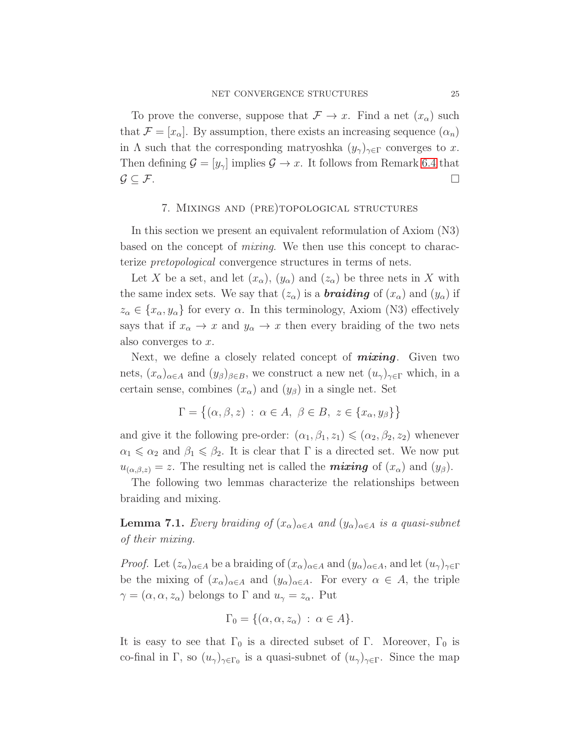To prove the converse, suppose that $\mathcal{F} \to x$. Find a net $(x_\alpha)$ such that $\mathcal{F} = [x_\alpha]$. By assumption, there exists an increasing sequence $(\alpha_n)$ in $\Lambda$ such that the corresponding matryoshka $(y_\gamma)_{\gamma\in\Gamma}$ converges to $x$. Then defining $\mathcal{G} = [y_\gamma]$ implies $\mathcal{G} \to x$. It follows from Remark 6.4 that $\mathcal{G} \subseteq \mathcal{F}$. □

## 7. Mixings and (pre)topological structures

In this section we present an equivalent reformulation of Axiom (N3) based on the concept of *mixing*. We then use this concept to characterize *pretopological* convergence structures in terms of nets.

Let $X$ be a set, and let $(x_\alpha)$, $(y_\alpha)$ and $(z_\alpha)$ be three nets in $X$ with the same index sets. We say that $(z_\alpha)$ is a ***braiding*** of $(x_\alpha)$ and $(y_\alpha)$ if $z_\alpha \in \{x_\alpha, y_\alpha\}$ for every $\alpha$. In this terminology, Axiom (N3) effectively says that if $x_\alpha \to x$ and $y_\alpha \to x$ then every braiding of the two nets also converges to $x$.

Next, we define a closely related concept of ***mixing***. Given two nets, $(x_\alpha)_{\alpha\in A}$ and $(y_\beta)_{\beta\in B}$, we construct a new net $(u_\gamma)_{\gamma\in\Gamma}$ which, in a certain sense, combines $(x_\alpha)$ and $(y_\beta)$ in a single net. Set

$$\Gamma = \big\{(\alpha, \beta, z) \,:\, \alpha \in A,\ \beta \in B,\ z \in \{x_\alpha, y_\beta\}\big\}$$

and give it the following pre-order: $(\alpha_1, \beta_1, z_1) \leqslant (\alpha_2, \beta_2, z_2)$ whenever $\alpha_1 \leqslant \alpha_2$ and $\beta_1 \leqslant \beta_2$. It is clear that $\Gamma$ is a directed set. We now put $u_{(\alpha,\beta,z)} = z$. The resulting net is called the ***mixing*** of $(x_\alpha)$ and $(y_\beta)$.

The following two lemmas characterize the relationships between braiding and mixing.

**Lemma 7.1.** *Every braiding of $(x_\alpha)_{\alpha\in A}$ and $(y_\alpha)_{\alpha\in A}$ is a quasi-subnet of their mixing.*

*Proof.* Let $(z_\alpha)_{\alpha\in A}$ be a braiding of $(x_\alpha)_{\alpha\in A}$ and $(y_\alpha)_{\alpha\in A}$, and let $(u_\gamma)_{\gamma\in\Gamma}$ be the mixing of $(x_\alpha)_{\alpha\in A}$ and $(y_\alpha)_{\alpha\in A}$. For every $\alpha \in A$, the triple $\gamma = (\alpha, \alpha, z_\alpha)$ belongs to $\Gamma$ and $u_\gamma = z_\alpha$. Put

$$\Gamma_0 = \{(\alpha, \alpha, z_\alpha) \,:\, \alpha \in A\}.$$

It is easy to see that $\Gamma_0$ is a directed subset of $\Gamma$. Moreover, $\Gamma_0$ is co-final in $\Gamma$, so $(u_\gamma)_{\gamma\in\Gamma_0}$ is a quasi-subnet of $(u_\gamma)_{\gamma\in\Gamma}$. Since the map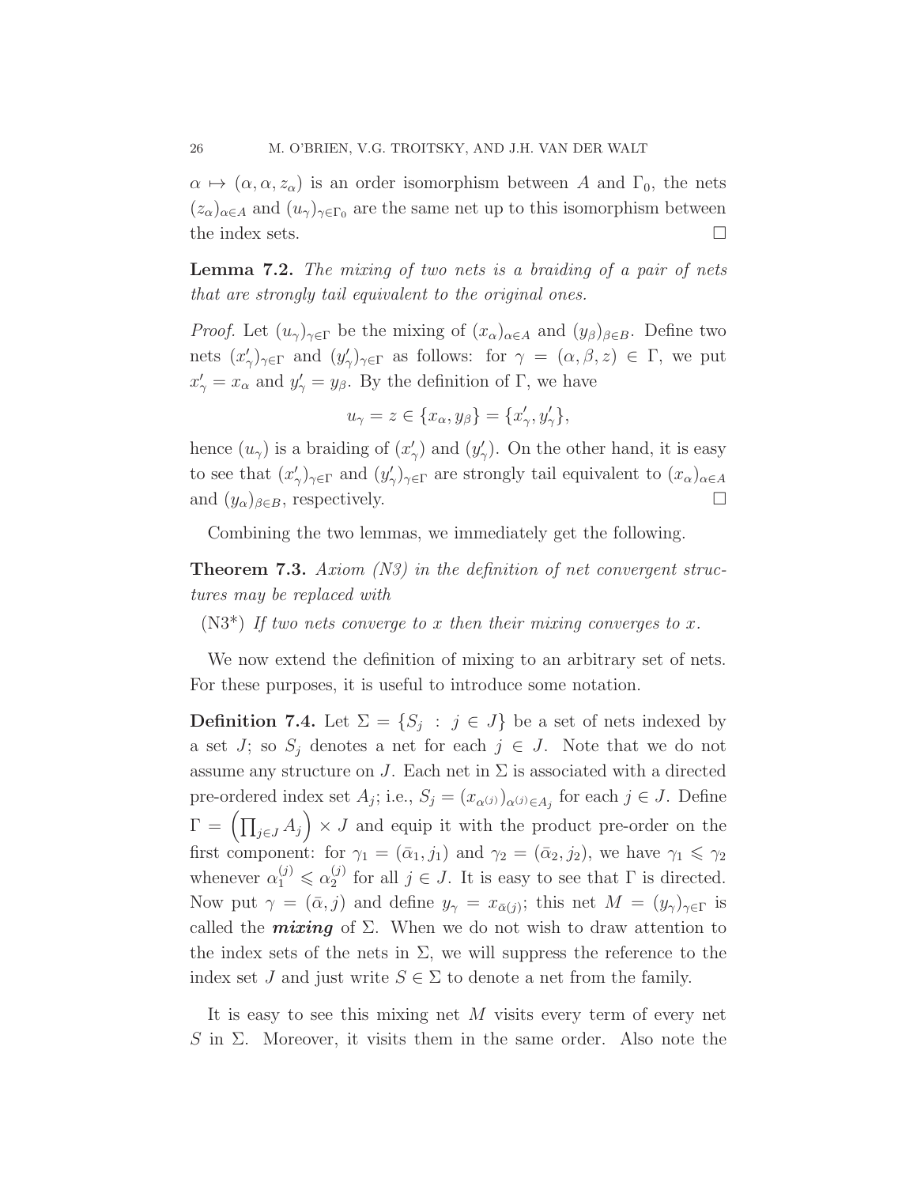$\alpha \mapsto (\alpha, \alpha, z_\alpha)$ is an order isomorphism between $A$ and $\Gamma_0$, the nets $(z_\alpha)_{\alpha\in A}$ and $(u_\gamma)_{\gamma\in\Gamma_0}$ are the same net up to this isomorphism between the index sets. □

**Lemma 7.2.** *The mixing of two nets is a braiding of a pair of nets that are strongly tail equivalent to the original ones.*

*Proof.* Let $(u_\gamma)_{\gamma\in\Gamma}$ be the mixing of $(x_\alpha)_{\alpha\in A}$ and $(y_\beta)_{\beta\in B}$. Define two nets $(x'_\gamma)_{\gamma\in\Gamma}$ and $(y'_\gamma)_{\gamma\in\Gamma}$ as follows: for $\gamma = (\alpha, \beta, z) \in \Gamma$, we put $x'_\gamma = x_\alpha$ and $y'_\gamma = y_\beta$. By the definition of $\Gamma$, we have

$$u_\gamma = z \in \{x_\alpha, y_\beta\} = \{x'_\gamma, y'_\gamma\},$$

hence $(u_\gamma)$ is a braiding of $(x'_\gamma)$ and $(y'_\gamma)$. On the other hand, it is easy to see that $(x'_\gamma)_{\gamma\in\Gamma}$ and $(y'_\gamma)_{\gamma\in\Gamma}$ are strongly tail equivalent to $(x_\alpha)_{\alpha\in A}$ and $(y_\alpha)_{\beta\in B}$, respectively. □

Combining the two lemmas, we immediately get the following.

**Theorem 7.3.** *Axiom (N3) in the definition of net convergent structures may be replaced with*

(N3*) *If two nets converge to $x$ then their mixing converges to $x$.*

We now extend the definition of mixing to an arbitrary set of nets. For these purposes, it is useful to introduce some notation.

**Definition 7.4.** Let $\Sigma = \{S_j : j \in J\}$ be a set of nets indexed by a set $J$; so $S_j$ denotes a net for each $j \in J$. Note that we do not assume any structure on $J$. Each net in $\Sigma$ is associated with a directed pre-ordered index set $A_j$; i.e., $S_j = (x_{\alpha^{(j)}})_{\alpha^{(j)}\in A_j}$ for each $j \in J$. Define $\Gamma = \left(\prod_{j\in J} A_j\right) \times J$ and equip it with the product pre-order on the first component: for $\gamma_1 = (\bar{\alpha}_1, j_1)$ and $\gamma_2 = (\bar{\alpha}_2, j_2)$, we have $\gamma_1 \leqslant \gamma_2$ whenever $\alpha_1^{(j)} \leqslant \alpha_2^{(j)}$ for all $j \in J$. It is easy to see that $\Gamma$ is directed. Now put $\gamma = (\bar{\alpha}, j)$ and define $y_\gamma = x_{\bar{\alpha}(j)}$; this net $M = (y_\gamma)_{\gamma\in\Gamma}$ is called the ***mixing*** of $\Sigma$. When we do not wish to draw attention to the index sets of the nets in $\Sigma$, we will suppress the reference to the index set $J$ and just write $S \in \Sigma$ to denote a net from the family.

It is easy to see this mixing net $M$ visits every term of every net $S$ in $\Sigma$. Moreover, it visits them in the same order. Also note the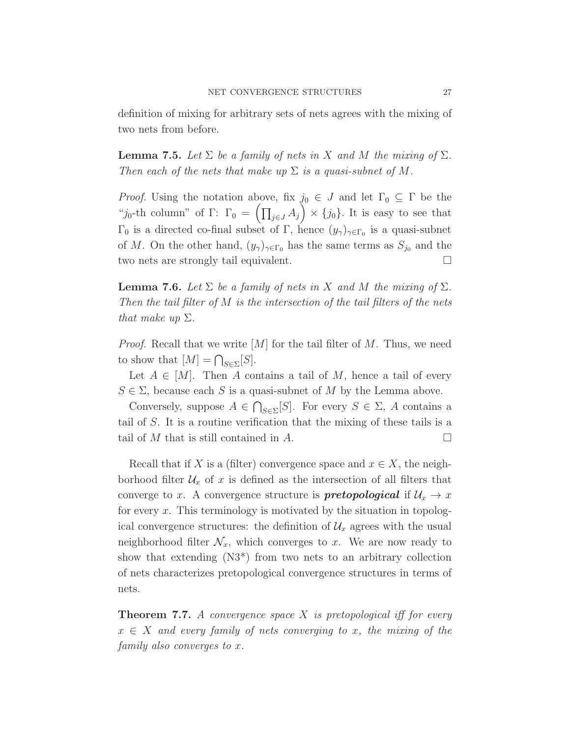definition of mixing for arbitrary sets of nets agrees with the mixing of two nets from before.

**Lemma 7.5.** *Let $\Sigma$ be a family of nets in $X$ and $M$ the mixing of $\Sigma$. Then each of the nets that make up $\Sigma$ is a quasi-subnet of $M$.*

*Proof.* Using the notation above, fix $j_0 \in J$ and let $\Gamma_0 \subseteq \Gamma$ be the "$j_0$-th column" of $\Gamma$: $\Gamma_0 = \left(\prod_{j\in J} A_j\right) \times \{j_0\}$. It is easy to see that $\Gamma_0$ is a directed co-final subset of $\Gamma$, hence $(y_\gamma)_{\gamma\in\Gamma_0}$ is a quasi-subnet of $M$. On the other hand, $(y_\gamma)_{\gamma\in\Gamma_0}$ has the same terms as $S_{j_0}$ and the two nets are strongly tail equivalent. □

**Lemma 7.6.** *Let $\Sigma$ be a family of nets in $X$ and $M$ the mixing of $\Sigma$. Then the tail filter of $M$ is the intersection of the tail filters of the nets that make up $\Sigma$.*

*Proof.* Recall that we write $[M]$ for the tail filter of $M$. Thus, we need to show that $[M] = \bigcap_{S\in\Sigma}[S]$.

Let $A \in [M]$. Then $A$ contains a tail of $M$, hence a tail of every $S \in \Sigma$, because each $S$ is a quasi-subnet of $M$ by the Lemma above.

Conversely, suppose $A \in \bigcap_{S\in\Sigma}[S]$. For every $S \in \Sigma$, $A$ contains a tail of $S$. It is a routine verification that the mixing of these tails is a tail of $M$ that is still contained in $A$. □

Recall that if $X$ is a (filter) convergence space and $x \in X$, the neighborhood filter $\mathcal{U}_x$ of $x$ is defined as the intersection of all filters that converge to $x$. A convergence structure is ***pretopological*** if $\mathcal{U}_x \to x$ for every $x$. This terminology is motivated by the situation in topological convergence structures: the definition of $\mathcal{U}_x$ agrees with the usual neighborhood filter $\mathcal{N}_x$, which converges to $x$. We are now ready to show that extending (N3*) from two nets to an arbitrary collection of nets characterizes pretopological convergence structures in terms of nets.

**Theorem 7.7.** *A convergence space $X$ is pretopological iff for every $x \in X$ and every family of nets converging to $x$, the mixing of the family also converges to $x$.*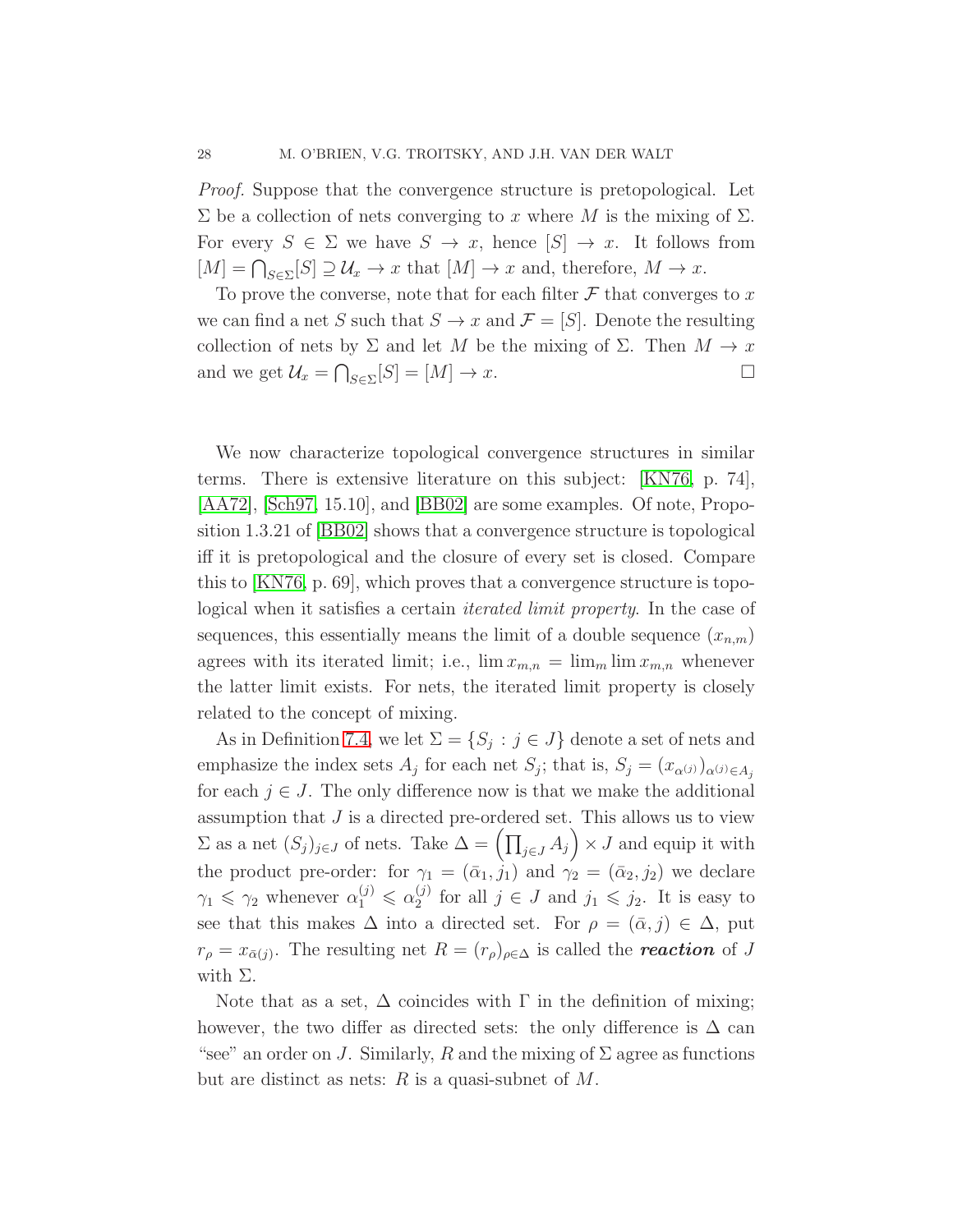*Proof.* Suppose that the convergence structure is pretopological. Let $\Sigma$ be a collection of nets converging to $x$ where $M$ is the mixing of $\Sigma$. For every $S \in \Sigma$ we have $S \to x$, hence $[S] \to x$. It follows from $[M] = \bigcap_{S \in \Sigma} [S] \supseteq \mathcal{U}_x \to x$ that $[M] \to x$ and, therefore, $M \to x$.

To prove the converse, note that for each filter $\mathcal{F}$ that converges to $x$ we can find a net $S$ such that $S \to x$ and $\mathcal{F} = [S]$. Denote the resulting collection of nets by $\Sigma$ and let $M$ be the mixing of $\Sigma$. Then $M \to x$ and we get $\mathcal{U}_x = \bigcap_{S \in \Sigma} [S] = [M] \to x$. $\square$

We now characterize topological convergence structures in similar terms. There is extensive literature on this subject: [KN76, p. 74], [AA72], [Sch97, 15.10], and [BB02] are some examples. Of note, Proposition 1.3.21 of [BB02] shows that a convergence structure is topological iff it is pretopological and the closure of every set is closed. Compare this to [KN76, p. 69], which proves that a convergence structure is topological when it satisfies a certain *iterated limit property*. In the case of sequences, this essentially means the limit of a double sequence $(x_{n,m})$ agrees with its iterated limit; i.e., $\lim x_{m,n} = \lim_m \lim x_{m,n}$ whenever the latter limit exists. For nets, the iterated limit property is closely related to the concept of mixing.

As in Definition 7.4, we let $\Sigma = \{S_j : j \in J\}$ denote a set of nets and emphasize the index sets $A_j$ for each net $S_j$; that is, $S_j = (x_{\alpha^{(j)}})_{\alpha^{(j)} \in A_j}$ for each $j \in J$. The only difference now is that we make the additional assumption that $J$ is a directed pre-ordered set. This allows us to view $\Sigma$ as a net $(S_j)_{j \in J}$ of nets. Take $\Delta = \left(\prod_{j \in J} A_j\right) \times J$ and equip it with the product pre-order: for $\gamma_1 = (\bar{\alpha}_1, j_1)$ and $\gamma_2 = (\bar{\alpha}_2, j_2)$ we declare $\gamma_1 \leqslant \gamma_2$ whenever $\alpha_1^{(j)} \leqslant \alpha_2^{(j)}$ for all $j \in J$ and $j_1 \leqslant j_2$. It is easy to see that this makes $\Delta$ into a directed set. For $\rho = (\bar{\alpha}, j) \in \Delta$, put $r_\rho = x_{\bar{\alpha}(j)}$. The resulting net $R = (r_\rho)_{\rho \in \Delta}$ is called the ***reaction*** of $J$ with $\Sigma$.

Note that as a set, $\Delta$ coincides with $\Gamma$ in the definition of mixing; however, the two differ as directed sets: the only difference is $\Delta$ can "see" an order on $J$. Similarly, $R$ and the mixing of $\Sigma$ agree as functions but are distinct as nets: $R$ is a quasi-subnet of $M$.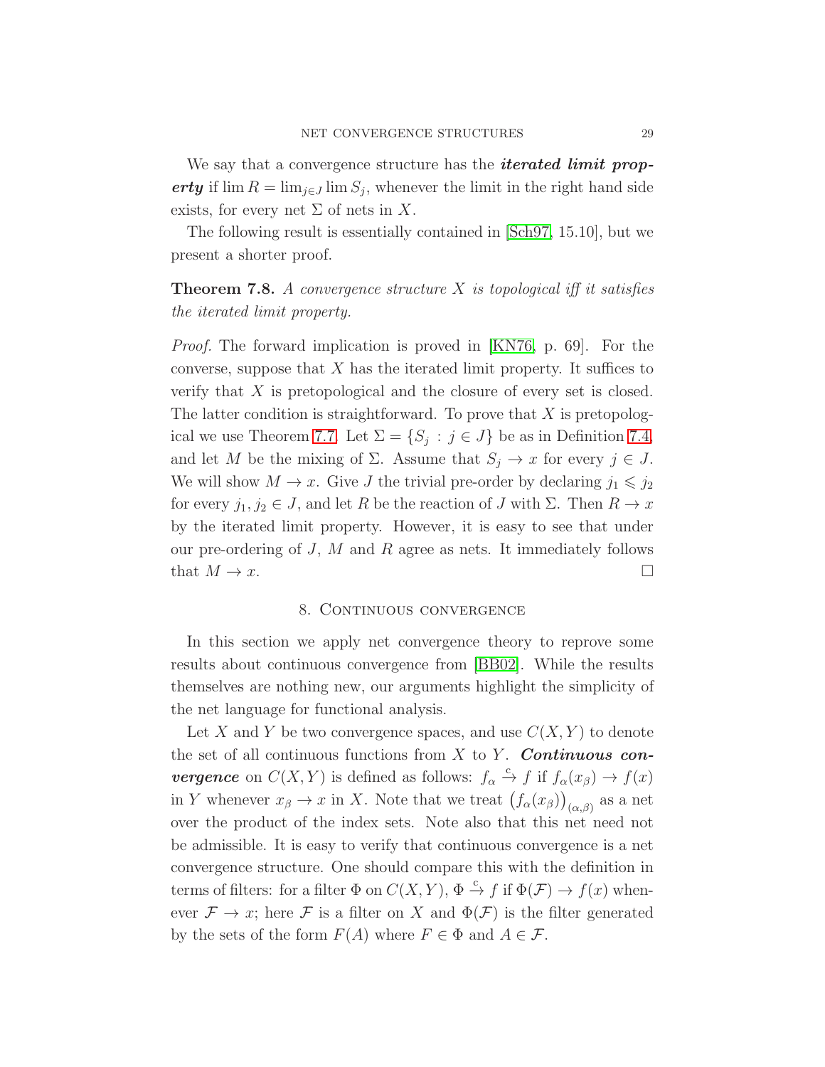We say that a convergence structure has the ***iterated limit property*** if $\lim R = \lim_{j \in J} \lim S_j$, whenever the limit in the right hand side exists, for every net $\Sigma$ of nets in $X$.

The following result is essentially contained in [Sch97, 15.10], but we present a shorter proof.

**Theorem 7.8.** *A convergence structure $X$ is topological iff it satisfies the iterated limit property.*

*Proof.* The forward implication is proved in [KN76, p. 69]. For the converse, suppose that $X$ has the iterated limit property. It suffices to verify that $X$ is pretopological and the closure of every set is closed. The latter condition is straightforward. To prove that $X$ is pretopological we use Theorem 7.7. Let $\Sigma = \{S_j : j \in J\}$ be as in Definition 7.4, and let $M$ be the mixing of $\Sigma$. Assume that $S_j \to x$ for every $j \in J$. We will show $M \to x$. Give $J$ the trivial pre-order by declaring $j_1 \leqslant j_2$ for every $j_1, j_2 \in J$, and let $R$ be the reaction of $J$ with $\Sigma$. Then $R \to x$ by the iterated limit property. However, it is easy to see that under our pre-ordering of $J$, $M$ and $R$ agree as nets. It immediately follows that $M \to x$. $\square$

## 8. Continuous convergence

In this section we apply net convergence theory to reprove some results about continuous convergence from [BB02]. While the results themselves are nothing new, our arguments highlight the simplicity of the net language for functional analysis.

Let $X$ and $Y$ be two convergence spaces, and use $C(X, Y)$ to denote the set of all continuous functions from $X$ to $Y$. ***Continuous convergence*** on $C(X, Y)$ is defined as follows: $f_\alpha \xrightarrow{c} f$ if $f_\alpha(x_\beta) \to f(x)$ in $Y$ whenever $x_\beta \to x$ in $X$. Note that we treat $\big(f_\alpha(x_\beta)\big)_{(\alpha,\beta)}$ as a net over the product of the index sets. Note also that this net need not be admissible. It is easy to verify that continuous convergence is a net convergence structure. One should compare this with the definition in terms of filters: for a filter $\Phi$ on $C(X, Y)$, $\Phi \xrightarrow{c} f$ if $\Phi(\mathcal{F}) \to f(x)$ whenever $\mathcal{F} \to x$; here $\mathcal{F}$ is a filter on $X$ and $\Phi(\mathcal{F})$ is the filter generated by the sets of the form $F(A)$ where $F \in \Phi$ and $A \in \mathcal{F}$.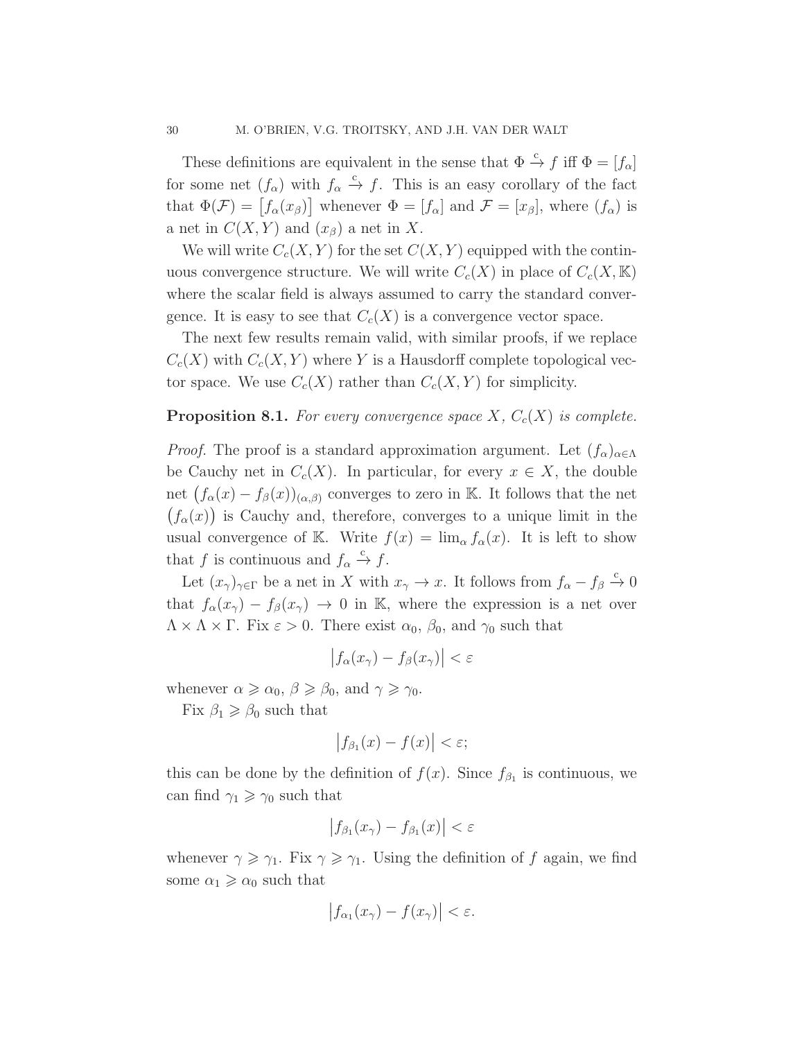These definitions are equivalent in the sense that $\Phi \xrightarrow{c} f$ iff $\Phi = [f_\alpha]$ for some net $(f_\alpha)$ with $f_\alpha \xrightarrow{c} f$. This is an easy corollary of the fact that $\Phi(\mathcal{F}) = \big[f_\alpha(x_\beta)\big]$ whenever $\Phi = [f_\alpha]$ and $\mathcal{F} = [x_\beta]$, where $(f_\alpha)$ is a net in $C(X,Y)$ and $(x_\beta)$ a net in $X$.

We will write $C_c(X,Y)$ for the set $C(X,Y)$ equipped with the continuous convergence structure. We will write $C_c(X)$ in place of $C_c(X,\mathbb{K})$ where the scalar field is always assumed to carry the standard convergence. It is easy to see that $C_c(X)$ is a convergence vector space.

The next few results remain valid, with similar proofs, if we replace $C_c(X)$ with $C_c(X,Y)$ where $Y$ is a Hausdorff complete topological vector space. We use $C_c(X)$ rather than $C_c(X,Y)$ for simplicity.

**Proposition 8.1.** *For every convergence space $X$, $C_c(X)$ is complete.*

*Proof.* The proof is a standard approximation argument. Let $(f_\alpha)_{\alpha\in\Lambda}$ be Cauchy net in $C_c(X)$. In particular, for every $x \in X$, the double net $\big(f_\alpha(x) - f_\beta(x)\big)_{(\alpha,\beta)}$ converges to zero in $\mathbb{K}$. It follows that the net $\big(f_\alpha(x)\big)$ is Cauchy and, therefore, converges to a unique limit in the usual convergence of $\mathbb{K}$. Write $f(x) = \lim_\alpha f_\alpha(x)$. It is left to show that $f$ is continuous and $f_\alpha \xrightarrow{c} f$.

Let $(x_\gamma)_{\gamma\in\Gamma}$ be a net in $X$ with $x_\gamma \to x$. It follows from $f_\alpha - f_\beta \xrightarrow{c} 0$ that $f_\alpha(x_\gamma) - f_\beta(x_\gamma) \to 0$ in $\mathbb{K}$, where the expression is a net over $\Lambda \times \Lambda \times \Gamma$. Fix $\varepsilon > 0$. There exist $\alpha_0$, $\beta_0$, and $\gamma_0$ such that

$$\big|f_\alpha(x_\gamma) - f_\beta(x_\gamma)\big| < \varepsilon$$

whenever $\alpha \geqslant \alpha_0$, $\beta \geqslant \beta_0$, and $\gamma \geqslant \gamma_0$.

Fix $\beta_1 \geqslant \beta_0$ such that

$$\big|f_{\beta_1}(x) - f(x)\big| < \varepsilon;$$

this can be done by the definition of $f(x)$. Since $f_{\beta_1}$ is continuous, we can find $\gamma_1 \geqslant \gamma_0$ such that

$$\big|f_{\beta_1}(x_\gamma) - f_{\beta_1}(x)\big| < \varepsilon$$

whenever $\gamma \geqslant \gamma_1$. Fix $\gamma \geqslant \gamma_1$. Using the definition of $f$ again, we find some $\alpha_1 \geqslant \alpha_0$ such that

$$\big|f_{\alpha_1}(x_\gamma) - f(x_\gamma)\big| < \varepsilon.$$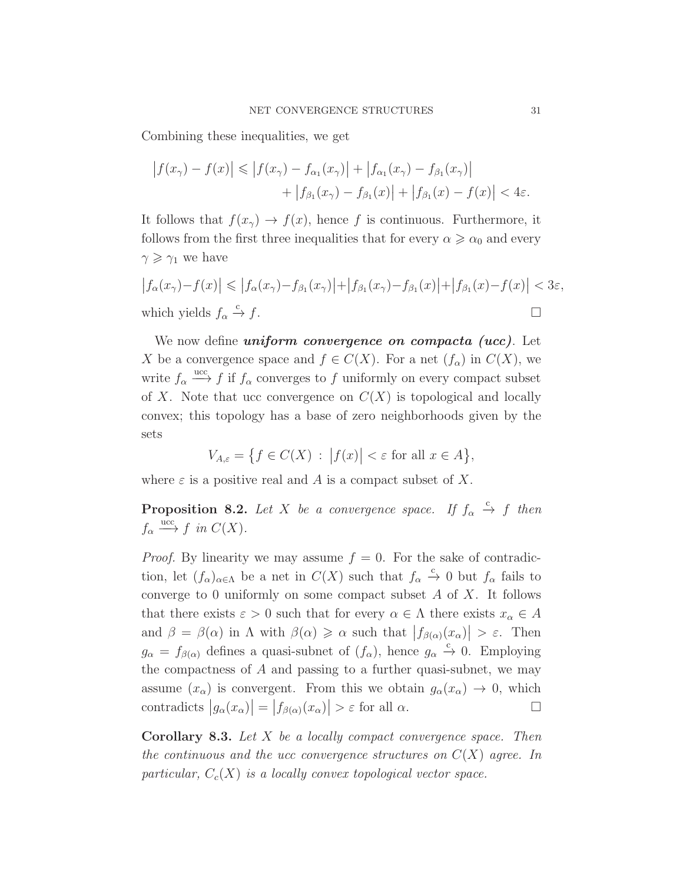Combining these inequalities, we get

$$
\begin{aligned}
\bigl|f(x_\gamma) - f(x)\bigr| \leqslant \bigl|f(x_\gamma) - f_{\alpha_1}(x_\gamma)\bigr| + \bigl|f_{\alpha_1}(x_\gamma) - f_{\beta_1}(x_\gamma)\bigr| \\
+ \bigl|f_{\beta_1}(x_\gamma) - f_{\beta_1}(x)\bigr| + \bigl|f_{\beta_1}(x) - f(x)\bigr| < 4\varepsilon.
\end{aligned}
$$

It follows that $f(x_\gamma) \to f(x)$, hence $f$ is continuous. Furthermore, it follows from the first three inequalities that for every $\alpha \geqslant \alpha_0$ and every $\gamma \geqslant \gamma_1$ we have

$$
\bigl|f_\alpha(x_\gamma) - f(x)\bigr| \leqslant \bigl|f_\alpha(x_\gamma) - f_{\beta_1}(x_\gamma)\bigr| + \bigl|f_{\beta_1}(x_\gamma) - f_{\beta_1}(x)\bigr| + \bigl|f_{\beta_1}(x) - f(x)\bigr| < 3\varepsilon,
$$

which yields $f_\alpha \xrightarrow{\mathrm{c}} f$. $\square$

We now define ***uniform convergence on compacta (ucc)***. Let $X$ be a convergence space and $f \in C(X)$. For a net $(f_\alpha)$ in $C(X)$, we write $f_\alpha \xrightarrow{\mathrm{ucc}} f$ if $f_\alpha$ converges to $f$ uniformly on every compact subset of $X$. Note that ucc convergence on $C(X)$ is topological and locally convex; this topology has a base of zero neighborhoods given by the sets

$$
V_{A,\varepsilon} = \bigl\{ f \in C(X) \,:\, \bigl|f(x)\bigr| < \varepsilon \text{ for all } x \in A \bigr\},
$$

where $\varepsilon$ is a positive real and $A$ is a compact subset of $X$.

**Proposition 8.2.** *Let $X$ be a convergence space. If $f_\alpha \xrightarrow{\mathrm{c}} f$ then $f_\alpha \xrightarrow{\mathrm{ucc}} f$ in $C(X)$.*

*Proof.* By linearity we may assume $f = 0$. For the sake of contradiction, let $(f_\alpha)_{\alpha \in \Lambda}$ be a net in $C(X)$ such that $f_\alpha \xrightarrow{\mathrm{c}} 0$ but $f_\alpha$ fails to converge to 0 uniformly on some compact subset $A$ of $X$. It follows that there exists $\varepsilon > 0$ such that for every $\alpha \in \Lambda$ there exists $x_\alpha \in A$ and $\beta = \beta(\alpha)$ in $\Lambda$ with $\beta(\alpha) \geqslant \alpha$ such that $\bigl|f_{\beta(\alpha)}(x_\alpha)\bigr| > \varepsilon$. Then $g_\alpha = f_{\beta(\alpha)}$ defines a quasi-subnet of $(f_\alpha)$, hence $g_\alpha \xrightarrow{\mathrm{c}} 0$. Employing the compactness of $A$ and passing to a further quasi-subnet, we may assume $(x_\alpha)$ is convergent. From this we obtain $g_\alpha(x_\alpha) \to 0$, which contradicts $\bigl|g_\alpha(x_\alpha)\bigr| = \bigl|f_{\beta(\alpha)}(x_\alpha)\bigr| > \varepsilon$ for all $\alpha$. $\square$

**Corollary 8.3.** *Let $X$ be a locally compact convergence space. Then the continuous and the ucc convergence structures on $C(X)$ agree. In particular, $C_c(X)$ is a locally convex topological vector space.*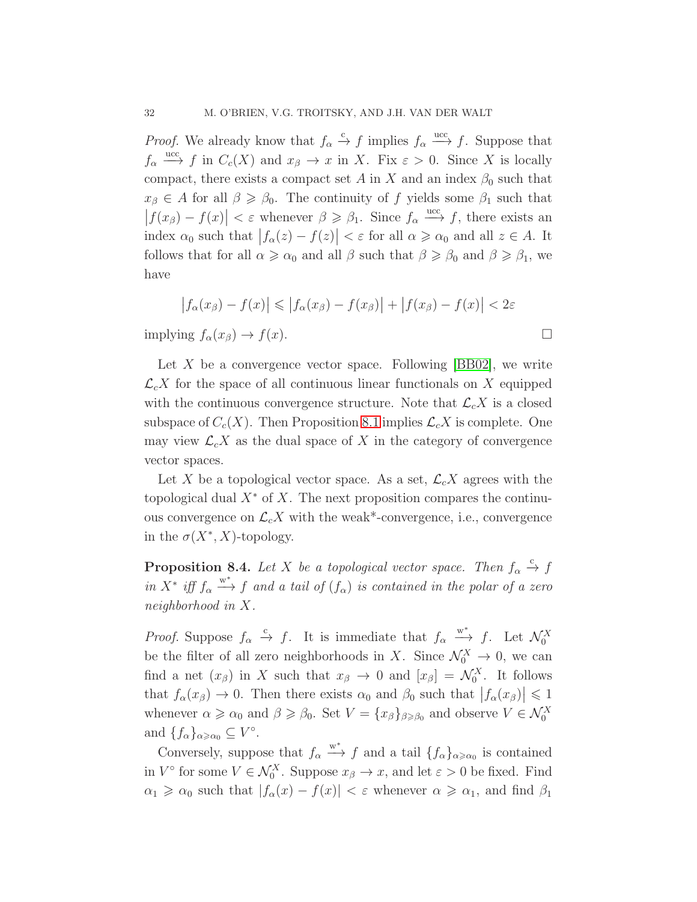*Proof.* We already know that $f_\alpha \xrightarrow{\text{c}} f$ implies $f_\alpha \xrightarrow{\text{ucc}} f$. Suppose that $f_\alpha \xrightarrow{\text{ucc}} f$ in $C_c(X)$ and $x_\beta \to x$ in $X$. Fix $\varepsilon > 0$. Since $X$ is locally compact, there exists a compact set $A$ in $X$ and an index $\beta_0$ such that $x_\beta \in A$ for all $\beta \geqslant \beta_0$. The continuity of $f$ yields some $\beta_1$ such that $\bigl|f(x_\beta) - f(x)\bigr| < \varepsilon$ whenever $\beta \geqslant \beta_1$. Since $f_\alpha \xrightarrow{\text{ucc}} f$, there exists an index $\alpha_0$ such that $\bigl|f_\alpha(z) - f(z)\bigr| < \varepsilon$ for all $\alpha \geqslant \alpha_0$ and all $z \in A$. It follows that for all $\alpha \geqslant \alpha_0$ and all $\beta$ such that $\beta \geqslant \beta_0$ and $\beta \geqslant \beta_1$, we have

$$\bigl|f_\alpha(x_\beta) - f(x)\bigr| \leqslant \bigl|f_\alpha(x_\beta) - f(x_\beta)\bigr| + \bigl|f(x_\beta) - f(x)\bigr| < 2\varepsilon$$

implying $f_\alpha(x_\beta) \to f(x)$. □

Let $X$ be a convergence vector space. Following [BB02], we write $\mathcal{L}_c X$ for the space of all continuous linear functionals on $X$ equipped with the continuous convergence structure. Note that $\mathcal{L}_c X$ is a closed subspace of $C_c(X)$. Then Proposition 8.1 implies $\mathcal{L}_c X$ is complete. One may view $\mathcal{L}_c X$ as the dual space of $X$ in the category of convergence vector spaces.

Let $X$ be a topological vector space. As a set, $\mathcal{L}_c X$ agrees with the topological dual $X^*$ of $X$. The next proposition compares the continuous convergence on $\mathcal{L}_c X$ with the weak*-convergence, i.e., convergence in the $\sigma(X^*, X)$-topology.

**Proposition 8.4.** *Let $X$ be a topological vector space. Then $f_\alpha \xrightarrow{\text{c}} f$ in $X^*$ iff $f_\alpha \xrightarrow{\text{w}^*} f$ and a tail of $(f_\alpha)$ is contained in the polar of a zero neighborhood in $X$.*

*Proof.* Suppose $f_\alpha \xrightarrow{\text{c}} f$. It is immediate that $f_\alpha \xrightarrow{\text{w}^*} f$. Let $\mathcal{N}_0^X$ be the filter of all zero neighborhoods in $X$. Since $\mathcal{N}_0^X \to 0$, we can find a net $(x_\beta)$ in $X$ such that $x_\beta \to 0$ and $[x_\beta] = \mathcal{N}_0^X$. It follows that $f_\alpha(x_\beta) \to 0$. Then there exists $\alpha_0$ and $\beta_0$ such that $\bigl|f_\alpha(x_\beta)\bigr| \leqslant 1$ whenever $\alpha \geqslant \alpha_0$ and $\beta \geqslant \beta_0$. Set $V = \{x_\beta\}_{\beta \geqslant \beta_0}$ and observe $V \in \mathcal{N}_0^X$ and $\{f_\alpha\}_{\alpha \geqslant \alpha_0} \subseteq V^\circ$.

Conversely, suppose that $f_\alpha \xrightarrow{\text{w}^*} f$ and a tail $\{f_\alpha\}_{\alpha \geqslant \alpha_0}$ is contained in $V^\circ$ for some $V \in \mathcal{N}_0^X$. Suppose $x_\beta \to x$, and let $\varepsilon > 0$ be fixed. Find $\alpha_1 \geqslant \alpha_0$ such that $|f_\alpha(x) - f(x)| < \varepsilon$ whenever $\alpha \geqslant \alpha_1$, and find $\beta_1$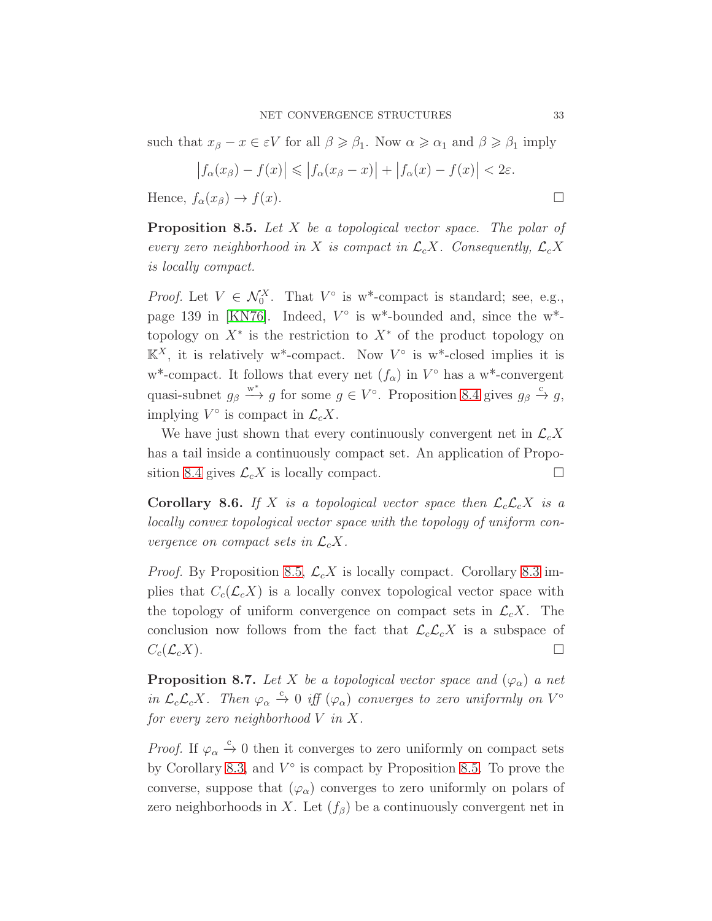such that $x_\beta - x \in \varepsilon V$ for all $\beta \geqslant \beta_1$. Now $\alpha \geqslant \alpha_1$ and $\beta \geqslant \beta_1$ imply

$$\left|f_\alpha(x_\beta) - f(x)\right| \leqslant \left|f_\alpha(x_\beta - x)\right| + \left|f_\alpha(x) - f(x)\right| < 2\varepsilon.$$

Hence, $f_\alpha(x_\beta) \to f(x)$. □

**Proposition 8.5.** *Let $X$ be a topological vector space. The polar of every zero neighborhood in $X$ is compact in $\mathcal{L}_c X$. Consequently, $\mathcal{L}_c X$ is locally compact.*

*Proof.* Let $V \in \mathcal{N}_0^X$. That $V^\circ$ is w*-compact is standard; see, e.g., page 139 in [KN76]. Indeed, $V^\circ$ is w*-bounded and, since the w*-topology on $X^*$ is the restriction to $X^*$ of the product topology on $\mathbb{K}^X$, it is relatively w*-compact. Now $V^\circ$ is w*-closed implies it is w*-compact. It follows that every net $(f_\alpha)$ in $V^\circ$ has a w*-convergent quasi-subnet $g_\beta \xrightarrow{\text{w}^*} g$ for some $g \in V^\circ$. Proposition 8.4 gives $g_\beta \xrightarrow{\text{c}} g$, implying $V^\circ$ is compact in $\mathcal{L}_c X$.

We have just shown that every continuously convergent net in $\mathcal{L}_c X$ has a tail inside a continuously compact set. An application of Proposition 8.4 gives $\mathcal{L}_c X$ is locally compact. □

**Corollary 8.6.** *If $X$ is a topological vector space then $\mathcal{L}_c\mathcal{L}_c X$ is a locally convex topological vector space with the topology of uniform convergence on compact sets in $\mathcal{L}_c X$.*

*Proof.* By Proposition 8.5, $\mathcal{L}_c X$ is locally compact. Corollary 8.3 implies that $C_c(\mathcal{L}_c X)$ is a locally convex topological vector space with the topology of uniform convergence on compact sets in $\mathcal{L}_c X$. The conclusion now follows from the fact that $\mathcal{L}_c\mathcal{L}_c X$ is a subspace of $C_c(\mathcal{L}_c X)$. □

**Proposition 8.7.** *Let $X$ be a topological vector space and $(\varphi_\alpha)$ a net in $\mathcal{L}_c\mathcal{L}_c X$. Then $\varphi_\alpha \xrightarrow{\text{c}} 0$ iff $(\varphi_\alpha)$ converges to zero uniformly on $V^\circ$ for every zero neighborhood $V$ in $X$.*

*Proof.* If $\varphi_\alpha \xrightarrow{\text{c}} 0$ then it converges to zero uniformly on compact sets by Corollary 8.3, and $V^\circ$ is compact by Proposition 8.5. To prove the converse, suppose that $(\varphi_\alpha)$ converges to zero uniformly on polars of zero neighborhoods in $X$. Let $(f_\beta)$ be a continuously convergent net in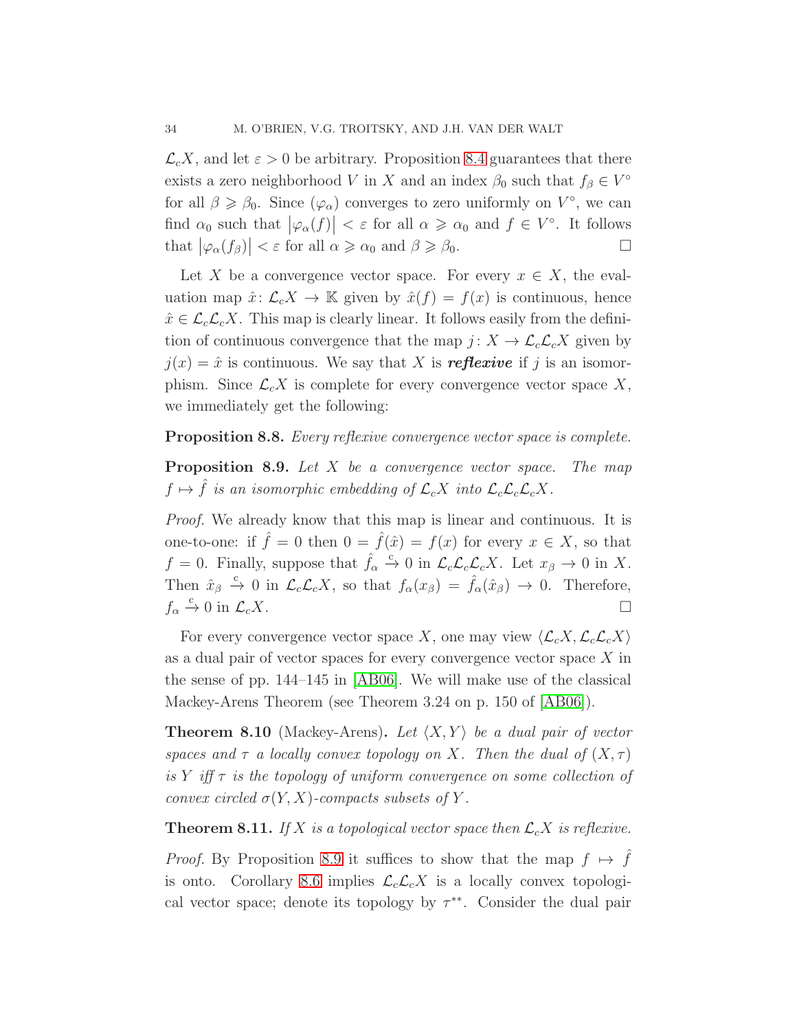$\mathcal{L}_cX$, and let $\varepsilon > 0$ be arbitrary. Proposition 8.4 guarantees that there exists a zero neighborhood $V$ in $X$ and an index $\beta_0$ such that $f_\beta \in V^\circ$ for all $\beta \geqslant \beta_0$. Since $(\varphi_\alpha)$ converges to zero uniformly on $V^\circ$, we can find $\alpha_0$ such that $\lvert \varphi_\alpha(f) \rvert < \varepsilon$ for all $\alpha \geqslant \alpha_0$ and $f \in V^\circ$. It follows that $\lvert \varphi_\alpha(f_\beta) \rvert < \varepsilon$ for all $\alpha \geqslant \alpha_0$ and $\beta \geqslant \beta_0$. □

Let $X$ be a convergence vector space. For every $x \in X$, the evaluation map $\hat{x} \colon \mathcal{L}_cX \to \mathbb{K}$ given by $\hat{x}(f) = f(x)$ is continuous, hence $\hat{x} \in \mathcal{L}_c\mathcal{L}_cX$. This map is clearly linear. It follows easily from the definition of continuous convergence that the map $j \colon X \to \mathcal{L}_c\mathcal{L}_cX$ given by $j(x) = \hat{x}$ is continuous. We say that $X$ is ***reflexive*** if $j$ is an isomorphism. Since $\mathcal{L}_cX$ is complete for every convergence vector space $X$, we immediately get the following:

**Proposition 8.8.** *Every reflexive convergence vector space is complete.*

**Proposition 8.9.** *Let $X$ be a convergence vector space. The map $f \mapsto \hat{f}$ is an isomorphic embedding of $\mathcal{L}_cX$ into $\mathcal{L}_c\mathcal{L}_c\mathcal{L}_cX$.*

*Proof.* We already know that this map is linear and continuous. It is one-to-one: if $\hat{f} = 0$ then $0 = \hat{f}(\hat{x}) = f(x)$ for every $x \in X$, so that $f = 0$. Finally, suppose that $\hat{f}_\alpha \xrightarrow{c} 0$ in $\mathcal{L}_c\mathcal{L}_c\mathcal{L}_cX$. Let $x_\beta \to 0$ in $X$. Then $\hat{x}_\beta \xrightarrow{c} 0$ in $\mathcal{L}_c\mathcal{L}_cX$, so that $f_\alpha(x_\beta) = \hat{f}_\alpha(\hat{x}_\beta) \to 0$. Therefore, $f_\alpha \xrightarrow{c} 0$ in $\mathcal{L}_cX$. □

For every convergence vector space $X$, one may view $\langle \mathcal{L}_cX, \mathcal{L}_c\mathcal{L}_cX \rangle$ as a dual pair of vector spaces for every convergence vector space $X$ in the sense of pp. 144–145 in [AB06]. We will make use of the classical Mackey-Arens Theorem (see Theorem 3.24 on p. 150 of [AB06]).

**Theorem 8.10** (Mackey-Arens)**.** *Let $\langle X, Y \rangle$ be a dual pair of vector spaces and $\tau$ a locally convex topology on $X$. Then the dual of $(X, \tau)$ is $Y$ iff $\tau$ is the topology of uniform convergence on some collection of convex circled $\sigma(Y, X)$-compacts subsets of $Y$.*

**Theorem 8.11.** *If $X$ is a topological vector space then $\mathcal{L}_cX$ is reflexive.*

*Proof.* By Proposition 8.9 it suffices to show that the map $f \mapsto \hat{f}$ is onto. Corollary 8.6 implies $\mathcal{L}_c\mathcal{L}_cX$ is a locally convex topological vector space; denote its topology by $\tau^{**}$. Consider the dual pair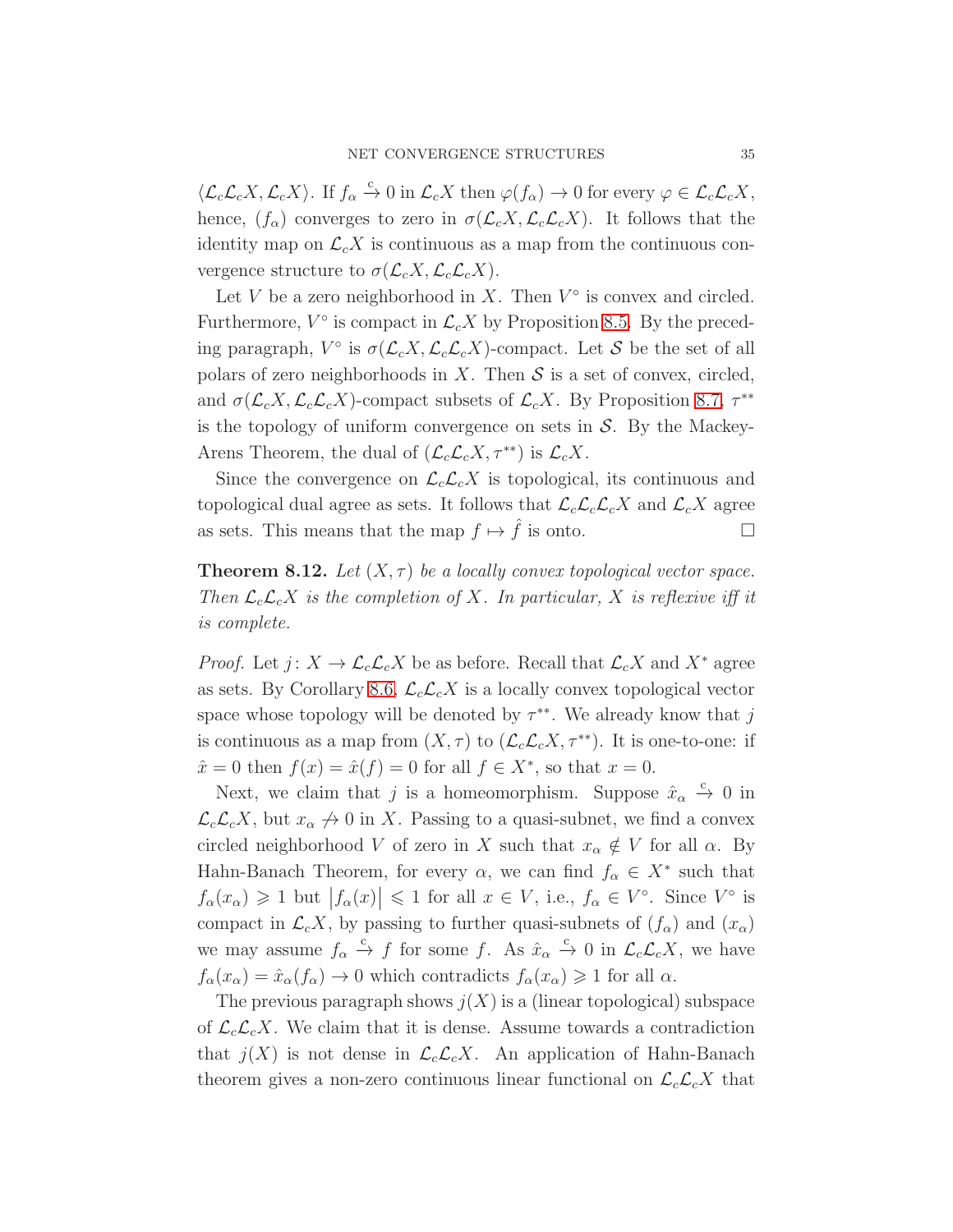$\langle \mathcal{L}_c\mathcal{L}_cX, \mathcal{L}_cX\rangle$. If $f_\alpha \xrightarrow{c} 0$ in $\mathcal{L}_cX$ then $\varphi(f_\alpha) \to 0$ for every $\varphi \in \mathcal{L}_c\mathcal{L}_cX$, hence, $(f_\alpha)$ converges to zero in $\sigma(\mathcal{L}_cX, \mathcal{L}_c\mathcal{L}_cX)$. It follows that the identity map on $\mathcal{L}_cX$ is continuous as a map from the continuous convergence structure to $\sigma(\mathcal{L}_cX, \mathcal{L}_c\mathcal{L}_cX)$.

Let $V$ be a zero neighborhood in $X$. Then $V^\circ$ is convex and circled. Furthermore, $V^\circ$ is compact in $\mathcal{L}_cX$ by Proposition 8.5. By the preceding paragraph, $V^\circ$ is $\sigma(\mathcal{L}_cX, \mathcal{L}_c\mathcal{L}_cX)$-compact. Let $\mathcal{S}$ be the set of all polars of zero neighborhoods in $X$. Then $\mathcal{S}$ is a set of convex, circled, and $\sigma(\mathcal{L}_cX, \mathcal{L}_c\mathcal{L}_cX)$-compact subsets of $\mathcal{L}_cX$. By Proposition 8.7, $\tau^{**}$ is the topology of uniform convergence on sets in $\mathcal{S}$. By the Mackey-Arens Theorem, the dual of $(\mathcal{L}_c\mathcal{L}_cX, \tau^{**})$ is $\mathcal{L}_cX$.

Since the convergence on $\mathcal{L}_c\mathcal{L}_cX$ is topological, its continuous and topological dual agree as sets. It follows that $\mathcal{L}_c\mathcal{L}_c\mathcal{L}_cX$ and $\mathcal{L}_cX$ agree as sets. This means that the map $f \mapsto \hat{f}$ is onto. □

**Theorem 8.12.** *Let $(X, \tau)$ be a locally convex topological vector space. Then $\mathcal{L}_c\mathcal{L}_cX$ is the completion of $X$. In particular, $X$ is reflexive iff it is complete.*

*Proof.* Let $j\colon X \to \mathcal{L}_c\mathcal{L}_cX$ be as before. Recall that $\mathcal{L}_cX$ and $X^*$ agree as sets. By Corollary 8.6, $\mathcal{L}_c\mathcal{L}_cX$ is a locally convex topological vector space whose topology will be denoted by $\tau^{**}$. We already know that $j$ is continuous as a map from $(X, \tau)$ to $(\mathcal{L}_c\mathcal{L}_cX, \tau^{**})$. It is one-to-one: if $\hat{x} = 0$ then $f(x) = \hat{x}(f) = 0$ for all $f \in X^*$, so that $x = 0$.

Next, we claim that $j$ is a homeomorphism. Suppose $\hat{x}_\alpha \xrightarrow{c} 0$ in $\mathcal{L}_c\mathcal{L}_cX$, but $x_\alpha \not\to 0$ in $X$. Passing to a quasi-subnet, we find a convex circled neighborhood $V$ of zero in $X$ such that $x_\alpha \notin V$ for all $\alpha$. By Hahn-Banach Theorem, for every $\alpha$, we can find $f_\alpha \in X^*$ such that $f_\alpha(x_\alpha) \geqslant 1$ but $\lvert f_\alpha(x)\rvert \leqslant 1$ for all $x \in V$, i.e., $f_\alpha \in V^\circ$. Since $V^\circ$ is compact in $\mathcal{L}_cX$, by passing to further quasi-subnets of $(f_\alpha)$ and $(x_\alpha)$ we may assume $f_\alpha \xrightarrow{c} f$ for some $f$. As $\hat{x}_\alpha \xrightarrow{c} 0$ in $\mathcal{L}_c\mathcal{L}_cX$, we have $f_\alpha(x_\alpha) = \hat{x}_\alpha(f_\alpha) \to 0$ which contradicts $f_\alpha(x_\alpha) \geqslant 1$ for all $\alpha$.

The previous paragraph shows $j(X)$ is a (linear topological) subspace of $\mathcal{L}_c\mathcal{L}_cX$. We claim that it is dense. Assume towards a contradiction that $j(X)$ is not dense in $\mathcal{L}_c\mathcal{L}_cX$. An application of Hahn-Banach theorem gives a non-zero continuous linear functional on $\mathcal{L}_c\mathcal{L}_cX$ that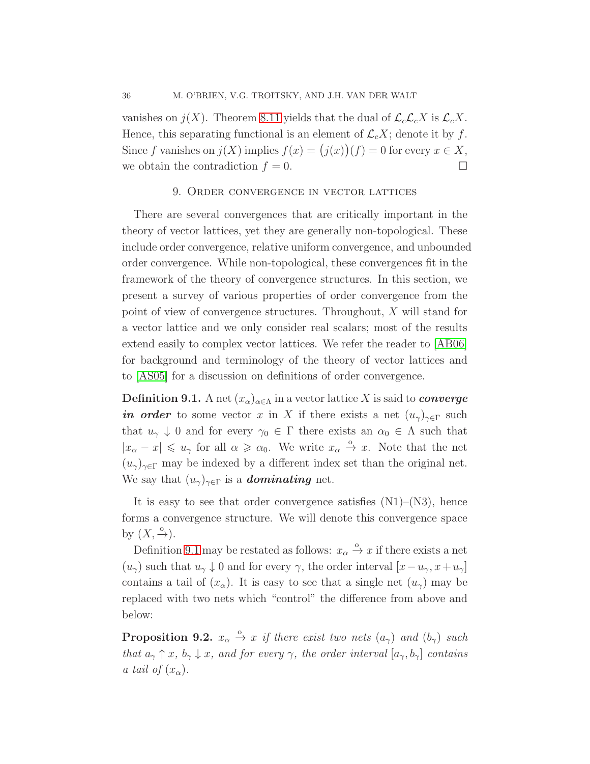vanishes on $j(X)$. Theorem 8.11 yields that the dual of $\mathcal{L}_c\mathcal{L}_c X$ is $\mathcal{L}_c X$. Hence, this separating functional is an element of $\mathcal{L}_c X$; denote it by $f$. Since $f$ vanishes on $j(X)$ implies $f(x) = \big(j(x)\big)(f) = 0$ for every $x \in X$, we obtain the contradiction $f = 0$. □

## 9. Order convergence in vector lattices

There are several convergences that are critically important in the theory of vector lattices, yet they are generally non-topological. These include order convergence, relative uniform convergence, and unbounded order convergence. While non-topological, these convergences fit in the framework of the theory of convergence structures. In this section, we present a survey of various properties of order convergence from the point of view of convergence structures. Throughout, $X$ will stand for a vector lattice and we only consider real scalars; most of the results extend easily to complex vector lattices. We refer the reader to [AB06] for background and terminology of the theory of vector lattices and to [AS05] for a discussion on definitions of order convergence.

**Definition 9.1.** A net $(x_\alpha)_{\alpha\in\Lambda}$ in a vector lattice $X$ is said to ***converge in order*** to some vector $x$ in $X$ if there exists a net $(u_\gamma)_{\gamma\in\Gamma}$ such that $u_\gamma \downarrow 0$ and for every $\gamma_0 \in \Gamma$ there exists an $\alpha_0 \in \Lambda$ such that $|x_\alpha - x| \leqslant u_\gamma$ for all $\alpha \geqslant \alpha_0$. We write $x_\alpha \xrightarrow{o} x$. Note that the net $(u_\gamma)_{\gamma\in\Gamma}$ may be indexed by a different index set than the original net. We say that $(u_\gamma)_{\gamma\in\Gamma}$ is a ***dominating*** net.

It is easy to see that order convergence satisfies (N1)–(N3), hence forms a convergence structure. We will denote this convergence space by $(X, \xrightarrow{o})$.

Definition 9.1 may be restated as follows: $x_\alpha \xrightarrow{o} x$ if there exists a net $(u_\gamma)$ such that $u_\gamma \downarrow 0$ and for every $\gamma$, the order interval $[x - u_\gamma, x + u_\gamma]$ contains a tail of $(x_\alpha)$. It is easy to see that a single net $(u_\gamma)$ may be replaced with two nets which "control" the difference from above and below:

**Proposition 9.2.** *$x_\alpha \xrightarrow{o} x$ if there exist two nets $(a_\gamma)$ and $(b_\gamma)$ such that $a_\gamma \uparrow x$, $b_\gamma \downarrow x$, and for every $\gamma$, the order interval $[a_\gamma, b_\gamma]$ contains a tail of $(x_\alpha)$.*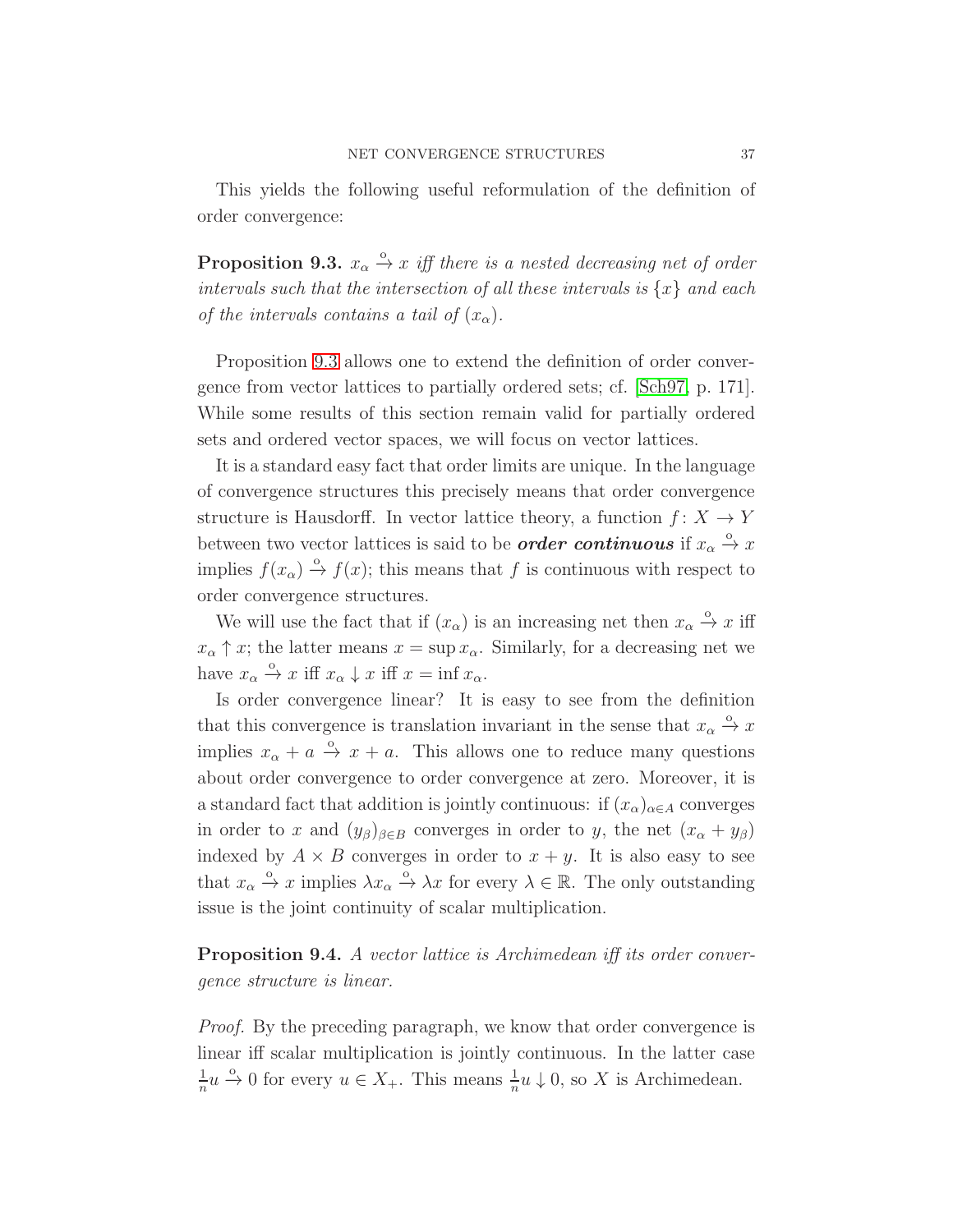This yields the following useful reformulation of the definition of order convergence:

**Proposition 9.3.** *$x_\alpha \xrightarrow{o} x$ iff there is a nested decreasing net of order intervals such that the intersection of all these intervals is $\{x\}$ and each of the intervals contains a tail of $(x_\alpha)$.*

Proposition 9.3 allows one to extend the definition of order convergence from vector lattices to partially ordered sets; cf. [Sch97, p. 171]. While some results of this section remain valid for partially ordered sets and ordered vector spaces, we will focus on vector lattices.

It is a standard easy fact that order limits are unique. In the language of convergence structures this precisely means that order convergence structure is Hausdorff. In vector lattice theory, a function $f\colon X \to Y$ between two vector lattices is said to be ***order continuous*** if $x_\alpha \xrightarrow{o} x$ implies $f(x_\alpha) \xrightarrow{o} f(x)$; this means that $f$ is continuous with respect to order convergence structures.

We will use the fact that if $(x_\alpha)$ is an increasing net then $x_\alpha \xrightarrow{o} x$ iff $x_\alpha \uparrow x$; the latter means $x = \sup x_\alpha$. Similarly, for a decreasing net we have $x_\alpha \xrightarrow{o} x$ iff $x_\alpha \downarrow x$ iff $x = \inf x_\alpha$.

Is order convergence linear? It is easy to see from the definition that this convergence is translation invariant in the sense that $x_\alpha \xrightarrow{o} x$ implies $x_\alpha + a \xrightarrow{o} x + a$. This allows one to reduce many questions about order convergence to order convergence at zero. Moreover, it is a standard fact that addition is jointly continuous: if $(x_\alpha)_{\alpha \in A}$ converges in order to $x$ and $(y_\beta)_{\beta \in B}$ converges in order to $y$, the net $(x_\alpha + y_\beta)$ indexed by $A \times B$ converges in order to $x + y$. It is also easy to see that $x_\alpha \xrightarrow{o} x$ implies $\lambda x_\alpha \xrightarrow{o} \lambda x$ for every $\lambda \in \mathbb{R}$. The only outstanding issue is the joint continuity of scalar multiplication.

**Proposition 9.4.** *A vector lattice is Archimedean iff its order convergence structure is linear.*

*Proof.* By the preceding paragraph, we know that order convergence is linear iff scalar multiplication is jointly continuous. In the latter case $\frac{1}{n}u \xrightarrow{o} 0$ for every $u \in X_+$. This means $\frac{1}{n}u \downarrow 0$, so $X$ is Archimedean.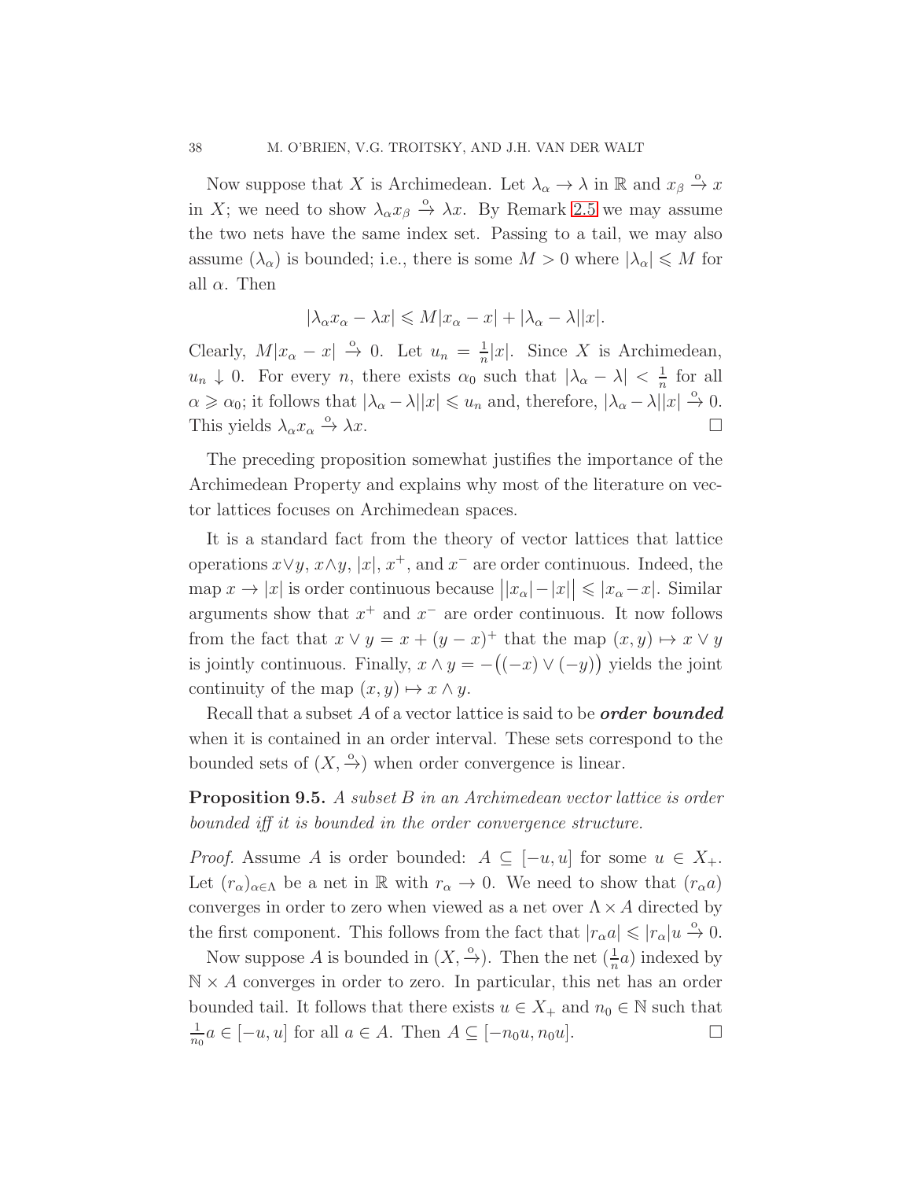Now suppose that $X$ is Archimedean. Let $\lambda_\alpha \to \lambda$ in $\mathbb{R}$ and $x_\beta \xrightarrow{\text{o}} x$ in $X$; we need to show $\lambda_\alpha x_\beta \xrightarrow{\text{o}} \lambda x$. By Remark 2.5 we may assume the two nets have the same index set. Passing to a tail, we may also assume $(\lambda_\alpha)$ is bounded; i.e., there is some $M > 0$ where $|\lambda_\alpha| \leqslant M$ for all $\alpha$. Then

$$|\lambda_\alpha x_\alpha - \lambda x| \leqslant M|x_\alpha - x| + |\lambda_\alpha - \lambda||x|.$$

Clearly, $M|x_\alpha - x| \xrightarrow{\text{o}} 0$. Let $u_n = \frac{1}{n}|x|$. Since $X$ is Archimedean, $u_n \downarrow 0$. For every $n$, there exists $\alpha_0$ such that $|\lambda_\alpha - \lambda| < \frac{1}{n}$ for all $\alpha \geqslant \alpha_0$; it follows that $|\lambda_\alpha - \lambda||x| \leqslant u_n$ and, therefore, $|\lambda_\alpha - \lambda||x| \xrightarrow{\text{o}} 0$. This yields $\lambda_\alpha x_\alpha \xrightarrow{\text{o}} \lambda x$. $\square$

The preceding proposition somewhat justifies the importance of the Archimedean Property and explains why most of the literature on vector lattices focuses on Archimedean spaces.

It is a standard fact from the theory of vector lattices that lattice operations $x \vee y$, $x \wedge y$, $|x|$, $x^+$, and $x^-$ are order continuous. Indeed, the map $x \to |x|$ is order continuous because $\big||x_\alpha| - |x|\big| \leqslant |x_\alpha - x|$. Similar arguments show that $x^+$ and $x^-$ are order continuous. It now follows from the fact that $x \vee y = x + (y - x)^+$ that the map $(x, y) \mapsto x \vee y$ is jointly continuous. Finally, $x \wedge y = -\big((-x) \vee (-y)\big)$ yields the joint continuity of the map $(x, y) \mapsto x \wedge y$.

Recall that a subset $A$ of a vector lattice is said to be ***order bounded*** when it is contained in an order interval. These sets correspond to the bounded sets of $(X, \xrightarrow{\text{o}})$ when order convergence is linear.

**Proposition 9.5.** *A subset $B$ in an Archimedean vector lattice is order bounded iff it is bounded in the order convergence structure.*

*Proof.* Assume $A$ is order bounded: $A \subseteq [-u, u]$ for some $u \in X_+$. Let $(r_\alpha)_{\alpha \in \Lambda}$ be a net in $\mathbb{R}$ with $r_\alpha \to 0$. We need to show that $(r_\alpha a)$ converges in order to zero when viewed as a net over $\Lambda \times A$ directed by the first component. This follows from the fact that $|r_\alpha a| \leqslant |r_\alpha| u \xrightarrow{\text{o}} 0$.

Now suppose $A$ is bounded in $(X, \xrightarrow{\text{o}})$. Then the net $(\frac{1}{n} a)$ indexed by $\mathbb{N} \times A$ converges in order to zero. In particular, this net has an order bounded tail. It follows that there exists $u \in X_+$ and $n_0 \in \mathbb{N}$ such that $\frac{1}{n_0} a \in [-u, u]$ for all $a \in A$. Then $A \subseteq [-n_0 u, n_0 u]$. $\square$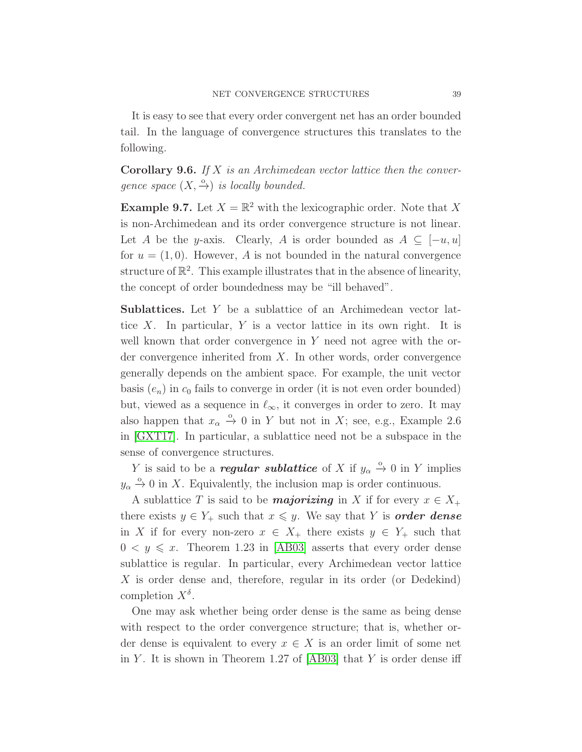It is easy to see that every order convergent net has an order bounded tail. In the language of convergence structures this translates to the following.

**Corollary 9.6.** *If $X$ is an Archimedean vector lattice then the convergence space $(X, \xrightarrow{\text{o}})$ is locally bounded.*

**Example 9.7.** Let $X = \mathbb{R}^2$ with the lexicographic order. Note that $X$ is non-Archimedean and its order convergence structure is not linear. Let $A$ be the $y$-axis. Clearly, $A$ is order bounded as $A \subseteq [-u, u]$ for $u = (1, 0)$. However, $A$ is not bounded in the natural convergence structure of $\mathbb{R}^2$. This example illustrates that in the absence of linearity, the concept of order boundedness may be "ill behaved".

**Sublattices.** Let $Y$ be a sublattice of an Archimedean vector lattice $X$. In particular, $Y$ is a vector lattice in its own right. It is well known that order convergence in $Y$ need not agree with the order convergence inherited from $X$. In other words, order convergence generally depends on the ambient space. For example, the unit vector basis $(e_n)$ in $c_0$ fails to converge in order (it is not even order bounded) but, viewed as a sequence in $\ell_\infty$, it converges in order to zero. It may also happen that $x_\alpha \xrightarrow{\text{o}} 0$ in $Y$ but not in $X$; see, e.g., Example 2.6 in [GXT17]. In particular, a sublattice need not be a subspace in the sense of convergence structures.

$Y$ is said to be a ***regular sublattice*** of $X$ if $y_\alpha \xrightarrow{\text{o}} 0$ in $Y$ implies $y_\alpha \xrightarrow{\text{o}} 0$ in $X$. Equivalently, the inclusion map is order continuous.

A sublattice $T$ is said to be ***majorizing*** in $X$ if for every $x \in X_+$ there exists $y \in Y_+$ such that $x \leqslant y$. We say that $Y$ is ***order dense*** in $X$ if for every non-zero $x \in X_+$ there exists $y \in Y_+$ such that $0 < y \leqslant x$. Theorem 1.23 in [AB03] asserts that every order dense sublattice is regular. In particular, every Archimedean vector lattice $X$ is order dense and, therefore, regular in its order (or Dedekind) completion $X^\delta$.

One may ask whether being order dense is the same as being dense with respect to the order convergence structure; that is, whether order dense is equivalent to every $x \in X$ is an order limit of some net in $Y$. It is shown in Theorem 1.27 of [AB03] that $Y$ is order dense iff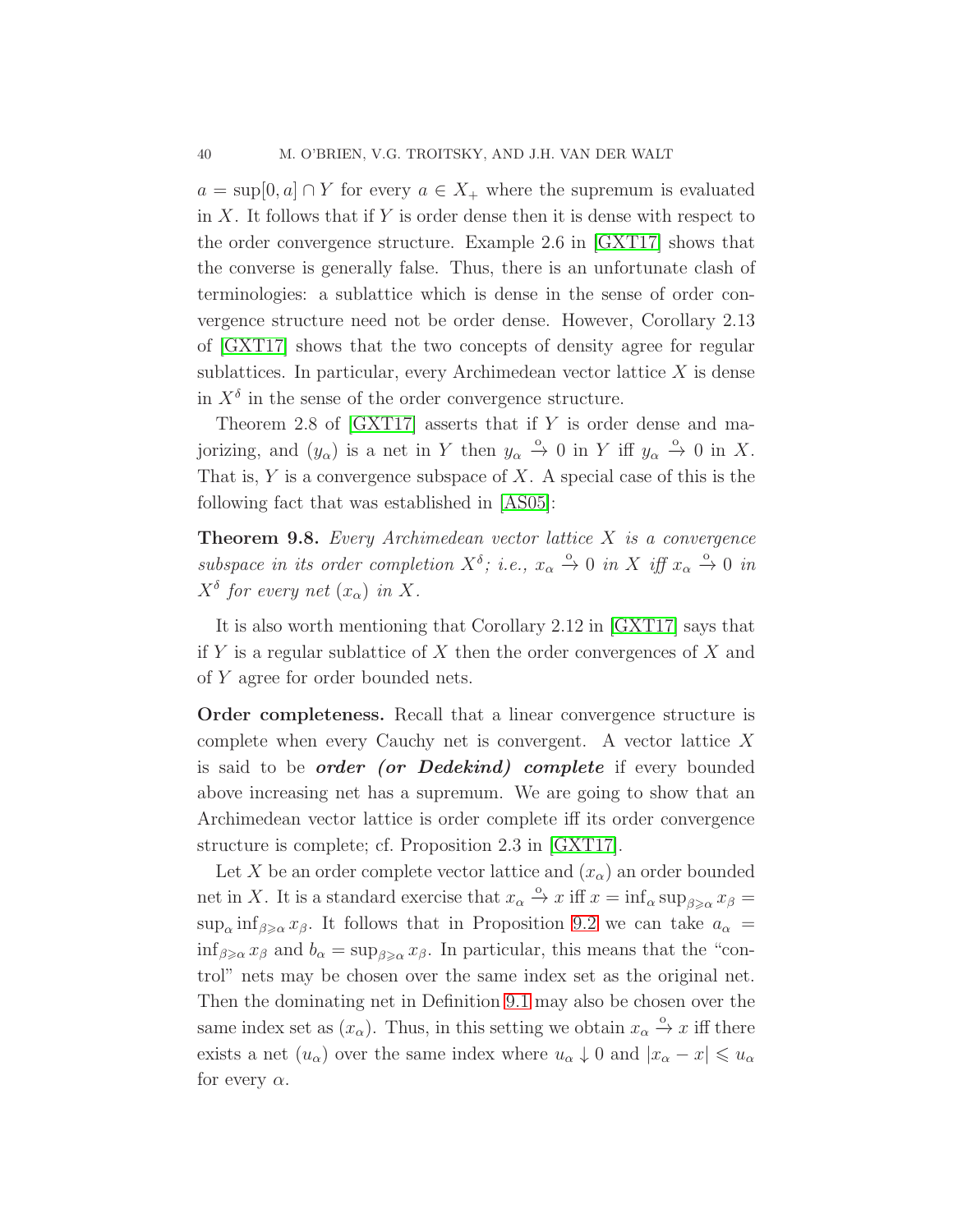$a = \sup[0, a] \cap Y$ for every $a \in X_+$ where the supremum is evaluated in $X$. It follows that if $Y$ is order dense then it is dense with respect to the order convergence structure. Example 2.6 in [GXT17] shows that the converse is generally false. Thus, there is an unfortunate clash of terminologies: a sublattice which is dense in the sense of order convergence structure need not be order dense. However, Corollary 2.13 of [GXT17] shows that the two concepts of density agree for regular sublattices. In particular, every Archimedean vector lattice $X$ is dense in $X^\delta$ in the sense of the order convergence structure.

Theorem 2.8 of [GXT17] asserts that if $Y$ is order dense and majorizing, and $(y_\alpha)$ is a net in $Y$ then $y_\alpha \xrightarrow{o} 0$ in $Y$ iff $y_\alpha \xrightarrow{o} 0$ in $X$. That is, $Y$ is a convergence subspace of $X$. A special case of this is the following fact that was established in [AS05]:

**Theorem 9.8.** *Every Archimedean vector lattice $X$ is a convergence subspace in its order completion $X^\delta$; i.e., $x_\alpha \xrightarrow{o} 0$ in $X$ iff $x_\alpha \xrightarrow{o} 0$ in $X^\delta$ for every net $(x_\alpha)$ in $X$.*

It is also worth mentioning that Corollary 2.12 in [GXT17] says that if $Y$ is a regular sublattice of $X$ then the order convergences of $X$ and of $Y$ agree for order bounded nets.

**Order completeness.** Recall that a linear convergence structure is complete when every Cauchy net is convergent. A vector lattice $X$ is said to be ***order (or Dedekind) complete*** if every bounded above increasing net has a supremum. We are going to show that an Archimedean vector lattice is order complete iff its order convergence structure is complete; cf. Proposition 2.3 in [GXT17].

Let $X$ be an order complete vector lattice and $(x_\alpha)$ an order bounded net in $X$. It is a standard exercise that $x_\alpha \xrightarrow{o} x$ iff $x = \inf_\alpha \sup_{\beta \geqslant \alpha} x_\beta = \sup_\alpha \inf_{\beta \geqslant \alpha} x_\beta$. It follows that in Proposition 9.2 we can take $a_\alpha = \inf_{\beta \geqslant \alpha} x_\beta$ and $b_\alpha = \sup_{\beta \geqslant \alpha} x_\beta$. In particular, this means that the "control" nets may be chosen over the same index set as the original net. Then the dominating net in Definition 9.1 may also be chosen over the same index set as $(x_\alpha)$. Thus, in this setting we obtain $x_\alpha \xrightarrow{o} x$ iff there exists a net $(u_\alpha)$ over the same index where $u_\alpha \downarrow 0$ and $|x_\alpha - x| \leqslant u_\alpha$ for every $\alpha$.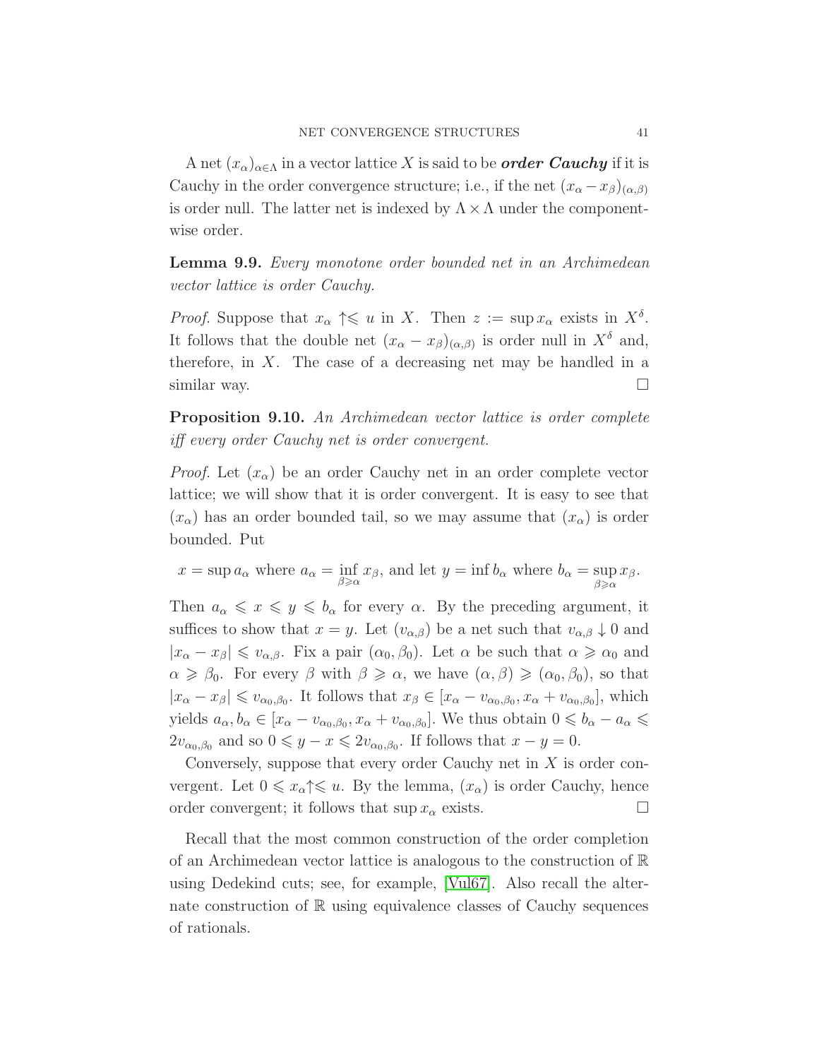A net $(x_\alpha)_{\alpha\in\Lambda}$ in a vector lattice $X$ is said to be ***order Cauchy*** if it is Cauchy in the order convergence structure; i.e., if the net $(x_\alpha - x_\beta)_{(\alpha,\beta)}$ is order null. The latter net is indexed by $\Lambda\times\Lambda$ under the componentwise order.

**Lemma 9.9.** *Every monotone order bounded net in an Archimedean vector lattice is order Cauchy.*

*Proof.* Suppose that $x_\alpha \uparrow\leqslant u$ in $X$. Then $z := \sup x_\alpha$ exists in $X^\delta$. It follows that the double net $(x_\alpha - x_\beta)_{(\alpha,\beta)}$ is order null in $X^\delta$ and, therefore, in $X$. The case of a decreasing net may be handled in a similar way. □

**Proposition 9.10.** *An Archimedean vector lattice is order complete iff every order Cauchy net is order convergent.*

*Proof.* Let $(x_\alpha)$ be an order Cauchy net in an order complete vector lattice; we will show that it is order convergent. It is easy to see that $(x_\alpha)$ has an order bounded tail, so we may assume that $(x_\alpha)$ is order bounded. Put

$$x = \sup a_\alpha \text{ where } a_\alpha = \inf_{\beta\geqslant\alpha} x_\beta, \text{ and let } y = \inf b_\alpha \text{ where } b_\alpha = \sup_{\beta\geqslant\alpha} x_\beta.$$

Then $a_\alpha \leqslant x \leqslant y \leqslant b_\alpha$ for every $\alpha$. By the preceding argument, it suffices to show that $x = y$. Let $(v_{\alpha,\beta})$ be a net such that $v_{\alpha,\beta}\downarrow 0$ and $|x_\alpha - x_\beta| \leqslant v_{\alpha,\beta}$. Fix a pair $(\alpha_0,\beta_0)$. Let $\alpha$ be such that $\alpha\geqslant\alpha_0$ and $\alpha\geqslant\beta_0$. For every $\beta$ with $\beta\geqslant\alpha$, we have $(\alpha,\beta)\geqslant(\alpha_0,\beta_0)$, so that $|x_\alpha - x_\beta| \leqslant v_{\alpha_0,\beta_0}$. It follows that $x_\beta \in [x_\alpha - v_{\alpha_0,\beta_0}, x_\alpha + v_{\alpha_0,\beta_0}]$, which yields $a_\alpha, b_\alpha \in [x_\alpha - v_{\alpha_0,\beta_0}, x_\alpha + v_{\alpha_0,\beta_0}]$. We thus obtain $0\leqslant b_\alpha - a_\alpha \leqslant 2v_{\alpha_0,\beta_0}$ and so $0\leqslant y - x\leqslant 2v_{\alpha_0,\beta_0}$. If follows that $x - y = 0$.

Conversely, suppose that every order Cauchy net in $X$ is order convergent. Let $0\leqslant x_\alpha\uparrow\leqslant u$. By the lemma, $(x_\alpha)$ is order Cauchy, hence order convergent; it follows that $\sup x_\alpha$ exists. □

Recall that the most common construction of the order completion of an Archimedean vector lattice is analogous to the construction of $\mathbb{R}$ using Dedekind cuts; see, for example, [Vul67]. Also recall the alternate construction of $\mathbb{R}$ using equivalence classes of Cauchy sequences of rationals.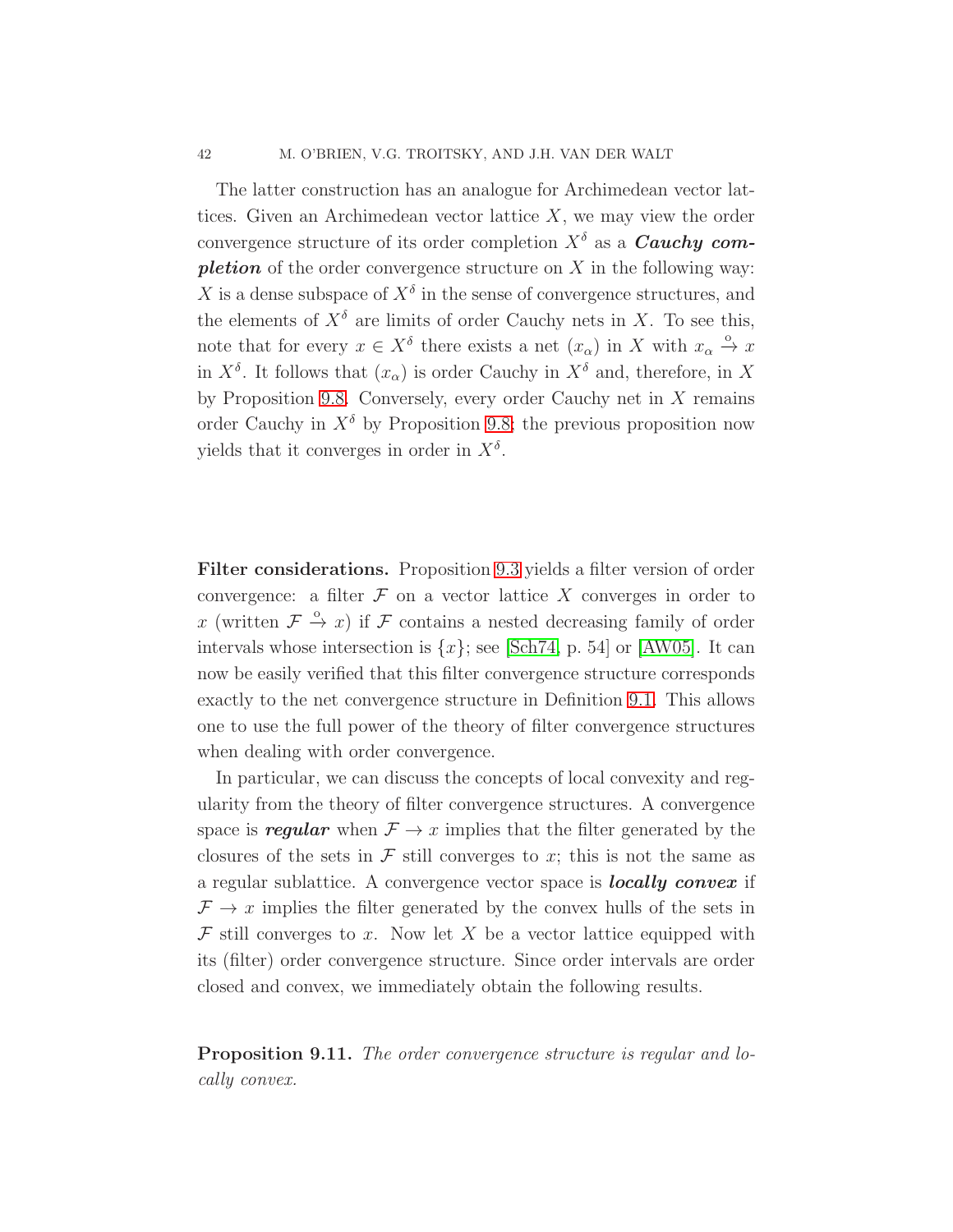The latter construction has an analogue for Archimedean vector lattices. Given an Archimedean vector lattice $X$, we may view the order convergence structure of its order completion $X^\delta$ as a ***Cauchy completion*** of the order convergence structure on $X$ in the following way: $X$ is a dense subspace of $X^\delta$ in the sense of convergence structures, and the elements of $X^\delta$ are limits of order Cauchy nets in $X$. To see this, note that for every $x \in X^\delta$ there exists a net $(x_\alpha)$ in $X$ with $x_\alpha \xrightarrow{o} x$ in $X^\delta$. It follows that $(x_\alpha)$ is order Cauchy in $X^\delta$ and, therefore, in $X$ by Proposition 9.8. Conversely, every order Cauchy net in $X$ remains order Cauchy in $X^\delta$ by Proposition 9.8; the previous proposition now yields that it converges in order in $X^\delta$.

**Filter considerations.** Proposition 9.3 yields a filter version of order convergence: a filter $\mathcal{F}$ on a vector lattice $X$ converges in order to $x$ (written $\mathcal{F} \xrightarrow{o} x$) if $\mathcal{F}$ contains a nested decreasing family of order intervals whose intersection is $\{x\}$; see [Sch74, p. 54] or [AW05]. It can now be easily verified that this filter convergence structure corresponds exactly to the net convergence structure in Definition 9.1. This allows one to use the full power of the theory of filter convergence structures when dealing with order convergence.

In particular, we can discuss the concepts of local convexity and regularity from the theory of filter convergence structures. A convergence space is ***regular*** when $\mathcal{F} \to x$ implies that the filter generated by the closures of the sets in $\mathcal{F}$ still converges to $x$; this is not the same as a regular sublattice. A convergence vector space is ***locally convex*** if $\mathcal{F} \to x$ implies the filter generated by the convex hulls of the sets in $\mathcal{F}$ still converges to $x$. Now let $X$ be a vector lattice equipped with its (filter) order convergence structure. Since order intervals are order closed and convex, we immediately obtain the following results.

**Proposition 9.11.** *The order convergence structure is regular and locally convex.*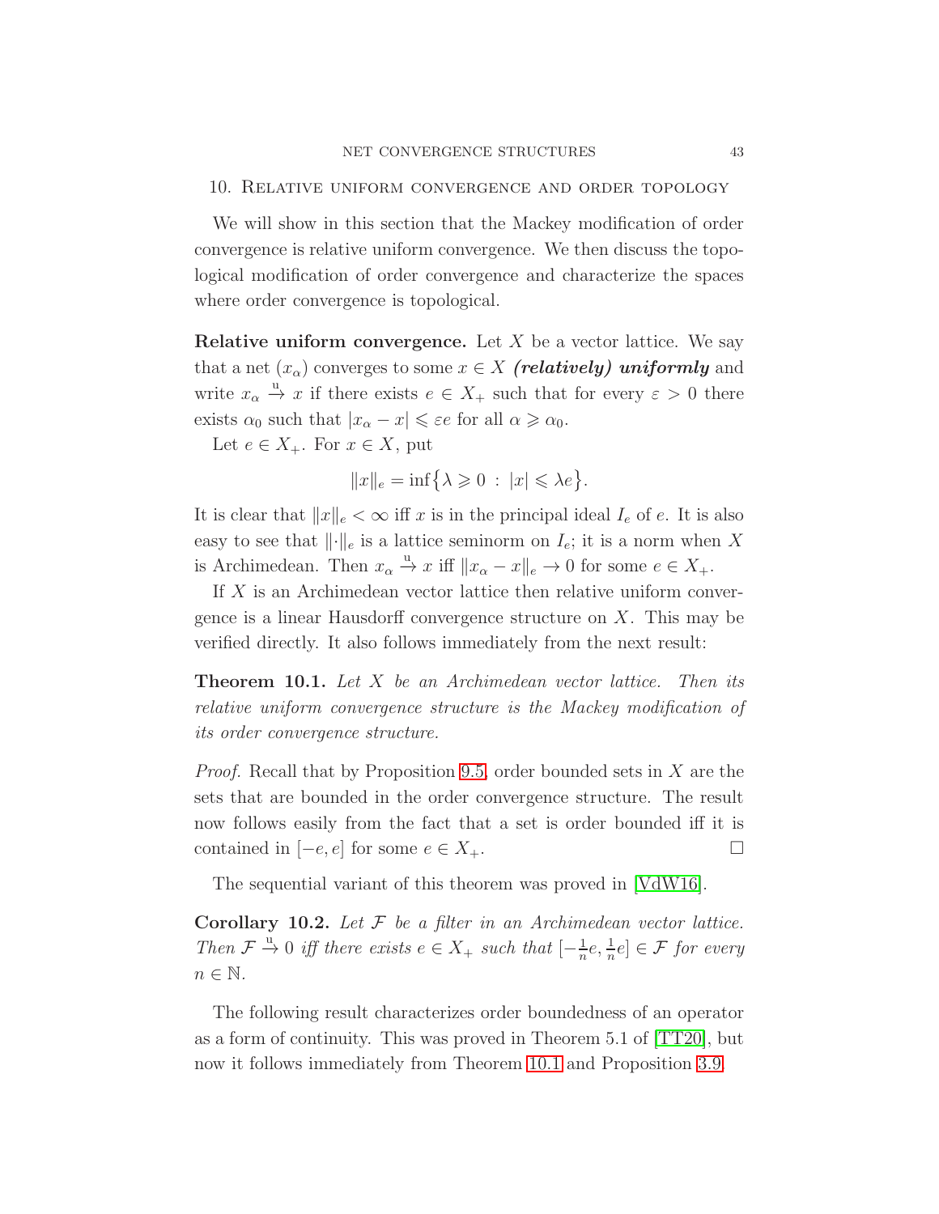## 10. Relative uniform convergence and order topology

We will show in this section that the Mackey modification of order convergence is relative uniform convergence. We then discuss the topological modification of order convergence and characterize the spaces where order convergence is topological.

**Relative uniform convergence.** Let $X$ be a vector lattice. We say that a net $(x_\alpha)$ converges to some $x \in X$ ***(relatively) uniformly*** and write $x_\alpha \xrightarrow{\mathrm{u}} x$ if there exists $e \in X_+$ such that for every $\varepsilon > 0$ there exists $\alpha_0$ such that $|x_\alpha - x| \leqslant \varepsilon e$ for all $\alpha \geqslant \alpha_0$.

Let $e \in X_+$. For $x \in X$, put

$$\|x\|_e = \inf\{\lambda \geqslant 0 \,:\, |x| \leqslant \lambda e\}.$$

It is clear that $\|x\|_e < \infty$ iff $x$ is in the principal ideal $I_e$ of $e$. It is also easy to see that $\|\cdot\|_e$ is a lattice seminorm on $I_e$; it is a norm when $X$ is Archimedean. Then $x_\alpha \xrightarrow{\mathrm{u}} x$ iff $\|x_\alpha - x\|_e \to 0$ for some $e \in X_+$.

If $X$ is an Archimedean vector lattice then relative uniform convergence is a linear Hausdorff convergence structure on $X$. This may be verified directly. It also follows immediately from the next result:

**Theorem 10.1.** *Let $X$ be an Archimedean vector lattice. Then its relative uniform convergence structure is the Mackey modification of its order convergence structure.*

*Proof.* Recall that by Proposition 9.5, order bounded sets in $X$ are the sets that are bounded in the order convergence structure. The result now follows easily from the fact that a set is order bounded iff it is contained in $[-e, e]$ for some $e \in X_+$. □

The sequential variant of this theorem was proved in [VdW16].

**Corollary 10.2.** *Let $\mathcal{F}$ be a filter in an Archimedean vector lattice. Then $\mathcal{F} \xrightarrow{\mathrm{u}} 0$ iff there exists $e \in X_+$ such that $[-\frac{1}{n}e, \frac{1}{n}e] \in \mathcal{F}$ for every $n \in \mathbb{N}$.*

The following result characterizes order boundedness of an operator as a form of continuity. This was proved in Theorem 5.1 of [TT20], but now it follows immediately from Theorem 10.1 and Proposition 3.9.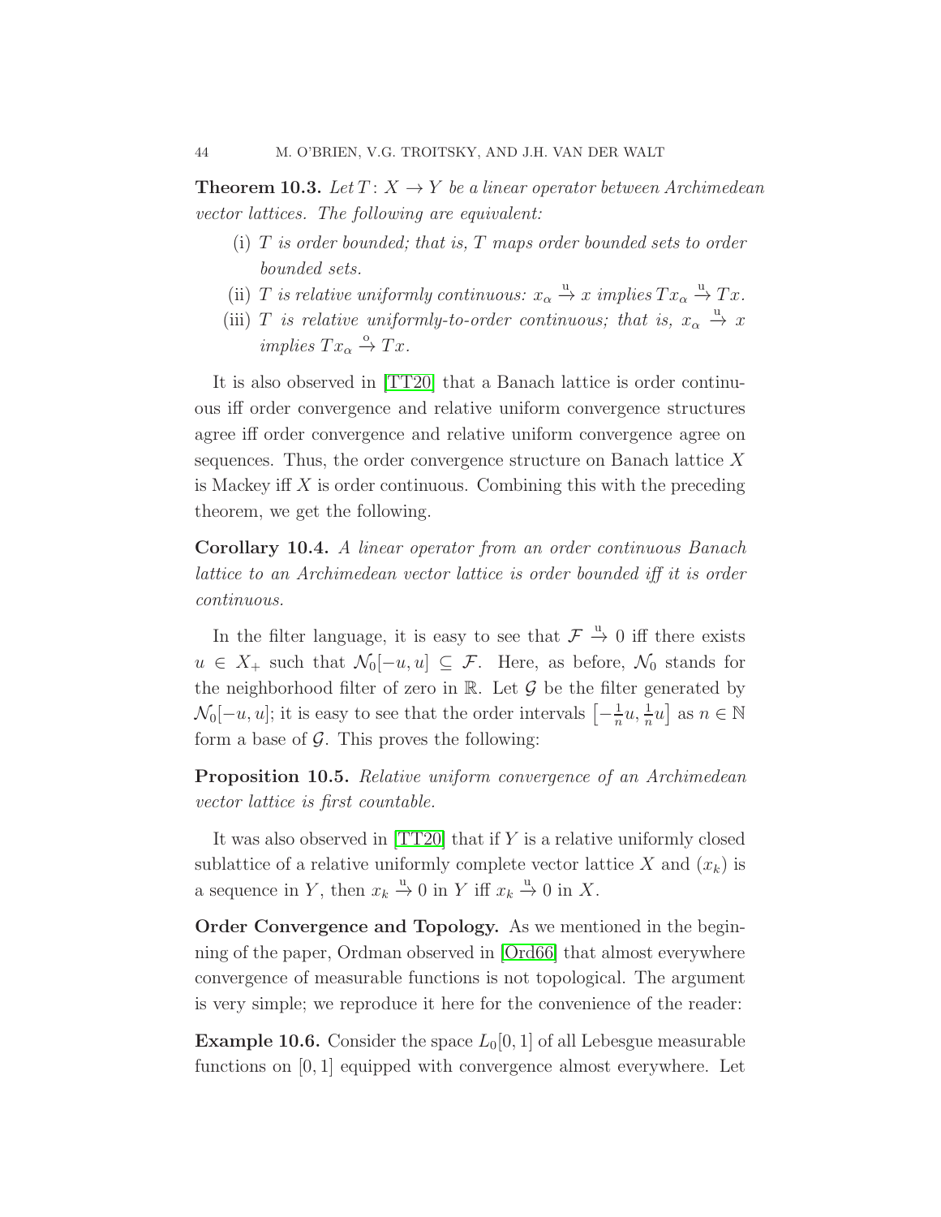**Theorem 10.3.** *Let $T\colon X \to Y$ be a linear operator between Archimedean vector lattices. The following are equivalent:*

(i) *$T$ is order bounded; that is, $T$ maps order bounded sets to order bounded sets.*
(ii) *$T$ is relative uniformly continuous: $x_\alpha \xrightarrow{\mathrm{u}} x$ implies $Tx_\alpha \xrightarrow{\mathrm{u}} Tx$.*
(iii) *$T$ is relative uniformly-to-order continuous; that is, $x_\alpha \xrightarrow{\mathrm{u}} x$ implies $Tx_\alpha \xrightarrow{\mathrm{o}} Tx$.*

It is also observed in [TT20] that a Banach lattice is order continuous iff order convergence and relative uniform convergence structures agree iff order convergence and relative uniform convergence agree on sequences. Thus, the order convergence structure on Banach lattice $X$ is Mackey iff $X$ is order continuous. Combining this with the preceding theorem, we get the following.

**Corollary 10.4.** *A linear operator from an order continuous Banach lattice to an Archimedean vector lattice is order bounded iff it is order continuous.*

In the filter language, it is easy to see that $\mathcal{F} \xrightarrow{\mathrm{u}} 0$ iff there exists $u \in X_+$ such that $\mathcal{N}_0[-u,u] \subseteq \mathcal{F}$. Here, as before, $\mathcal{N}_0$ stands for the neighborhood filter of zero in $\mathbb{R}$. Let $\mathcal{G}$ be the filter generated by $\mathcal{N}_0[-u,u]$; it is easy to see that the order intervals $\left[-\frac{1}{n}u, \frac{1}{n}u\right]$ as $n \in \mathbb{N}$ form a base of $\mathcal{G}$. This proves the following:

**Proposition 10.5.** *Relative uniform convergence of an Archimedean vector lattice is first countable.*

It was also observed in [TT20] that if $Y$ is a relative uniformly closed sublattice of a relative uniformly complete vector lattice $X$ and $(x_k)$ is a sequence in $Y$, then $x_k \xrightarrow{\mathrm{u}} 0$ in $Y$ iff $x_k \xrightarrow{\mathrm{u}} 0$ in $X$.

**Order Convergence and Topology.** As we mentioned in the beginning of the paper, Ordman observed in [Ord66] that almost everywhere convergence of measurable functions is not topological. The argument is very simple; we reproduce it here for the convenience of the reader:

**Example 10.6.** Consider the space $L_0[0,1]$ of all Lebesgue measurable functions on $[0,1]$ equipped with convergence almost everywhere. Let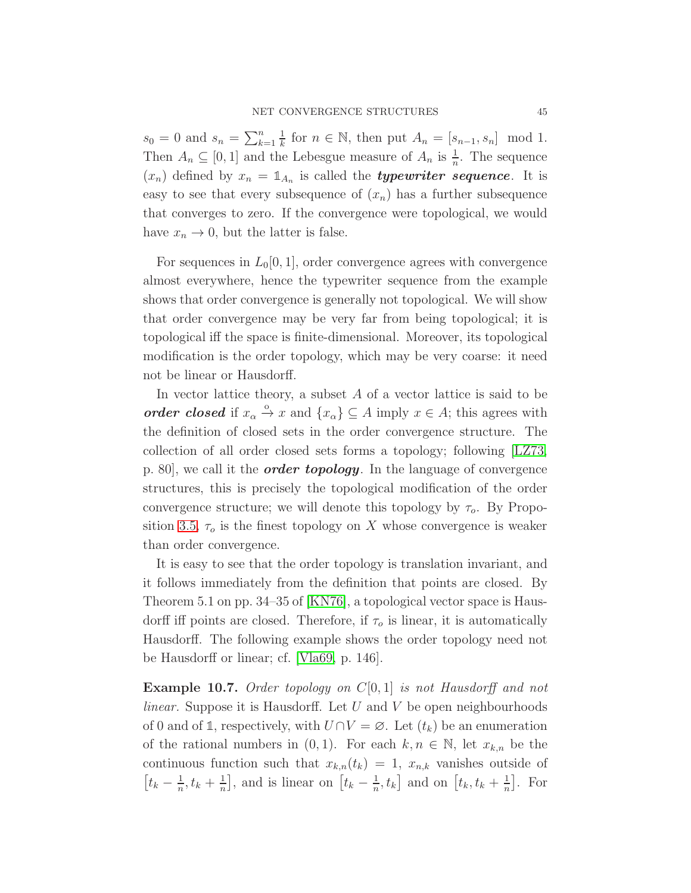$s_0 = 0$ and $s_n = \sum_{k=1}^{n} \frac{1}{k}$ for $n \in \mathbb{N}$, then put $A_n = [s_{n-1}, s_n] \mod 1$. Then $A_n \subseteq [0,1]$ and the Lebesgue measure of $A_n$ is $\frac{1}{n}$. The sequence $(x_n)$ defined by $x_n = \mathbb{1}_{A_n}$ is called the ***typewriter sequence***. It is easy to see that every subsequence of $(x_n)$ has a further subsequence that converges to zero. If the convergence were topological, we would have $x_n \to 0$, but the latter is false.

For sequences in $L_0[0,1]$, order convergence agrees with convergence almost everywhere, hence the typewriter sequence from the example shows that order convergence is generally not topological. We will show that order convergence may be very far from being topological; it is topological iff the space is finite-dimensional. Moreover, its topological modification is the order topology, which may be very coarse: it need not be linear or Hausdorff.

In vector lattice theory, a subset $A$ of a vector lattice is said to be ***order closed*** if $x_\alpha \xrightarrow{o} x$ and $\{x_\alpha\} \subseteq A$ imply $x \in A$; this agrees with the definition of closed sets in the order convergence structure. The collection of all order closed sets forms a topology; following [LZ73, p. 80], we call it the ***order topology***. In the language of convergence structures, this is precisely the topological modification of the order convergence structure; we will denote this topology by $\tau_o$. By Proposition 3.5, $\tau_o$ is the finest topology on $X$ whose convergence is weaker than order convergence.

It is easy to see that the order topology is translation invariant, and it follows immediately from the definition that points are closed. By Theorem 5.1 on pp. 34–35 of [KN76], a topological vector space is Hausdorff iff points are closed. Therefore, if $\tau_o$ is linear, it is automatically Hausdorff. The following example shows the order topology need not be Hausdorff or linear; cf. [Vla69, p. 146].

**Example 10.7.** *Order topology on $C[0,1]$ is not Hausdorff and not linear.* Suppose it is Hausdorff. Let $U$ and $V$ be open neighbourhoods of 0 and of $\mathbb{1}$, respectively, with $U \cap V = \varnothing$. Let $(t_k)$ be an enumeration of the rational numbers in $(0,1)$. For each $k, n \in \mathbb{N}$, let $x_{k,n}$ be the continuous function such that $x_{k,n}(t_k) = 1$, $x_{n,k}$ vanishes outside of $\left[t_k - \frac{1}{n}, t_k + \frac{1}{n}\right]$, and is linear on $\left[t_k - \frac{1}{n}, t_k\right]$ and on $\left[t_k, t_k + \frac{1}{n}\right]$. For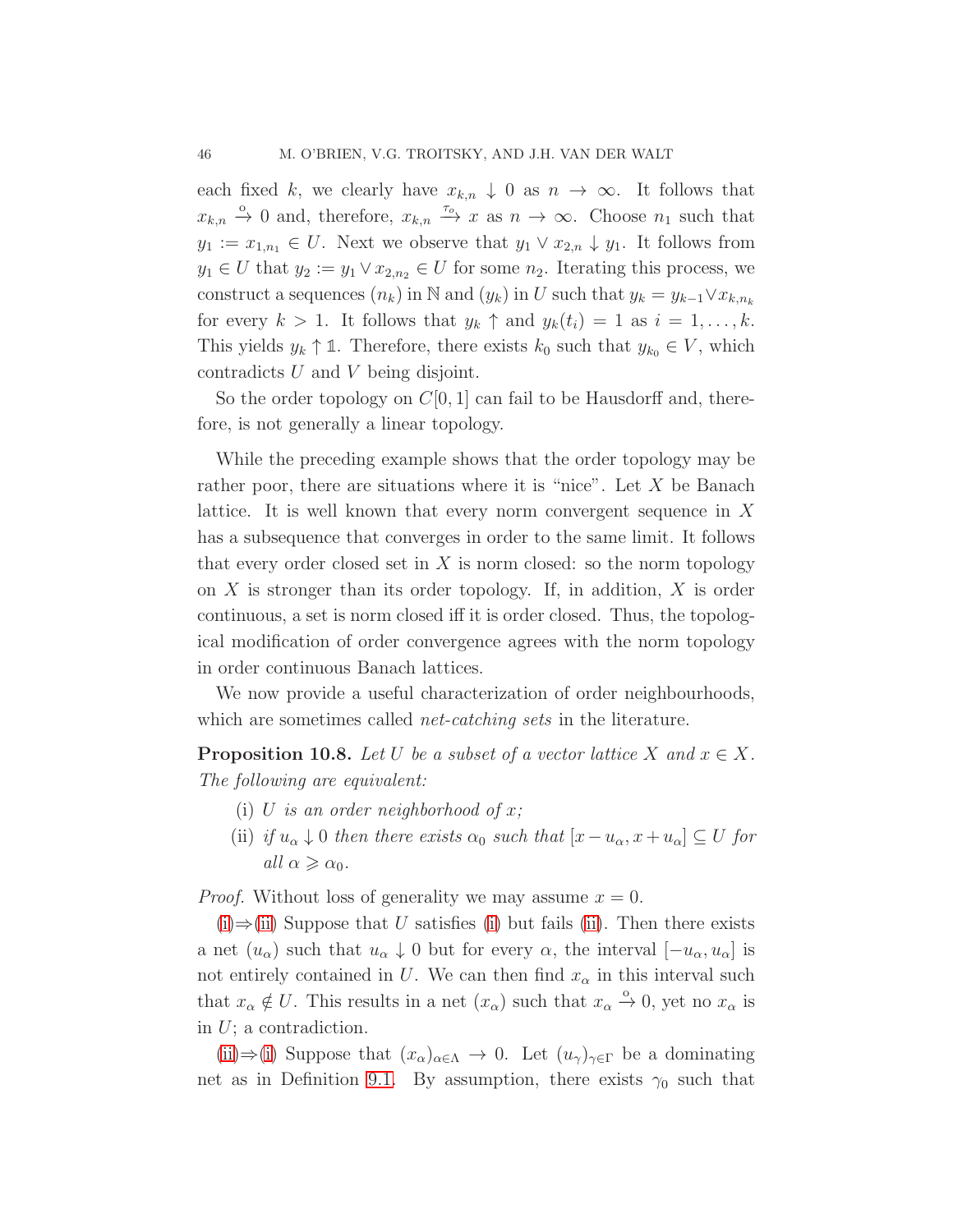each fixed $k$, we clearly have $x_{k,n} \downarrow 0$ as $n \to \infty$. It follows that $x_{k,n} \xrightarrow{\mathrm{o}} 0$ and, therefore, $x_{k,n} \xrightarrow{\tau_o} x$ as $n \to \infty$. Choose $n_1$ such that $y_1 := x_{1,n_1} \in U$. Next we observe that $y_1 \vee x_{2,n} \downarrow y_1$. It follows from $y_1 \in U$ that $y_2 := y_1 \vee x_{2,n_2} \in U$ for some $n_2$. Iterating this process, we construct a sequences $(n_k)$ in $\mathbb{N}$ and $(y_k)$ in $U$ such that $y_k = y_{k-1} \vee x_{k,n_k}$ for every $k > 1$. It follows that $y_k \uparrow$ and $y_k(t_i) = 1$ as $i = 1, \dots, k$. This yields $y_k \uparrow \mathbb{1}$. Therefore, there exists $k_0$ such that $y_{k_0} \in V$, which contradicts $U$ and $V$ being disjoint.

So the order topology on $C[0,1]$ can fail to be Hausdorff and, therefore, is not generally a linear topology.

While the preceding example shows that the order topology may be rather poor, there are situations where it is "nice". Let $X$ be Banach lattice. It is well known that every norm convergent sequence in $X$ has a subsequence that converges in order to the same limit. It follows that every order closed set in $X$ is norm closed: so the norm topology on $X$ is stronger than its order topology. If, in addition, $X$ is order continuous, a set is norm closed iff it is order closed. Thus, the topological modification of order convergence agrees with the norm topology in order continuous Banach lattices.

We now provide a useful characterization of order neighbourhoods, which are sometimes called *net-catching sets* in the literature.

**Proposition 10.8.** *Let $U$ be a subset of a vector lattice $X$ and $x \in X$. The following are equivalent:*

(i) *$U$ is an order neighborhood of $x$;*

(ii) *if $u_\alpha \downarrow 0$ then there exists $\alpha_0$ such that $[x - u_\alpha, x + u_\alpha] \subseteq U$ for all $\alpha \geqslant \alpha_0$.*

*Proof.* Without loss of generality we may assume $x = 0$.

(i)$\Rightarrow$(ii) Suppose that $U$ satisfies (i) but fails (ii). Then there exists a net $(u_\alpha)$ such that $u_\alpha \downarrow 0$ but for every $\alpha$, the interval $[-u_\alpha, u_\alpha]$ is not entirely contained in $U$. We can then find $x_\alpha$ in this interval such that $x_\alpha \notin U$. This results in a net $(x_\alpha)$ such that $x_\alpha \xrightarrow{\mathrm{o}} 0$, yet no $x_\alpha$ is in $U$; a contradiction.

(ii)$\Rightarrow$(i) Suppose that $(x_\alpha)_{\alpha \in \Lambda} \to 0$. Let $(u_\gamma)_{\gamma \in \Gamma}$ be a dominating net as in Definition 9.1. By assumption, there exists $\gamma_0$ such that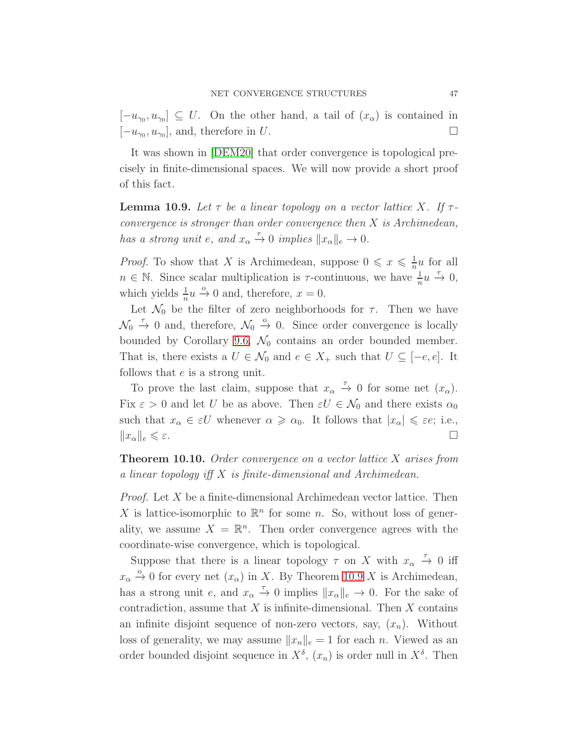$[-u_{\gamma_0}, u_{\gamma_0}] \subseteq U$. On the other hand, a tail of $(x_\alpha)$ is contained in $[-u_{\gamma_0}, u_{\gamma_0}]$, and, therefore in $U$. □

It was shown in [DEM20] that order convergence is topological precisely in finite-dimensional spaces. We will now provide a short proof of this fact.

**Lemma 10.9.** *Let $\tau$ be a linear topology on a vector lattice $X$. If $\tau$-convergence is stronger than order convergence then $X$ is Archimedean, has a strong unit $e$, and $x_\alpha \xrightarrow{\tau} 0$ implies $\|x_\alpha\|_e \to 0$.*

*Proof.* To show that $X$ is Archimedean, suppose $0 \leqslant x \leqslant \frac{1}{n}u$ for all $n \in \mathbb{N}$. Since scalar multiplication is $\tau$-continuous, we have $\frac{1}{n}u \xrightarrow{\tau} 0$, which yields $\frac{1}{n}u \xrightarrow{\text{o}} 0$ and, therefore, $x = 0$.

Let $\mathcal{N}_0$ be the filter of zero neighborhoods for $\tau$. Then we have $\mathcal{N}_0 \xrightarrow{\tau} 0$ and, therefore, $\mathcal{N}_0 \xrightarrow{\text{o}} 0$. Since order convergence is locally bounded by Corollary 9.6, $\mathcal{N}_0$ contains an order bounded member. That is, there exists a $U \in \mathcal{N}_0$ and $e \in X_+$ such that $U \subseteq [-e, e]$. It follows that $e$ is a strong unit.

To prove the last claim, suppose that $x_\alpha \xrightarrow{\tau} 0$ for some net $(x_\alpha)$. Fix $\varepsilon > 0$ and let $U$ be as above. Then $\varepsilon U \in \mathcal{N}_0$ and there exists $\alpha_0$ such that $x_\alpha \in \varepsilon U$ whenever $\alpha \geqslant \alpha_0$. It follows that $|x_\alpha| \leqslant \varepsilon e$; i.e., $\|x_\alpha\|_e \leqslant \varepsilon$. □

**Theorem 10.10.** *Order convergence on a vector lattice $X$ arises from a linear topology iff $X$ is finite-dimensional and Archimedean.*

*Proof.* Let $X$ be a finite-dimensional Archimedean vector lattice. Then $X$ is lattice-isomorphic to $\mathbb{R}^n$ for some $n$. So, without loss of generality, we assume $X = \mathbb{R}^n$. Then order convergence agrees with the coordinate-wise convergence, which is topological.

Suppose that there is a linear topology $\tau$ on $X$ with $x_\alpha \xrightarrow{\tau} 0$ iff $x_\alpha \xrightarrow{\text{o}} 0$ for every net $(x_\alpha)$ in $X$. By Theorem 10.9 $X$ is Archimedean, has a strong unit $e$, and $x_\alpha \xrightarrow{\tau} 0$ implies $\|x_\alpha\|_e \to 0$. For the sake of contradiction, assume that $X$ is infinite-dimensional. Then $X$ contains an infinite disjoint sequence of non-zero vectors, say, $(x_n)$. Without loss of generality, we may assume $\|x_n\|_e = 1$ for each $n$. Viewed as an order bounded disjoint sequence in $X^\delta$, $(x_n)$ is order null in $X^\delta$. Then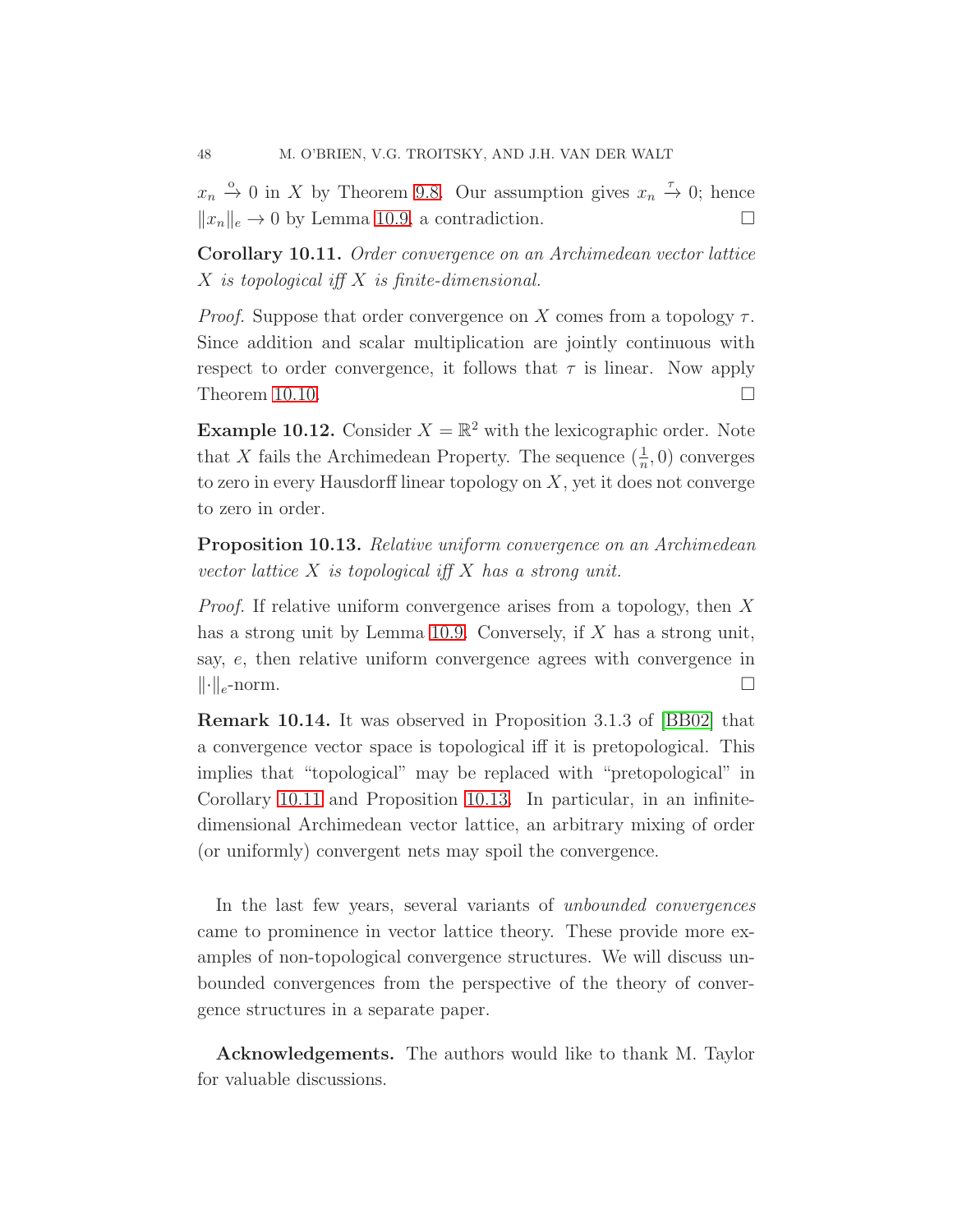$x_n \xrightarrow{\text{o}} 0$ in $X$ by Theorem 9.8. Our assumption gives $x_n \xrightarrow{\tau} 0$; hence $\|x_n\|_e \to 0$ by Lemma 10.9, a contradiction. $\square$

**Corollary 10.11.** *Order convergence on an Archimedean vector lattice $X$ is topological iff $X$ is finite-dimensional.*

*Proof.* Suppose that order convergence on $X$ comes from a topology $\tau$. Since addition and scalar multiplication are jointly continuous with respect to order convergence, it follows that $\tau$ is linear. Now apply Theorem 10.10. $\square$

**Example 10.12.** Consider $X = \mathbb{R}^2$ with the lexicographic order. Note that $X$ fails the Archimedean Property. The sequence $(\frac{1}{n}, 0)$ converges to zero in every Hausdorff linear topology on $X$, yet it does not converge to zero in order.

**Proposition 10.13.** *Relative uniform convergence on an Archimedean vector lattice $X$ is topological iff $X$ has a strong unit.*

*Proof.* If relative uniform convergence arises from a topology, then $X$ has a strong unit by Lemma 10.9. Conversely, if $X$ has a strong unit, say, $e$, then relative uniform convergence agrees with convergence in $\|\cdot\|_e$-norm. $\square$

**Remark 10.14.** It was observed in Proposition 3.1.3 of [BB02] that a convergence vector space is topological iff it is pretopological. This implies that "topological" may be replaced with "pretopological" in Corollary 10.11 and Proposition 10.13. In particular, in an infinite-dimensional Archimedean vector lattice, an arbitrary mixing of order (or uniformly) convergent nets may spoil the convergence.

In the last few years, several variants of *unbounded convergences* came to prominence in vector lattice theory. These provide more examples of non-topological convergence structures. We will discuss unbounded convergences from the perspective of the theory of convergence structures in a separate paper.

**Acknowledgements.** The authors would like to thank M. Taylor for valuable discussions.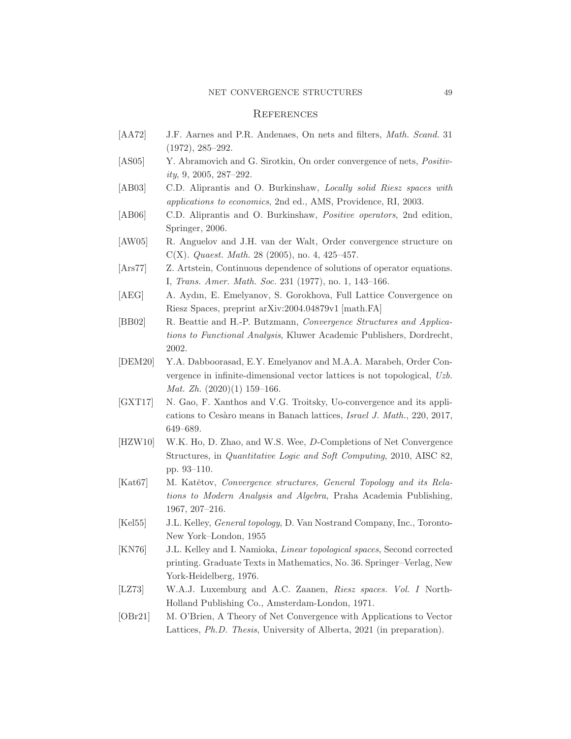## References

- [AA72] J.F. Aarnes and P.R. Andenaes, On nets and filters, *Math. Scand.* 31 (1972), 285–292.
- [AS05] Y. Abramovich and G. Sirotkin, On order convergence of nets, *Positivity*, 9, 2005, 287–292.
- [AB03] C.D. Aliprantis and O. Burkinshaw, *Locally solid Riesz spaces with applications to economics*, 2nd ed., AMS, Providence, RI, 2003.
- [AB06] C.D. Aliprantis and O. Burkinshaw, *Positive operators*, 2nd edition, Springer, 2006.
- [AW05] R. Anguelov and J.H. van der Walt, Order convergence structure on C(X). *Quaest. Math.* 28 (2005), no. 4, 425–457.
- [Ars77] Z. Artstein, Continuous dependence of solutions of operator equations. I, *Trans. Amer. Math. Soc.* 231 (1977), no. 1, 143–166.
- [AEG] A. Aydın, E. Emelyanov, S. Gorokhova, Full Lattice Convergence on Riesz Spaces, preprint arXiv:2004.04879v1 [math.FA]
- [BB02] R. Beattie and H.-P. Butzmann, *Convergence Structures and Applications to Functional Analysis*, Kluwer Academic Publishers, Dordrecht, 2002.
- [DEM20] Y.A. Dabboorasad, E.Y. Emelyanov and M.A.A. Marabeh, Order Convergence in infinite-dimensional vector lattices is not topological, *Uzb. Mat. Zh.* (2020)(1) 159–166.
- [GXT17] N. Gao, F. Xanthos and V.G. Troitsky, Uo-convergence and its applications to Cesàro means in Banach lattices, *Israel J. Math.*, 220, 2017, 649–689.
- [HZW10] W.K. Ho, D. Zhao, and W.S. Wee, *D*-Completions of Net Convergence Structures, in *Quantitative Logic and Soft Computing*, 2010, AISC 82, pp. 93–110.
- [Kat67] M. Katětov, *Convergence structures, General Topology and its Relations to Modern Analysis and Algebra,* Praha Academia Publishing, 1967, 207–216.
- [Kel55] J.L. Kelley, *General topology*, D. Van Nostrand Company, Inc., Toronto-New York–London, 1955
- [KN76] J.L. Kelley and I. Namioka, *Linear topological spaces*, Second corrected printing. Graduate Texts in Mathematics, No. 36. Springer–Verlag, New York-Heidelberg, 1976.
- [LZ73] W.A.J. Luxemburg and A.C. Zaanen, *Riesz spaces. Vol. I* North-Holland Publishing Co., Amsterdam-London, 1971.
- [OBr21] M. O'Brien, A Theory of Net Convergence with Applications to Vector Lattices, *Ph.D. Thesis*, University of Alberta, 2021 (in preparation).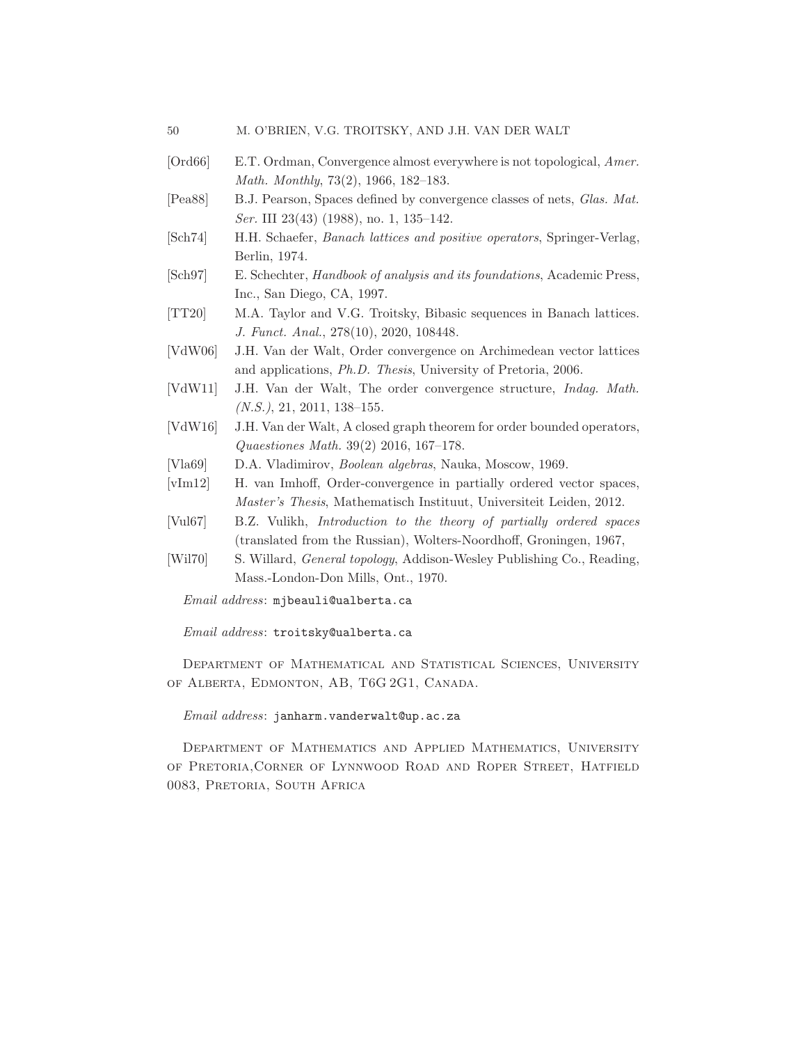- [Ord66] E.T. Ordman, Convergence almost everywhere is not topological, *Amer. Math. Monthly*, 73(2), 1966, 182–183.
- [Pea88] B.J. Pearson, Spaces defined by convergence classes of nets, *Glas. Mat. Ser.* III 23(43) (1988), no. 1, 135–142.
- [Sch74] H.H. Schaefer, *Banach lattices and positive operators*, Springer-Verlag, Berlin, 1974.
- [Sch97] E. Schechter, *Handbook of analysis and its foundations*, Academic Press, Inc., San Diego, CA, 1997.
- [TT20] M.A. Taylor and V.G. Troitsky, Bibasic sequences in Banach lattices. *J. Funct. Anal.*, 278(10), 2020, 108448.
- [VdW06] J.H. Van der Walt, Order convergence on Archimedean vector lattices and applications, *Ph.D. Thesis*, University of Pretoria, 2006.
- [VdW11] J.H. Van der Walt, The order convergence structure, *Indag. Math. (N.S.)*, 21, 2011, 138–155.
- [VdW16] J.H. Van der Walt, A closed graph theorem for order bounded operators, *Quaestiones Math.* 39(2) 2016, 167–178.
- [Vla69] D.A. Vladimirov, *Boolean algebras*, Nauka, Moscow, 1969.
- [vIm12] H. van Imhoff, Order-convergence in partially ordered vector spaces, *Master's Thesis*, Mathematisch Instituut, Universiteit Leiden, 2012.
- [Vul67] B.Z. Vulikh, *Introduction to the theory of partially ordered spaces* (translated from the Russian), Wolters-Noordhoff, Groningen, 1967,
- [Wil70] S. Willard, *General topology*, Addison-Wesley Publishing Co., Reading, Mass.-London-Don Mills, Ont., 1970.

*Email address*: mjbeauli@ualberta.ca

*Email address*: troitsky@ualberta.ca

Department of Mathematical and Statistical Sciences, University of Alberta, Edmonton, AB, T6G 2G1, Canada.

*Email address*: janharm.vanderwalt@up.ac.za

Department of Mathematics and Applied Mathematics, University of Pretoria,Corner of Lynnwood Road and Roper Street, Hatfield 0083, Pretoria, South Africa